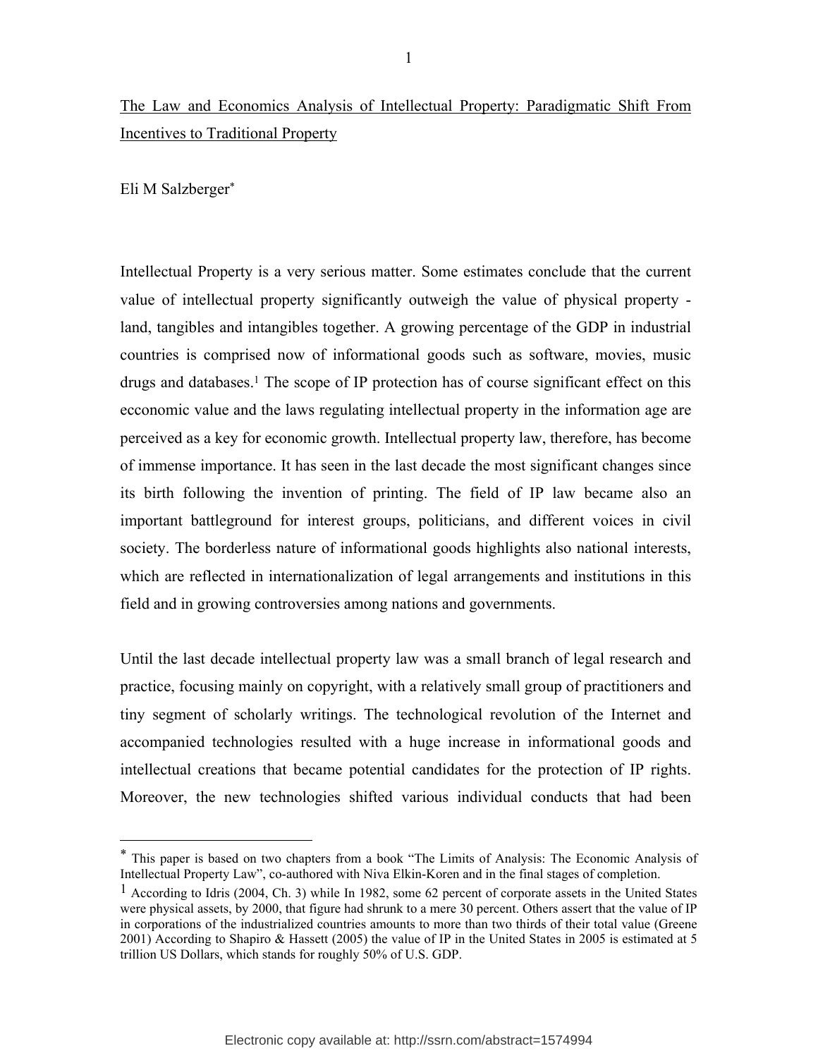# The Law and Economics Analysis of Intellectual Property: Paradigmatic Shift From Incentives to Traditional Property

Eli M Salzberger[*]

Intellectual Property is a very serious matter. Some estimates conclude that the current value of intellectual property significantly outweigh the value of physical property - land, tangibles and intangibles together. A growing percentage of the GDP in industrial countries is comprised now of informational goods such as software, movies, music drugs and databases.[1] The scope of IP protection has of course significant effect on this ecconomic value and the laws regulating intellectual property in the information age are perceived as a key for economic growth. Intellectual property law, therefore, has become of immense importance. It has seen in the last decade the most significant changes since its birth following the invention of printing. The field of IP law became also an important battleground for interest groups, politicians, and different voices in civil society. The borderless nature of informational goods highlights also national interests, which are reflected in internationalization of legal arrangements and institutions in this field and in growing controversies among nations and governments.

Until the last decade intellectual property law was a small branch of legal research and practice, focusing mainly on copyright, with a relatively small group of practitioners and tiny segment of scholarly writings. The technological revolution of the Internet and accompanied technologies resulted with a huge increase in informational goods and intellectual creations that became potential candidates for the protection of IP rights. Moreover, the new technologies shifted various individual conducts that had been

---

[*] This paper is based on two chapters from a book "The Limits of Analysis: The Economic Analysis of Intellectual Property Law", co-authored with Niva Elkin-Koren and in the final stages of completion.

[1] According to Idris (2004, Ch. 3) while In 1982, some 62 percent of corporate assets in the United States were physical assets, by 2000, that figure had shrunk to a mere 30 percent. Others assert that the value of IP in corporations of the industrialized countries amounts to more than two thirds of their total value (Greene 2001) According to Shapiro & Hassett (2005) the value of IP in the United States in 2005 is estimated at 5 trillion US Dollars, which stands for roughly 50% of U.S. GDP.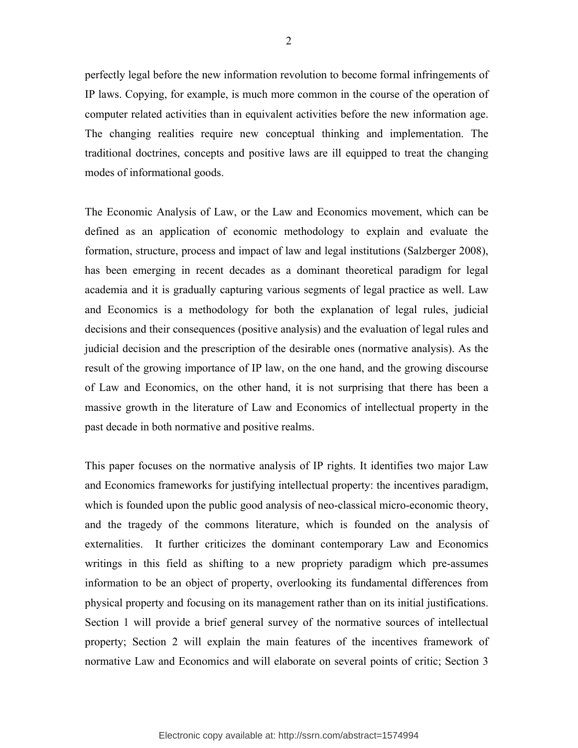perfectly legal before the new information revolution to become formal infringements of IP laws. Copying, for example, is much more common in the course of the operation of computer related activities than in equivalent activities before the new information age. The changing realities require new conceptual thinking and implementation. The traditional doctrines, concepts and positive laws are ill equipped to treat the changing modes of informational goods.

The Economic Analysis of Law, or the Law and Economics movement, which can be defined as an application of economic methodology to explain and evaluate the formation, structure, process and impact of law and legal institutions (Salzberger 2008), has been emerging in recent decades as a dominant theoretical paradigm for legal academia and it is gradually capturing various segments of legal practice as well. Law and Economics is a methodology for both the explanation of legal rules, judicial decisions and their consequences (positive analysis) and the evaluation of legal rules and judicial decision and the prescription of the desirable ones (normative analysis). As the result of the growing importance of IP law, on the one hand, and the growing discourse of Law and Economics, on the other hand, it is not surprising that there has been a massive growth in the literature of Law and Economics of intellectual property in the past decade in both normative and positive realms.

This paper focuses on the normative analysis of IP rights. It identifies two major Law and Economics frameworks for justifying intellectual property: the incentives paradigm, which is founded upon the public good analysis of neo-classical micro-economic theory, and the tragedy of the commons literature, which is founded on the analysis of externalities. It further criticizes the dominant contemporary Law and Economics writings in this field as shifting to a new propriety paradigm which pre-assumes information to be an object of property, overlooking its fundamental differences from physical property and focusing on its management rather than on its initial justifications. Section 1 will provide a brief general survey of the normative sources of intellectual property; Section 2 will explain the main features of the incentives framework of normative Law and Economics and will elaborate on several points of critic; Section 3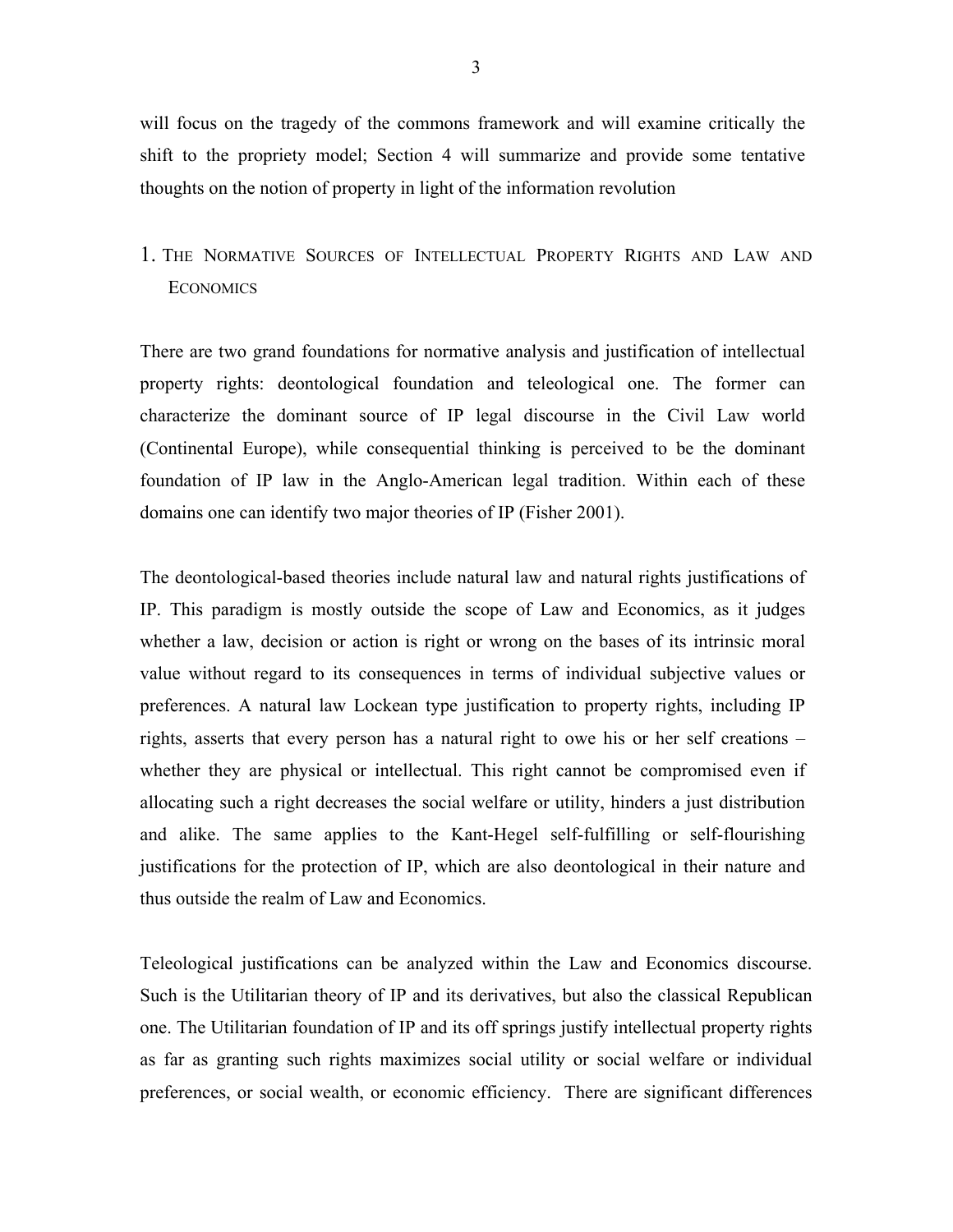will focus on the tragedy of the commons framework and will examine critically the shift to the propriety model; Section 4 will summarize and provide some tentative thoughts on the notion of property in light of the information revolution

# 1. The Normative Sources of Intellectual Property Rights and Law and Economics

There are two grand foundations for normative analysis and justification of intellectual property rights: deontological foundation and teleological one. The former can characterize the dominant source of IP legal discourse in the Civil Law world (Continental Europe), while consequential thinking is perceived to be the dominant foundation of IP law in the Anglo-American legal tradition. Within each of these domains one can identify two major theories of IP (Fisher 2001).

The deontological-based theories include natural law and natural rights justifications of IP. This paradigm is mostly outside the scope of Law and Economics, as it judges whether a law, decision or action is right or wrong on the bases of its intrinsic moral value without regard to its consequences in terms of individual subjective values or preferences. A natural law Lockean type justification to property rights, including IP rights, asserts that every person has a natural right to owe his or her self creations – whether they are physical or intellectual. This right cannot be compromised even if allocating such a right decreases the social welfare or utility, hinders a just distribution and alike. The same applies to the Kant-Hegel self-fulfilling or self-flourishing justifications for the protection of IP, which are also deontological in their nature and thus outside the realm of Law and Economics.

Teleological justifications can be analyzed within the Law and Economics discourse. Such is the Utilitarian theory of IP and its derivatives, but also the classical Republican one. The Utilitarian foundation of IP and its off springs justify intellectual property rights as far as granting such rights maximizes social utility or social welfare or individual preferences, or social wealth, or economic efficiency. There are significant differences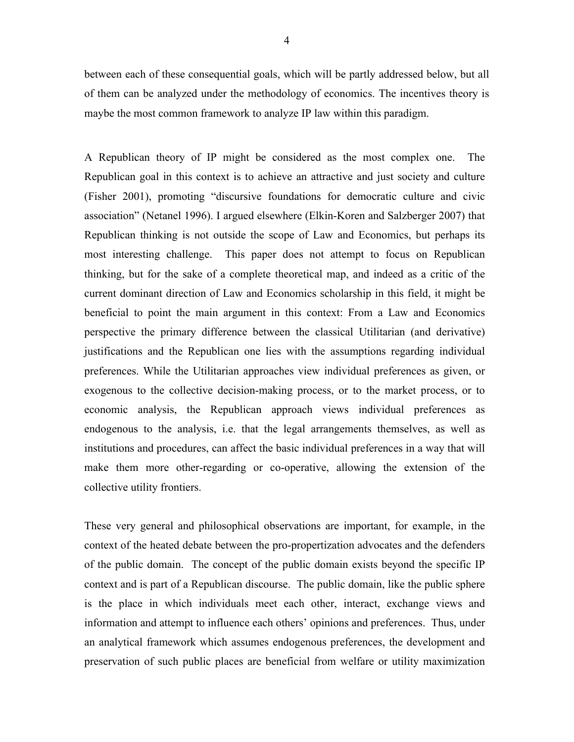between each of these consequential goals, which will be partly addressed below, but all of them can be analyzed under the methodology of economics. The incentives theory is maybe the most common framework to analyze IP law within this paradigm.

A Republican theory of IP might be considered as the most complex one. The Republican goal in this context is to achieve an attractive and just society and culture (Fisher 2001), promoting "discursive foundations for democratic culture and civic association" (Netanel 1996). I argued elsewhere (Elkin-Koren and Salzberger 2007) that Republican thinking is not outside the scope of Law and Economics, but perhaps its most interesting challenge. This paper does not attempt to focus on Republican thinking, but for the sake of a complete theoretical map, and indeed as a critic of the current dominant direction of Law and Economics scholarship in this field, it might be beneficial to point the main argument in this context: From a Law and Economics perspective the primary difference between the classical Utilitarian (and derivative) justifications and the Republican one lies with the assumptions regarding individual preferences. While the Utilitarian approaches view individual preferences as given, or exogenous to the collective decision-making process, or to the market process, or to economic analysis, the Republican approach views individual preferences as endogenous to the analysis, i.e. that the legal arrangements themselves, as well as institutions and procedures, can affect the basic individual preferences in a way that will make them more other-regarding or co-operative, allowing the extension of the collective utility frontiers.

These very general and philosophical observations are important, for example, in the context of the heated debate between the pro-propertization advocates and the defenders of the public domain. The concept of the public domain exists beyond the specific IP context and is part of a Republican discourse. The public domain, like the public sphere is the place in which individuals meet each other, interact, exchange views and information and attempt to influence each others' opinions and preferences. Thus, under an analytical framework which assumes endogenous preferences, the development and preservation of such public places are beneficial from welfare or utility maximization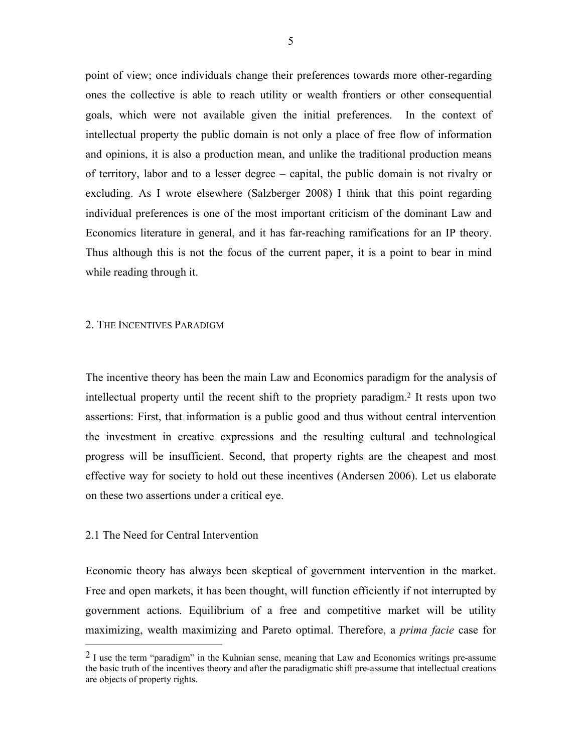point of view; once individuals change their preferences towards more other-regarding ones the collective is able to reach utility or wealth frontiers or other consequential goals, which were not available given the initial preferences. In the context of intellectual property the public domain is not only a place of free flow of information and opinions, it is also a production mean, and unlike the traditional production means of territory, labor and to a lesser degree – capital, the public domain is not rivalry or excluding. As I wrote elsewhere (Salzberger 2008) I think that this point regarding individual preferences is one of the most important criticism of the dominant Law and Economics literature in general, and it has far-reaching ramifications for an IP theory. Thus although this is not the focus of the current paper, it is a point to bear in mind while reading through it.

## 2. The Incentives Paradigm

The incentive theory has been the main Law and Economics paradigm for the analysis of intellectual property until the recent shift to the propriety paradigm.[2] It rests upon two assertions: First, that information is a public good and thus without central intervention the investment in creative expressions and the resulting cultural and technological progress will be insufficient. Second, that property rights are the cheapest and most effective way for society to hold out these incentives (Andersen 2006). Let us elaborate on these two assertions under a critical eye.

### 2.1 The Need for Central Intervention

Economic theory has always been skeptical of government intervention in the market. Free and open markets, it has been thought, will function efficiently if not interrupted by government actions. Equilibrium of a free and competitive market will be utility maximizing, wealth maximizing and Pareto optimal. Therefore, a *prima facie* case for

[2] I use the term "paradigm" in the Kuhnian sense, meaning that Law and Economics writings pre-assume the basic truth of the incentives theory and after the paradigmatic shift pre-assume that intellectual creations are objects of property rights.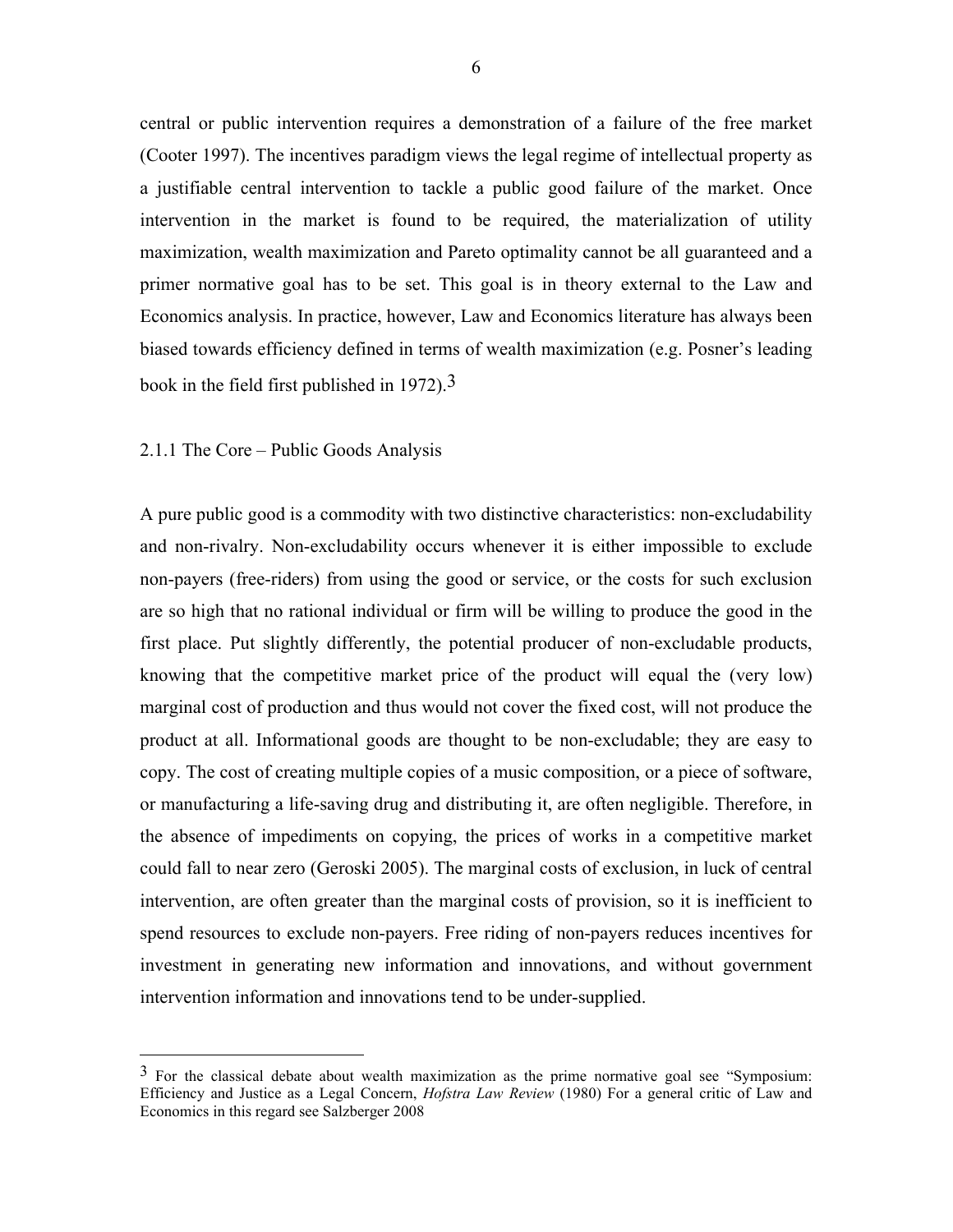central or public intervention requires a demonstration of a failure of the free market (Cooter 1997). The incentives paradigm views the legal regime of intellectual property as a justifiable central intervention to tackle a public good failure of the market. Once intervention in the market is found to be required, the materialization of utility maximization, wealth maximization and Pareto optimality cannot be all guaranteed and a primer normative goal has to be set. This goal is in theory external to the Law and Economics analysis. In practice, however, Law and Economics literature has always been biased towards efficiency defined in terms of wealth maximization (e.g. Posner's leading book in the field first published in 1972).[3]

### 2.1.1 The Core – Public Goods Analysis

A pure public good is a commodity with two distinctive characteristics: non-excludability and non-rivalry. Non-excludability occurs whenever it is either impossible to exclude non-payers (free-riders) from using the good or service, or the costs for such exclusion are so high that no rational individual or firm will be willing to produce the good in the first place. Put slightly differently, the potential producer of non-excludable products, knowing that the competitive market price of the product will equal the (very low) marginal cost of production and thus would not cover the fixed cost, will not produce the product at all. Informational goods are thought to be non-excludable; they are easy to copy. The cost of creating multiple copies of a music composition, or a piece of software, or manufacturing a life-saving drug and distributing it, are often negligible. Therefore, in the absence of impediments on copying, the prices of works in a competitive market could fall to near zero (Geroski 2005). The marginal costs of exclusion, in luck of central intervention, are often greater than the marginal costs of provision, so it is inefficient to spend resources to exclude non-payers. Free riding of non-payers reduces incentives for investment in generating new information and innovations, and without government intervention information and innovations tend to be under-supplied.

---

[3] For the classical debate about wealth maximization as the prime normative goal see "Symposium: Efficiency and Justice as a Legal Concern, *Hofstra Law Review* (1980) For a general critic of Law and Economics in this regard see Salzberger 2008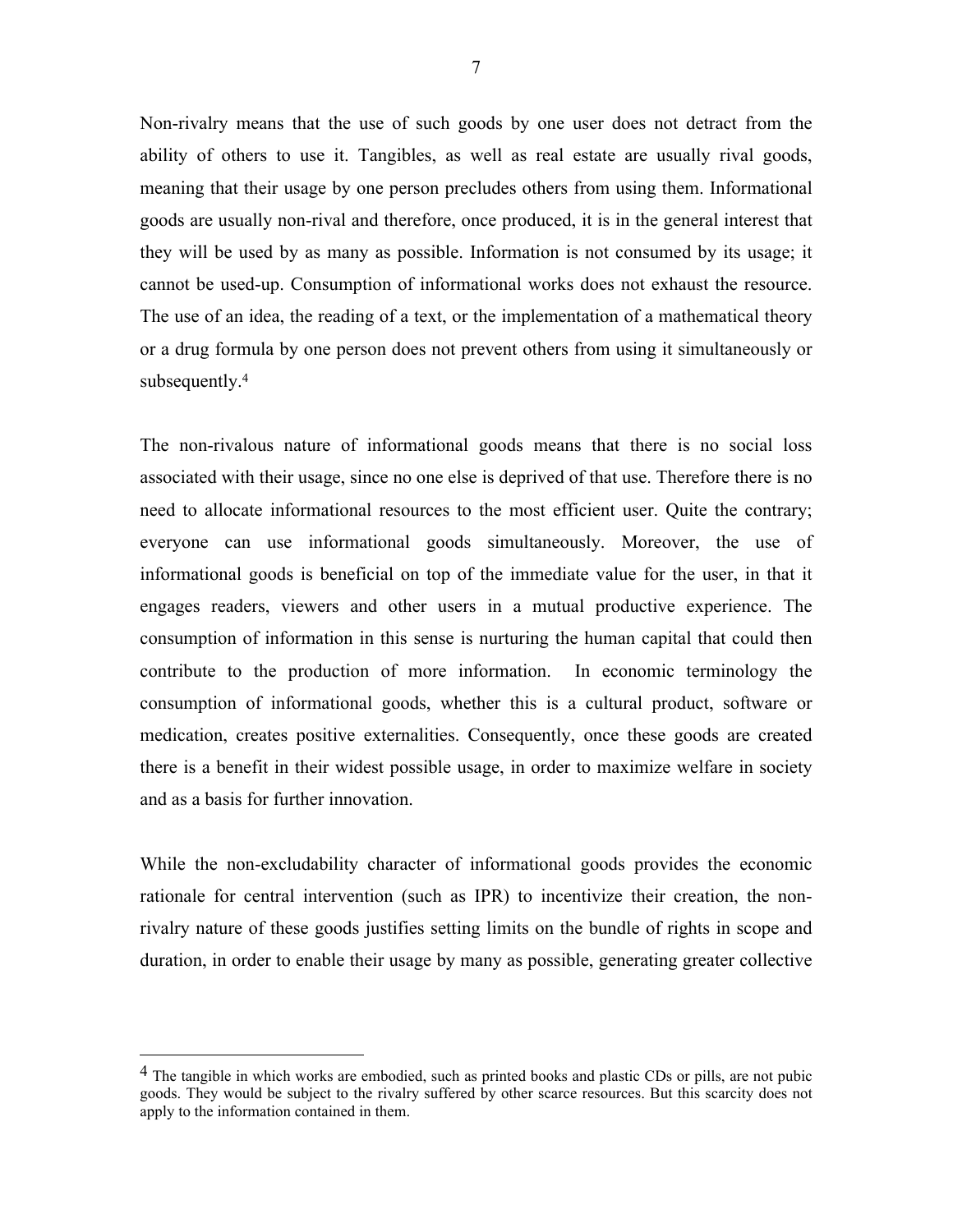Non-rivalry means that the use of such goods by one user does not detract from the ability of others to use it. Tangibles, as well as real estate are usually rival goods, meaning that their usage by one person precludes others from using them. Informational goods are usually non-rival and therefore, once produced, it is in the general interest that they will be used by as many as possible. Information is not consumed by its usage; it cannot be used-up. Consumption of informational works does not exhaust the resource. The use of an idea, the reading of a text, or the implementation of a mathematical theory or a drug formula by one person does not prevent others from using it simultaneously or subsequently.[4]

The non-rivalous nature of informational goods means that there is no social loss associated with their usage, since no one else is deprived of that use. Therefore there is no need to allocate informational resources to the most efficient user. Quite the contrary; everyone can use informational goods simultaneously. Moreover, the use of informational goods is beneficial on top of the immediate value for the user, in that it engages readers, viewers and other users in a mutual productive experience. The consumption of information in this sense is nurturing the human capital that could then contribute to the production of more information. In economic terminology the consumption of informational goods, whether this is a cultural product, software or medication, creates positive externalities. Consequently, once these goods are created there is a benefit in their widest possible usage, in order to maximize welfare in society and as a basis for further innovation.

While the non-excludability character of informational goods provides the economic rationale for central intervention (such as IPR) to incentivize their creation, the non-rivalry nature of these goods justifies setting limits on the bundle of rights in scope and duration, in order to enable their usage by many as possible, generating greater collective

---

[4] The tangible in which works are embodied, such as printed books and plastic CDs or pills, are not pubic goods. They would be subject to the rivalry suffered by other scarce resources. But this scarcity does not apply to the information contained in them.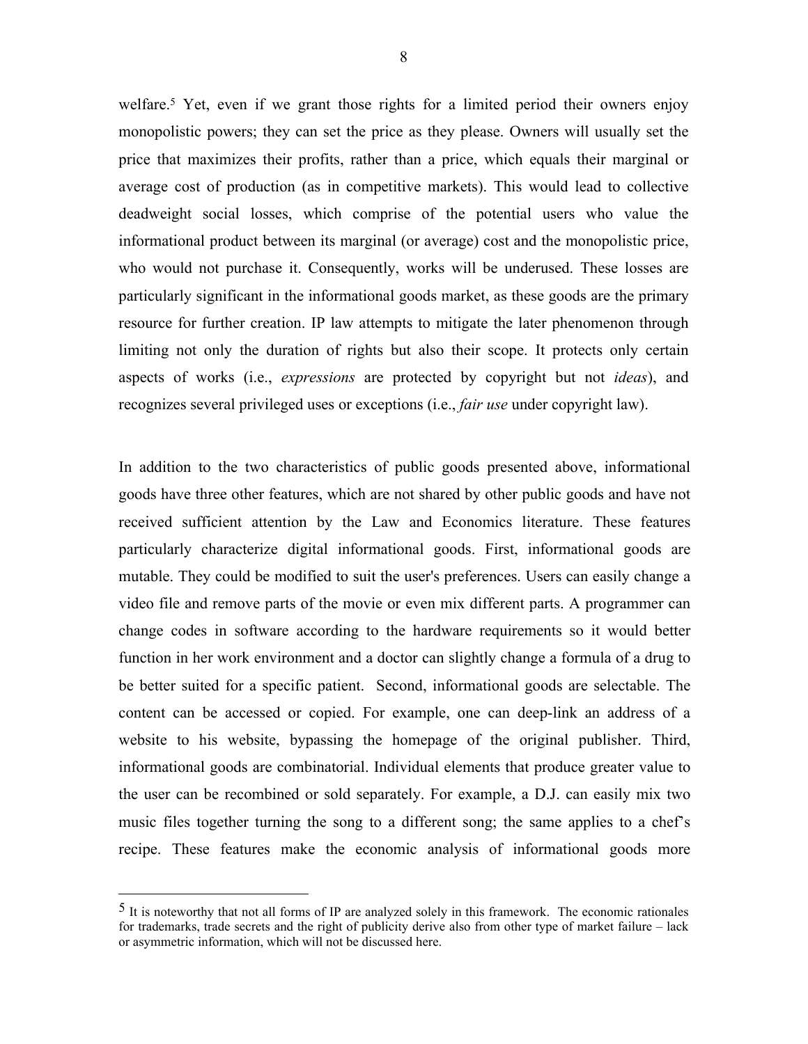welfare.[5] Yet, even if we grant those rights for a limited period their owners enjoy monopolistic powers; they can set the price as they please. Owners will usually set the price that maximizes their profits, rather than a price, which equals their marginal or average cost of production (as in competitive markets). This would lead to collective deadweight social losses, which comprise of the potential users who value the informational product between its marginal (or average) cost and the monopolistic price, who would not purchase it. Consequently, works will be underused. These losses are particularly significant in the informational goods market, as these goods are the primary resource for further creation. IP law attempts to mitigate the later phenomenon through limiting not only the duration of rights but also their scope. It protects only certain aspects of works (i.e., *expressions* are protected by copyright but not *ideas*), and recognizes several privileged uses or exceptions (i.e., *fair use* under copyright law).

In addition to the two characteristics of public goods presented above, informational goods have three other features, which are not shared by other public goods and have not received sufficient attention by the Law and Economics literature. These features particularly characterize digital informational goods. First, informational goods are mutable. They could be modified to suit the user's preferences. Users can easily change a video file and remove parts of the movie or even mix different parts. A programmer can change codes in software according to the hardware requirements so it would better function in her work environment and a doctor can slightly change a formula of a drug to be better suited for a specific patient. Second, informational goods are selectable. The content can be accessed or copied. For example, one can deep-link an address of a website to his website, bypassing the homepage of the original publisher. Third, informational goods are combinatorial. Individual elements that produce greater value to the user can be recombined or sold separately. For example, a D.J. can easily mix two music files together turning the song to a different song; the same applies to a chef's recipe. These features make the economic analysis of informational goods more

[5] It is noteworthy that not all forms of IP are analyzed solely in this framework. The economic rationales for trademarks, trade secrets and the right of publicity derive also from other type of market failure – lack or asymmetric information, which will not be discussed here.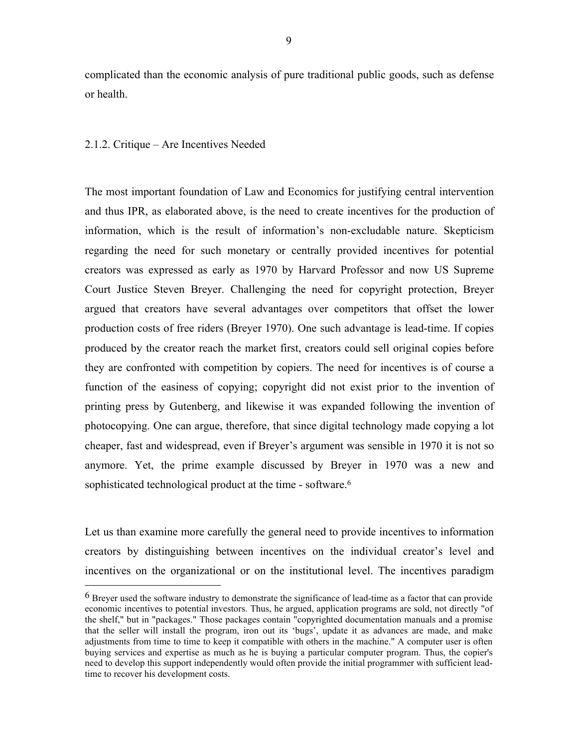complicated than the economic analysis of pure traditional public goods, such as defense or health.

### 2.1.2. Critique – Are Incentives Needed

The most important foundation of Law and Economics for justifying central intervention and thus IPR, as elaborated above, is the need to create incentives for the production of information, which is the result of information's non-excludable nature. Skepticism regarding the need for such monetary or centrally provided incentives for potential creators was expressed as early as 1970 by Harvard Professor and now US Supreme Court Justice Steven Breyer. Challenging the need for copyright protection, Breyer argued that creators have several advantages over competitors that offset the lower production costs of free riders (Breyer 1970). One such advantage is lead-time. If copies produced by the creator reach the market first, creators could sell original copies before they are confronted with competition by copiers. The need for incentives is of course a function of the easiness of copying; copyright did not exist prior to the invention of printing press by Gutenberg, and likewise it was expanded following the invention of photocopying. One can argue, therefore, that since digital technology made copying a lot cheaper, fast and widespread, even if Breyer's argument was sensible in 1970 it is not so anymore. Yet, the prime example discussed by Breyer in 1970 was a new and sophisticated technological product at the time - software.[6]

Let us than examine more carefully the general need to provide incentives to information creators by distinguishing between incentives on the individual creator's level and incentives on the organizational or on the institutional level. The incentives paradigm

---

[6] Breyer used the software industry to demonstrate the significance of lead-time as a factor that can provide economic incentives to potential investors. Thus, he argued, application programs are sold, not directly "of the shelf," but in "packages." Those packages contain "copyrighted documentation manuals and a promise that the seller will install the program, iron out its 'bugs', update it as advances are made, and make adjustments from time to time to keep it compatible with others in the machine." A computer user is often buying services and expertise as much as he is buying a particular computer program. Thus, the copier's need to develop this support independently would often provide the initial programmer with sufficient lead-time to recover his development costs.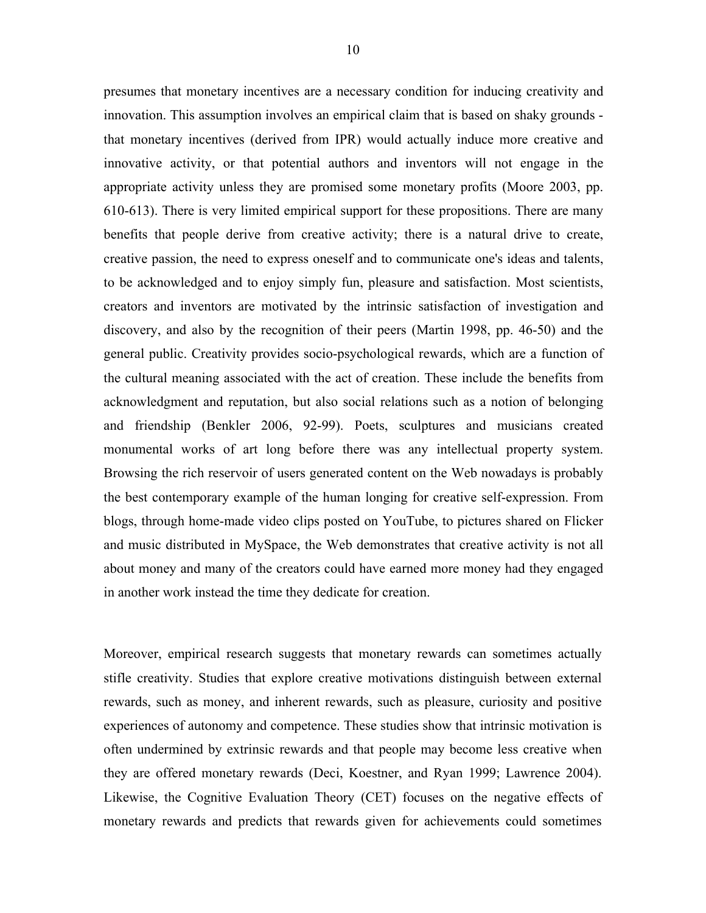presumes that monetary incentives are a necessary condition for inducing creativity and innovation. This assumption involves an empirical claim that is based on shaky grounds - that monetary incentives (derived from IPR) would actually induce more creative and innovative activity, or that potential authors and inventors will not engage in the appropriate activity unless they are promised some monetary profits (Moore 2003, pp. 610-613). There is very limited empirical support for these propositions. There are many benefits that people derive from creative activity; there is a natural drive to create, creative passion, the need to express oneself and to communicate one's ideas and talents, to be acknowledged and to enjoy simply fun, pleasure and satisfaction. Most scientists, creators and inventors are motivated by the intrinsic satisfaction of investigation and discovery, and also by the recognition of their peers (Martin 1998, pp. 46-50) and the general public. Creativity provides socio-psychological rewards, which are a function of the cultural meaning associated with the act of creation. These include the benefits from acknowledgment and reputation, but also social relations such as a notion of belonging and friendship (Benkler 2006, 92-99). Poets, sculptures and musicians created monumental works of art long before there was any intellectual property system. Browsing the rich reservoir of users generated content on the Web nowadays is probably the best contemporary example of the human longing for creative self-expression. From blogs, through home-made video clips posted on YouTube, to pictures shared on Flicker and music distributed in MySpace, the Web demonstrates that creative activity is not all about money and many of the creators could have earned more money had they engaged in another work instead the time they dedicate for creation.

Moreover, empirical research suggests that monetary rewards can sometimes actually stifle creativity. Studies that explore creative motivations distinguish between external rewards, such as money, and inherent rewards, such as pleasure, curiosity and positive experiences of autonomy and competence. These studies show that intrinsic motivation is often undermined by extrinsic rewards and that people may become less creative when they are offered monetary rewards (Deci, Koestner, and Ryan 1999; Lawrence 2004). Likewise, the Cognitive Evaluation Theory (CET) focuses on the negative effects of monetary rewards and predicts that rewards given for achievements could sometimes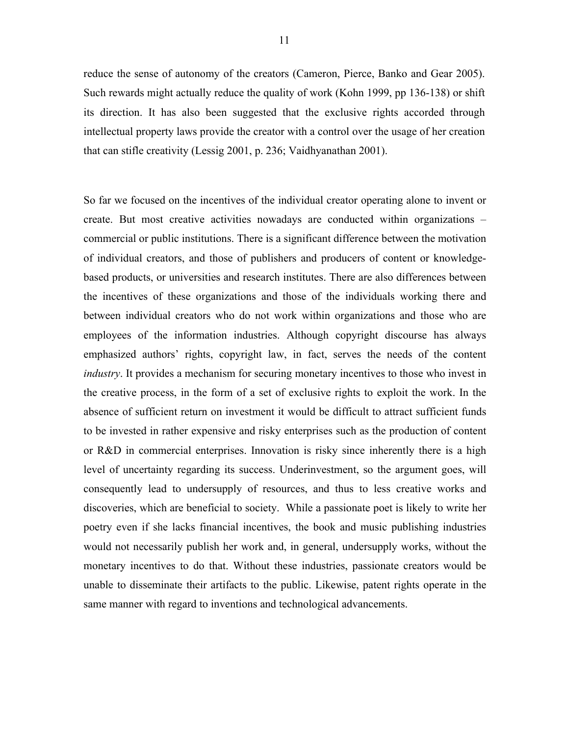reduce the sense of autonomy of the creators (Cameron, Pierce, Banko and Gear 2005). Such rewards might actually reduce the quality of work (Kohn 1999, pp 136-138) or shift its direction. It has also been suggested that the exclusive rights accorded through intellectual property laws provide the creator with a control over the usage of her creation that can stifle creativity (Lessig 2001, p. 236; Vaidhyanathan 2001).

So far we focused on the incentives of the individual creator operating alone to invent or create. But most creative activities nowadays are conducted within organizations – commercial or public institutions. There is a significant difference between the motivation of individual creators, and those of publishers and producers of content or knowledge-based products, or universities and research institutes. There are also differences between the incentives of these organizations and those of the individuals working there and between individual creators who do not work within organizations and those who are employees of the information industries. Although copyright discourse has always emphasized authors' rights, copyright law, in fact, serves the needs of the content *industry*. It provides a mechanism for securing monetary incentives to those who invest in the creative process, in the form of a set of exclusive rights to exploit the work. In the absence of sufficient return on investment it would be difficult to attract sufficient funds to be invested in rather expensive and risky enterprises such as the production of content or R&D in commercial enterprises. Innovation is risky since inherently there is a high level of uncertainty regarding its success. Underinvestment, so the argument goes, will consequently lead to undersupply of resources, and thus to less creative works and discoveries, which are beneficial to society. While a passionate poet is likely to write her poetry even if she lacks financial incentives, the book and music publishing industries would not necessarily publish her work and, in general, undersupply works, without the monetary incentives to do that. Without these industries, passionate creators would be unable to disseminate their artifacts to the public. Likewise, patent rights operate in the same manner with regard to inventions and technological advancements.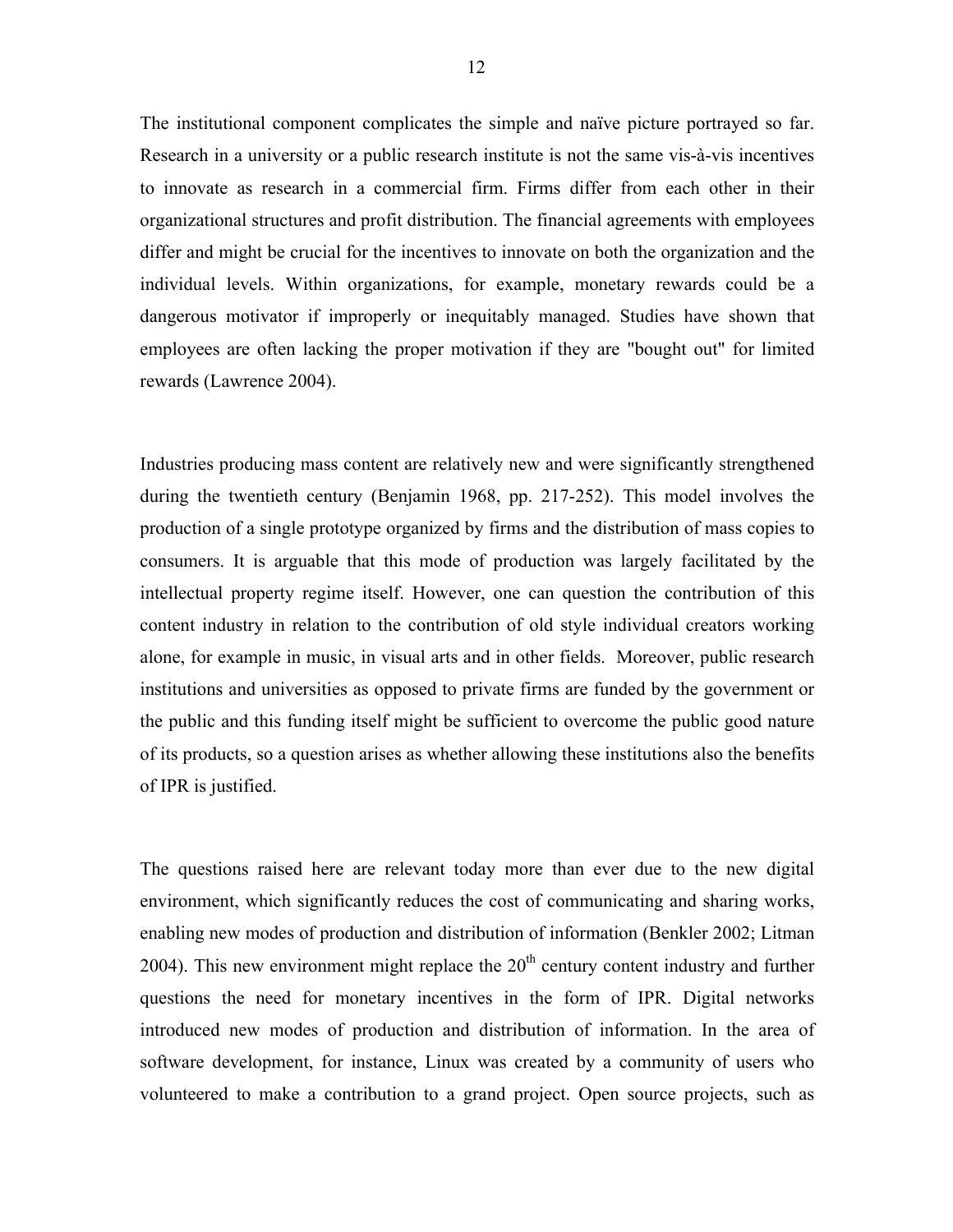The institutional component complicates the simple and naïve picture portrayed so far. Research in a university or a public research institute is not the same vis-à-vis incentives to innovate as research in a commercial firm. Firms differ from each other in their organizational structures and profit distribution. The financial agreements with employees differ and might be crucial for the incentives to innovate on both the organization and the individual levels. Within organizations, for example, monetary rewards could be a dangerous motivator if improperly or inequitably managed. Studies have shown that employees are often lacking the proper motivation if they are "bought out" for limited rewards (Lawrence 2004).

Industries producing mass content are relatively new and were significantly strengthened during the twentieth century (Benjamin 1968, pp. 217-252). This model involves the production of a single prototype organized by firms and the distribution of mass copies to consumers. It is arguable that this mode of production was largely facilitated by the intellectual property regime itself. However, one can question the contribution of this content industry in relation to the contribution of old style individual creators working alone, for example in music, in visual arts and in other fields. Moreover, public research institutions and universities as opposed to private firms are funded by the government or the public and this funding itself might be sufficient to overcome the public good nature of its products, so a question arises as whether allowing these institutions also the benefits of IPR is justified.

The questions raised here are relevant today more than ever due to the new digital environment, which significantly reduces the cost of communicating and sharing works, enabling new modes of production and distribution of information (Benkler 2002; Litman 2004). This new environment might replace the 20th century content industry and further questions the need for monetary incentives in the form of IPR. Digital networks introduced new modes of production and distribution of information. In the area of software development, for instance, Linux was created by a community of users who volunteered to make a contribution to a grand project. Open source projects, such as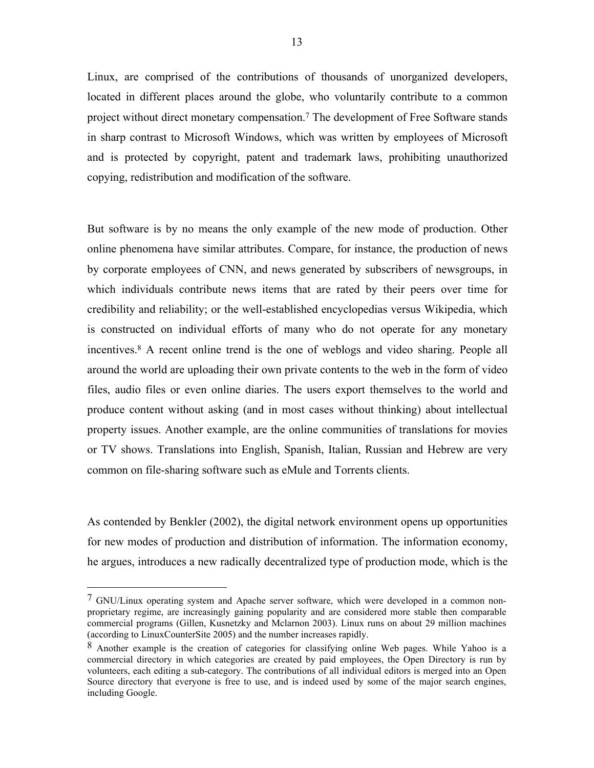Linux, are comprised of the contributions of thousands of unorganized developers, located in different places around the globe, who voluntarily contribute to a common project without direct monetary compensation.[7] The development of Free Software stands in sharp contrast to Microsoft Windows, which was written by employees of Microsoft and is protected by copyright, patent and trademark laws, prohibiting unauthorized copying, redistribution and modification of the software.

But software is by no means the only example of the new mode of production. Other online phenomena have similar attributes. Compare, for instance, the production of news by corporate employees of CNN, and news generated by subscribers of newsgroups, in which individuals contribute news items that are rated by their peers over time for credibility and reliability; or the well-established encyclopedias versus Wikipedia, which is constructed on individual efforts of many who do not operate for any monetary incentives.[8] A recent online trend is the one of weblogs and video sharing. People all around the world are uploading their own private contents to the web in the form of video files, audio files or even online diaries. The users export themselves to the world and produce content without asking (and in most cases without thinking) about intellectual property issues. Another example, are the online communities of translations for movies or TV shows. Translations into English, Spanish, Italian, Russian and Hebrew are very common on file-sharing software such as eMule and Torrents clients.

As contended by Benkler (2002), the digital network environment opens up opportunities for new modes of production and distribution of information. The information economy, he argues, introduces a new radically decentralized type of production mode, which is the

---

[7] GNU/Linux operating system and Apache server software, which were developed in a common non-proprietary regime, are increasingly gaining popularity and are considered more stable then comparable commercial programs (Gillen, Kusnetzky and Mclarnon 2003). Linux runs on about 29 million machines (according to LinuxCounterSite 2005) and the number increases rapidly.

[8] Another example is the creation of categories for classifying online Web pages. While Yahoo is a commercial directory in which categories are created by paid employees, the Open Directory is run by volunteers, each editing a sub-category. The contributions of all individual editors is merged into an Open Source directory that everyone is free to use, and is indeed used by some of the major search engines, including Google.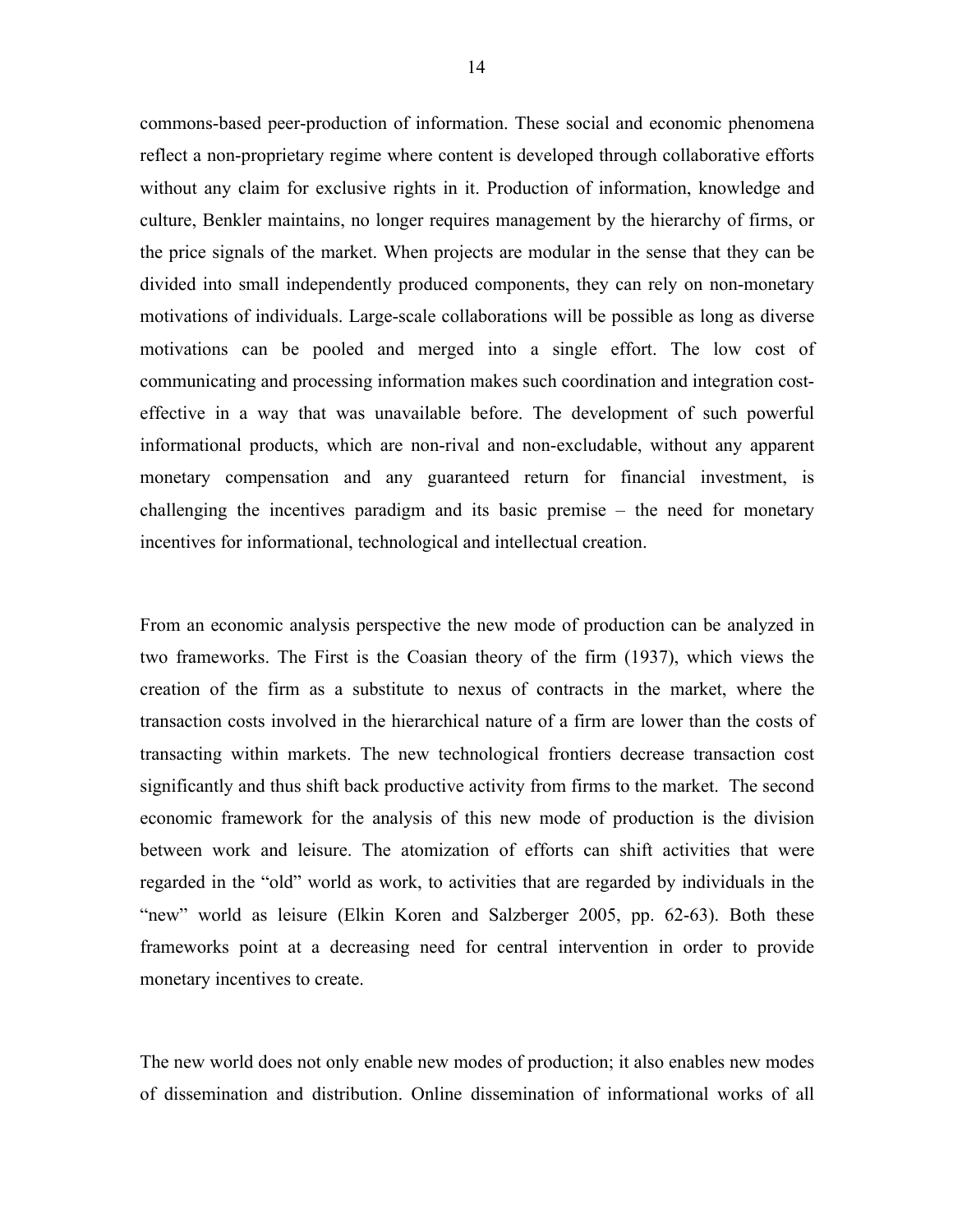commons-based peer-production of information. These social and economic phenomena reflect a non-proprietary regime where content is developed through collaborative efforts without any claim for exclusive rights in it. Production of information, knowledge and culture, Benkler maintains, no longer requires management by the hierarchy of firms, or the price signals of the market. When projects are modular in the sense that they can be divided into small independently produced components, they can rely on non-monetary motivations of individuals. Large-scale collaborations will be possible as long as diverse motivations can be pooled and merged into a single effort. The low cost of communicating and processing information makes such coordination and integration cost-effective in a way that was unavailable before. The development of such powerful informational products, which are non-rival and non-excludable, without any apparent monetary compensation and any guaranteed return for financial investment, is challenging the incentives paradigm and its basic premise – the need for monetary incentives for informational, technological and intellectual creation.

From an economic analysis perspective the new mode of production can be analyzed in two frameworks. The First is the Coasian theory of the firm (1937), which views the creation of the firm as a substitute to nexus of contracts in the market, where the transaction costs involved in the hierarchical nature of a firm are lower than the costs of transacting within markets. The new technological frontiers decrease transaction cost significantly and thus shift back productive activity from firms to the market. The second economic framework for the analysis of this new mode of production is the division between work and leisure. The atomization of efforts can shift activities that were regarded in the "old" world as work, to activities that are regarded by individuals in the "new" world as leisure (Elkin Koren and Salzberger 2005, pp. 62-63). Both these frameworks point at a decreasing need for central intervention in order to provide monetary incentives to create.

The new world does not only enable new modes of production; it also enables new modes of dissemination and distribution. Online dissemination of informational works of all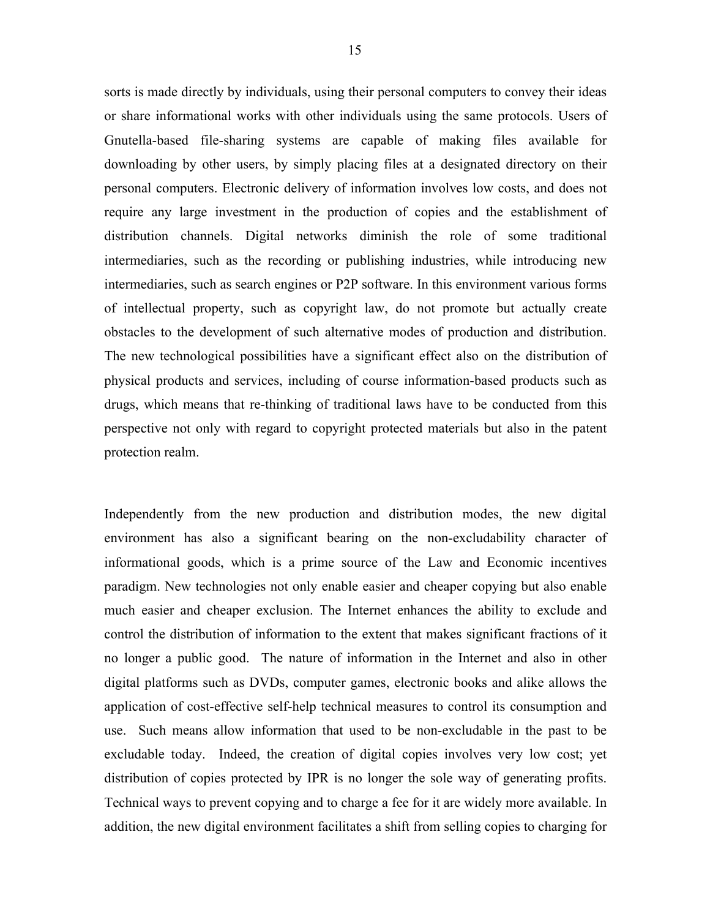sorts is made directly by individuals, using their personal computers to convey their ideas or share informational works with other individuals using the same protocols. Users of Gnutella-based file-sharing systems are capable of making files available for downloading by other users, by simply placing files at a designated directory on their personal computers. Electronic delivery of information involves low costs, and does not require any large investment in the production of copies and the establishment of distribution channels. Digital networks diminish the role of some traditional intermediaries, such as the recording or publishing industries, while introducing new intermediaries, such as search engines or P2P software. In this environment various forms of intellectual property, such as copyright law, do not promote but actually create obstacles to the development of such alternative modes of production and distribution. The new technological possibilities have a significant effect also on the distribution of physical products and services, including of course information-based products such as drugs, which means that re-thinking of traditional laws have to be conducted from this perspective not only with regard to copyright protected materials but also in the patent protection realm.

Independently from the new production and distribution modes, the new digital environment has also a significant bearing on the non-excludability character of informational goods, which is a prime source of the Law and Economic incentives paradigm. New technologies not only enable easier and cheaper copying but also enable much easier and cheaper exclusion. The Internet enhances the ability to exclude and control the distribution of information to the extent that makes significant fractions of it no longer a public good. The nature of information in the Internet and also in other digital platforms such as DVDs, computer games, electronic books and alike allows the application of cost-effective self-help technical measures to control its consumption and use. Such means allow information that used to be non-excludable in the past to be excludable today. Indeed, the creation of digital copies involves very low cost; yet distribution of copies protected by IPR is no longer the sole way of generating profits. Technical ways to prevent copying and to charge a fee for it are widely more available. In addition, the new digital environment facilitates a shift from selling copies to charging for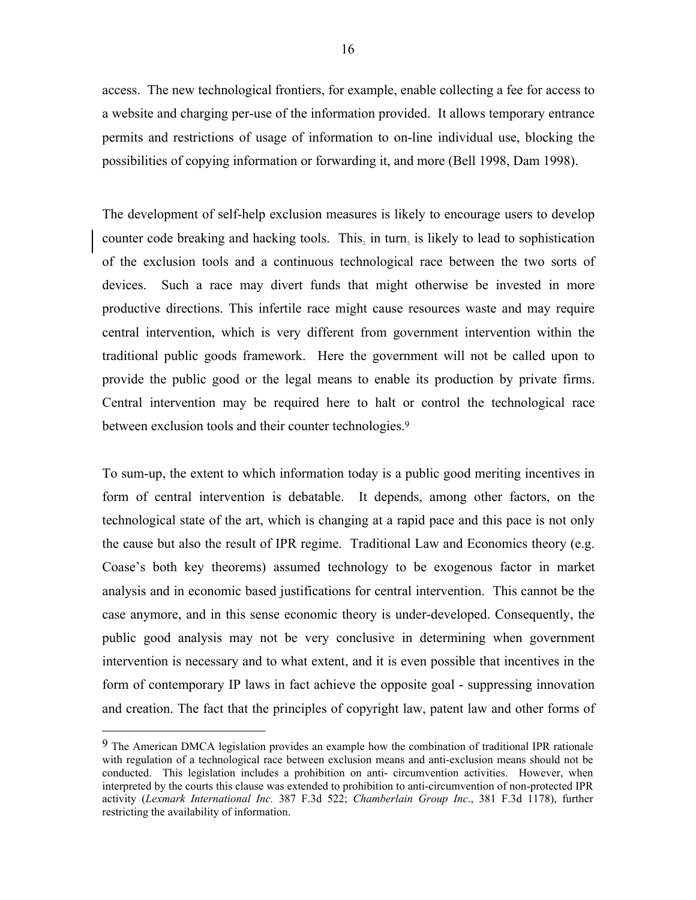access. The new technological frontiers, for example, enable collecting a fee for access to a website and charging per-use of the information provided. It allows temporary entrance permits and restrictions of usage of information to on-line individual use, blocking the possibilities of copying information or forwarding it, and more (Bell 1998, Dam 1998).

The development of self-help exclusion measures is likely to encourage users to develop counter code breaking and hacking tools. This, in turn, is likely to lead to sophistication of the exclusion tools and a continuous technological race between the two sorts of devices. Such a race may divert funds that might otherwise be invested in more productive directions. This infertile race might cause resources waste and may require central intervention, which is very different from government intervention within the traditional public goods framework. Here the government will not be called upon to provide the public good or the legal means to enable its production by private firms. Central intervention may be required here to halt or control the technological race between exclusion tools and their counter technologies.[9]

To sum-up, the extent to which information today is a public good meriting incentives in form of central intervention is debatable. It depends, among other factors, on the technological state of the art, which is changing at a rapid pace and this pace is not only the cause but also the result of IPR regime. Traditional Law and Economics theory (e.g. Coase's both key theorems) assumed technology to be exogenous factor in market analysis and in economic based justifications for central intervention. This cannot be the case anymore, and in this sense economic theory is under-developed. Consequently, the public good analysis may not be very conclusive in determining when government intervention is necessary and to what extent, and it is even possible that incentives in the form of contemporary IP laws in fact achieve the opposite goal - suppressing innovation and creation. The fact that the principles of copyright law, patent law and other forms of

---

[9] The American DMCA legislation provides an example how the combination of traditional IPR rationale with regulation of a technological race between exclusion means and anti-exclusion means should not be conducted. This legislation includes a prohibition on anti- circumvention activities. However, when interpreted by the courts this clause was extended to prohibition to anti-circumvention of non-protected IPR activity (*Lexmark International Inc.* 387 F.3d 522; *Chamberlain Group Inc*., 381 F.3d 1178), further restricting the availability of information.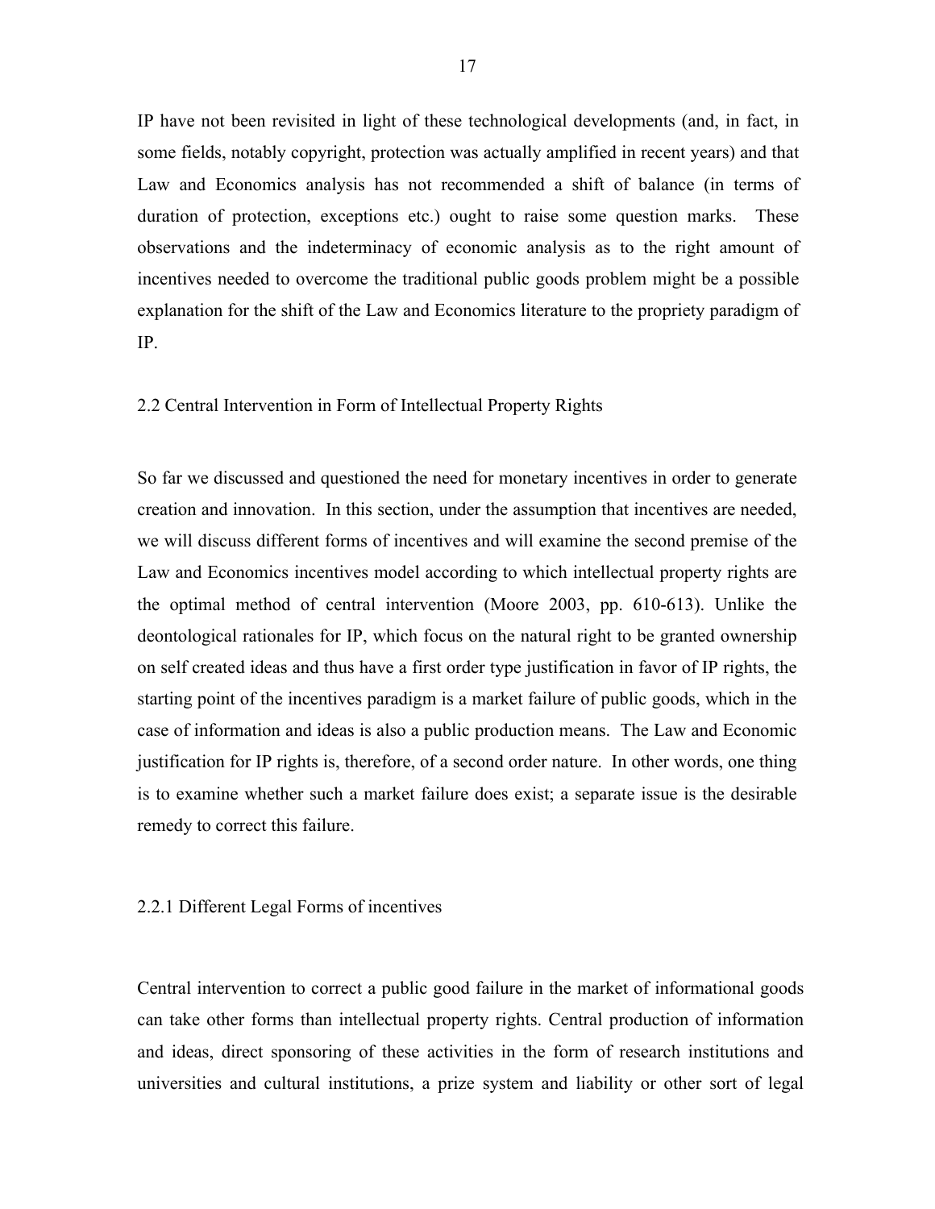IP have not been revisited in light of these technological developments (and, in fact, in some fields, notably copyright, protection was actually amplified in recent years) and that Law and Economics analysis has not recommended a shift of balance (in terms of duration of protection, exceptions etc.) ought to raise some question marks. These observations and the indeterminacy of economic analysis as to the right amount of incentives needed to overcome the traditional public goods problem might be a possible explanation for the shift of the Law and Economics literature to the propriety paradigm of IP.

## 2.2 Central Intervention in Form of Intellectual Property Rights

So far we discussed and questioned the need for monetary incentives in order to generate creation and innovation. In this section, under the assumption that incentives are needed, we will discuss different forms of incentives and will examine the second premise of the Law and Economics incentives model according to which intellectual property rights are the optimal method of central intervention (Moore 2003, pp. 610-613). Unlike the deontological rationales for IP, which focus on the natural right to be granted ownership on self created ideas and thus have a first order type justification in favor of IP rights, the starting point of the incentives paradigm is a market failure of public goods, which in the case of information and ideas is also a public production means. The Law and Economic justification for IP rights is, therefore, of a second order nature. In other words, one thing is to examine whether such a market failure does exist; a separate issue is the desirable remedy to correct this failure.

### 2.2.1 Different Legal Forms of incentives

Central intervention to correct a public good failure in the market of informational goods can take other forms than intellectual property rights. Central production of information and ideas, direct sponsoring of these activities in the form of research institutions and universities and cultural institutions, a prize system and liability or other sort of legal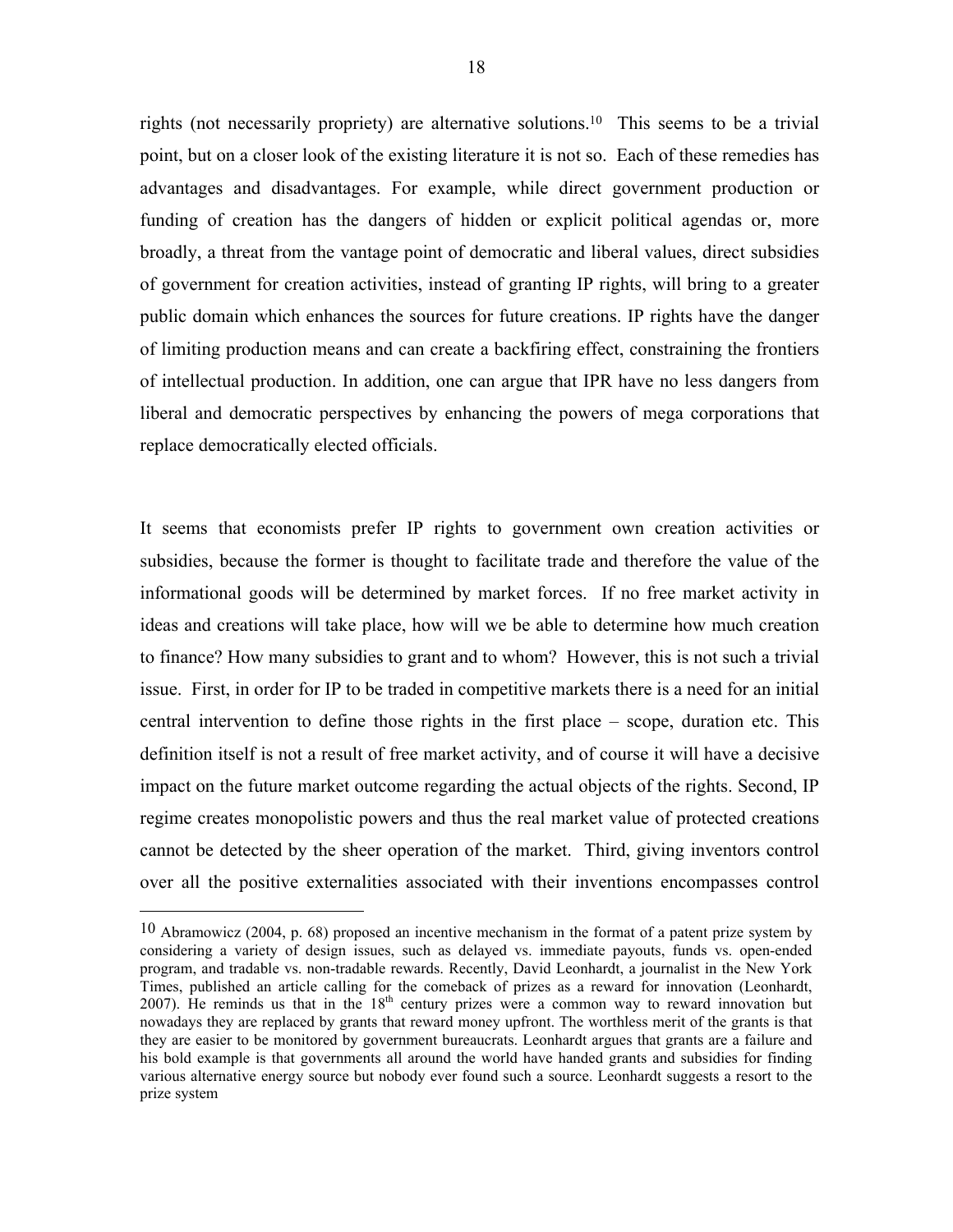rights (not necessarily propriety) are alternative solutions.[10] This seems to be a trivial point, but on a closer look of the existing literature it is not so. Each of these remedies has advantages and disadvantages. For example, while direct government production or funding of creation has the dangers of hidden or explicit political agendas or, more broadly, a threat from the vantage point of democratic and liberal values, direct subsidies of government for creation activities, instead of granting IP rights, will bring to a greater public domain which enhances the sources for future creations. IP rights have the danger of limiting production means and can create a backfiring effect, constraining the frontiers of intellectual production. In addition, one can argue that IPR have no less dangers from liberal and democratic perspectives by enhancing the powers of mega corporations that replace democratically elected officials.

It seems that economists prefer IP rights to government own creation activities or subsidies, because the former is thought to facilitate trade and therefore the value of the informational goods will be determined by market forces. If no free market activity in ideas and creations will take place, how will we be able to determine how much creation to finance? How many subsidies to grant and to whom? However, this is not such a trivial issue. First, in order for IP to be traded in competitive markets there is a need for an initial central intervention to define those rights in the first place – scope, duration etc. This definition itself is not a result of free market activity, and of course it will have a decisive impact on the future market outcome regarding the actual objects of the rights. Second, IP regime creates monopolistic powers and thus the real market value of protected creations cannot be detected by the sheer operation of the market. Third, giving inventors control over all the positive externalities associated with their inventions encompasses control

[10] Abramowicz (2004, p. 68) proposed an incentive mechanism in the format of a patent prize system by considering a variety of design issues, such as delayed vs. immediate payouts, funds vs. open-ended program, and tradable vs. non-tradable rewards. Recently, David Leonhardt, a journalist in the New York Times, published an article calling for the comeback of prizes as a reward for innovation (Leonhardt, 2007). He reminds us that in the 18th century prizes were a common way to reward innovation but nowadays they are replaced by grants that reward money upfront. The worthless merit of the grants is that they are easier to be monitored by government bureaucrats. Leonhardt argues that grants are a failure and his bold example is that governments all around the world have handed grants and subsidies for finding various alternative energy source but nobody ever found such a source. Leonhardt suggests a resort to the prize system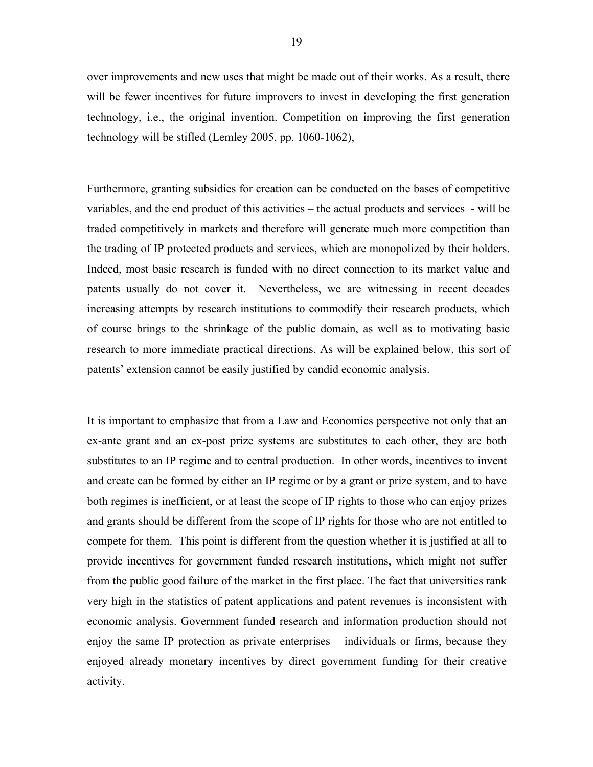over improvements and new uses that might be made out of their works. As a result, there will be fewer incentives for future improvers to invest in developing the first generation technology, i.e., the original invention. Competition on improving the first generation technology will be stifled (Lemley 2005, pp. 1060-1062),

Furthermore, granting subsidies for creation can be conducted on the bases of competitive variables, and the end product of this activities – the actual products and services - will be traded competitively in markets and therefore will generate much more competition than the trading of IP protected products and services, which are monopolized by their holders. Indeed, most basic research is funded with no direct connection to its market value and patents usually do not cover it. Nevertheless, we are witnessing in recent decades increasing attempts by research institutions to commodify their research products, which of course brings to the shrinkage of the public domain, as well as to motivating basic research to more immediate practical directions. As will be explained below, this sort of patents' extension cannot be easily justified by candid economic analysis.

It is important to emphasize that from a Law and Economics perspective not only that an ex-ante grant and an ex-post prize systems are substitutes to each other, they are both substitutes to an IP regime and to central production. In other words, incentives to invent and create can be formed by either an IP regime or by a grant or prize system, and to have both regimes is inefficient, or at least the scope of IP rights to those who can enjoy prizes and grants should be different from the scope of IP rights for those who are not entitled to compete for them. This point is different from the question whether it is justified at all to provide incentives for government funded research institutions, which might not suffer from the public good failure of the market in the first place. The fact that universities rank very high in the statistics of patent applications and patent revenues is inconsistent with economic analysis. Government funded research and information production should not enjoy the same IP protection as private enterprises – individuals or firms, because they enjoyed already monetary incentives by direct government funding for their creative activity.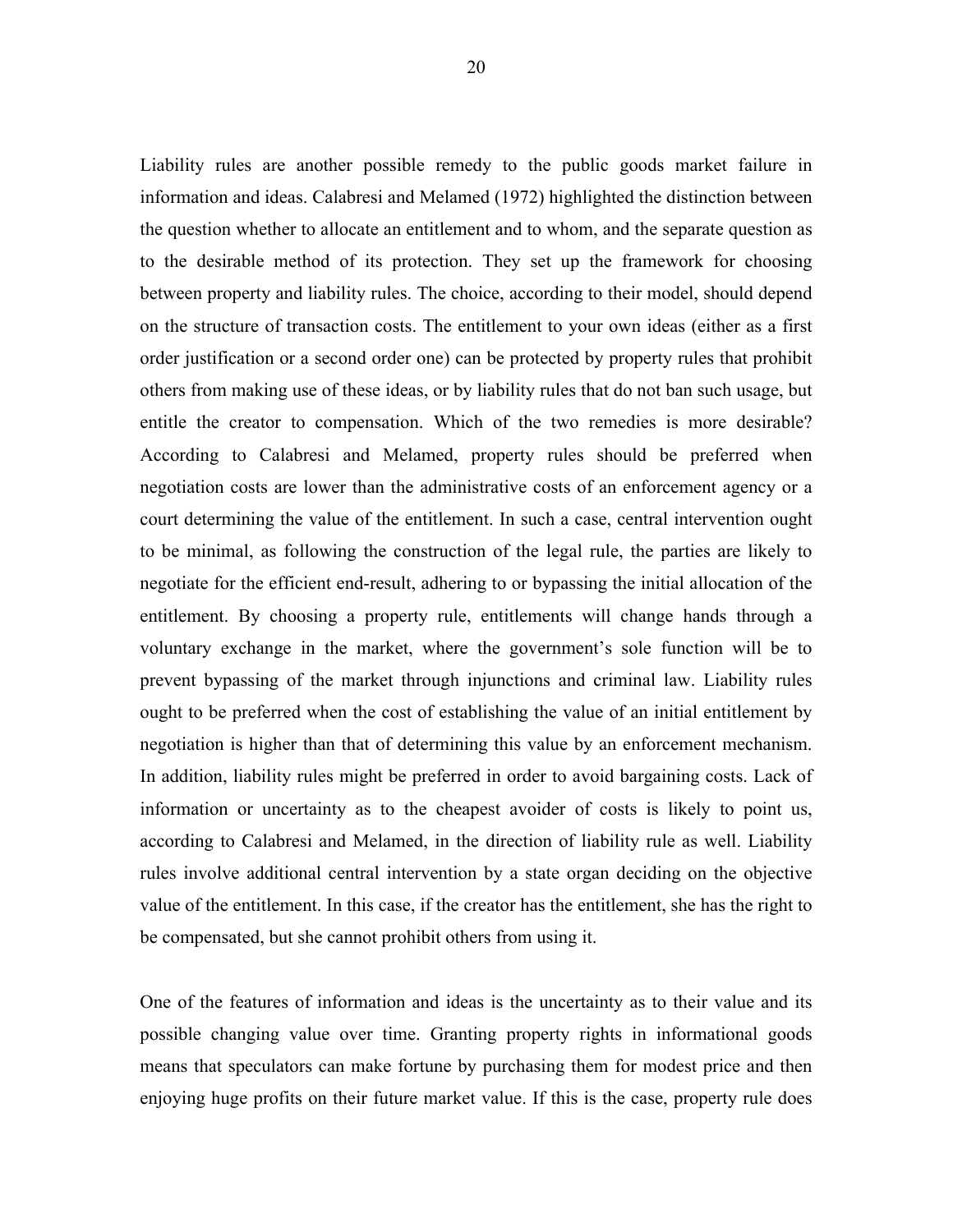Liability rules are another possible remedy to the public goods market failure in information and ideas. Calabresi and Melamed (1972) highlighted the distinction between the question whether to allocate an entitlement and to whom, and the separate question as to the desirable method of its protection. They set up the framework for choosing between property and liability rules. The choice, according to their model, should depend on the structure of transaction costs. The entitlement to your own ideas (either as a first order justification or a second order one) can be protected by property rules that prohibit others from making use of these ideas, or by liability rules that do not ban such usage, but entitle the creator to compensation. Which of the two remedies is more desirable? According to Calabresi and Melamed, property rules should be preferred when negotiation costs are lower than the administrative costs of an enforcement agency or a court determining the value of the entitlement. In such a case, central intervention ought to be minimal, as following the construction of the legal rule, the parties are likely to negotiate for the efficient end-result, adhering to or bypassing the initial allocation of the entitlement. By choosing a property rule, entitlements will change hands through a voluntary exchange in the market, where the government's sole function will be to prevent bypassing of the market through injunctions and criminal law. Liability rules ought to be preferred when the cost of establishing the value of an initial entitlement by negotiation is higher than that of determining this value by an enforcement mechanism. In addition, liability rules might be preferred in order to avoid bargaining costs. Lack of information or uncertainty as to the cheapest avoider of costs is likely to point us, according to Calabresi and Melamed, in the direction of liability rule as well. Liability rules involve additional central intervention by a state organ deciding on the objective value of the entitlement. In this case, if the creator has the entitlement, she has the right to be compensated, but she cannot prohibit others from using it.

One of the features of information and ideas is the uncertainty as to their value and its possible changing value over time. Granting property rights in informational goods means that speculators can make fortune by purchasing them for modest price and then enjoying huge profits on their future market value. If this is the case, property rule does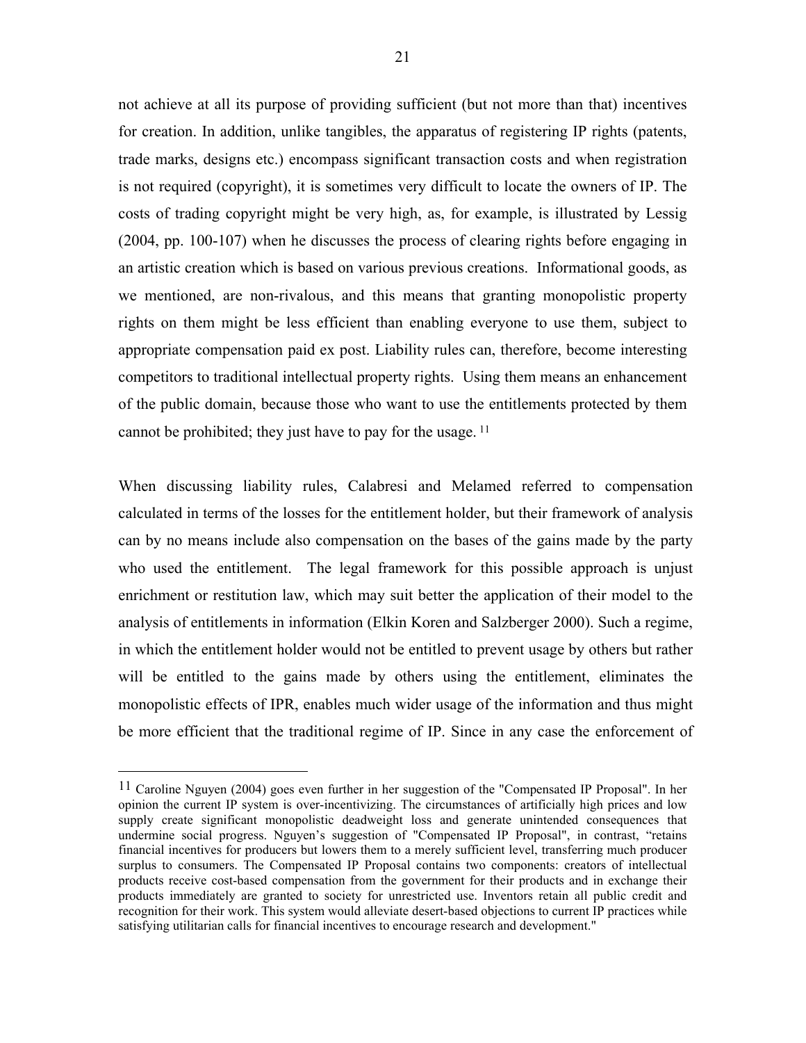not achieve at all its purpose of providing sufficient (but not more than that) incentives for creation. In addition, unlike tangibles, the apparatus of registering IP rights (patents, trade marks, designs etc.) encompass significant transaction costs and when registration is not required (copyright), it is sometimes very difficult to locate the owners of IP. The costs of trading copyright might be very high, as, for example, is illustrated by Lessig (2004, pp. 100-107) when he discusses the process of clearing rights before engaging in an artistic creation which is based on various previous creations. Informational goods, as we mentioned, are non-rivalous, and this means that granting monopolistic property rights on them might be less efficient than enabling everyone to use them, subject to appropriate compensation paid ex post. Liability rules can, therefore, become interesting competitors to traditional intellectual property rights. Using them means an enhancement of the public domain, because those who want to use the entitlements protected by them cannot be prohibited; they just have to pay for the usage. [11]

When discussing liability rules, Calabresi and Melamed referred to compensation calculated in terms of the losses for the entitlement holder, but their framework of analysis can by no means include also compensation on the bases of the gains made by the party who used the entitlement. The legal framework for this possible approach is unjust enrichment or restitution law, which may suit better the application of their model to the analysis of entitlements in information (Elkin Koren and Salzberger 2000). Such a regime, in which the entitlement holder would not be entitled to prevent usage by others but rather will be entitled to the gains made by others using the entitlement, eliminates the monopolistic effects of IPR, enables much wider usage of the information and thus might be more efficient that the traditional regime of IP. Since in any case the enforcement of

---

[11] Caroline Nguyen (2004) goes even further in her suggestion of the "Compensated IP Proposal". In her opinion the current IP system is over-incentivizing. The circumstances of artificially high prices and low supply create significant monopolistic deadweight loss and generate unintended consequences that undermine social progress. Nguyen's suggestion of "Compensated IP Proposal", in contrast, "retains financial incentives for producers but lowers them to a merely sufficient level, transferring much producer surplus to consumers. The Compensated IP Proposal contains two components: creators of intellectual products receive cost-based compensation from the government for their products and in exchange their products immediately are granted to society for unrestricted use. Inventors retain all public credit and recognition for their work. This system would alleviate desert-based objections to current IP practices while satisfying utilitarian calls for financial incentives to encourage research and development."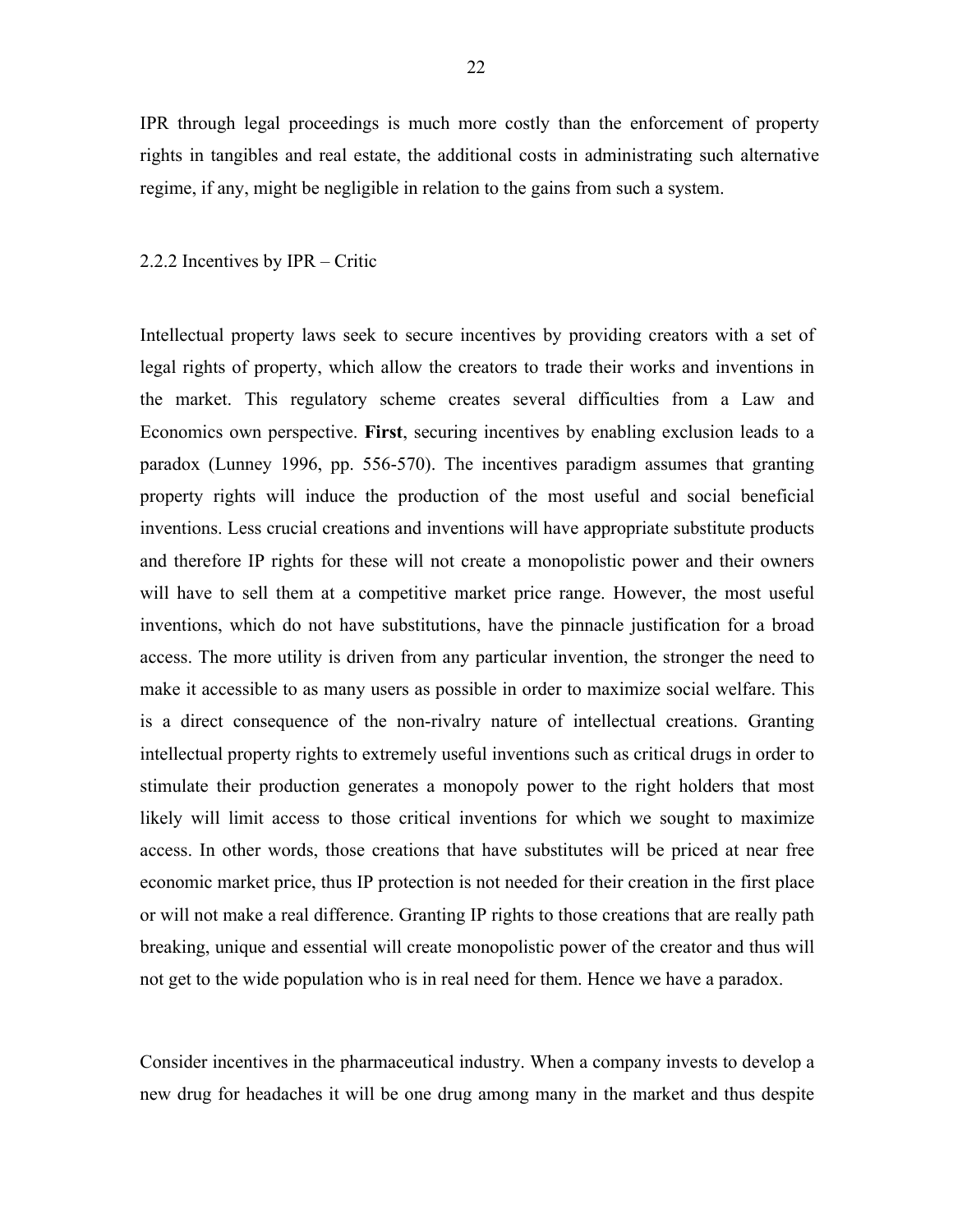IPR through legal proceedings is much more costly than the enforcement of property rights in tangibles and real estate, the additional costs in administrating such alternative regime, if any, might be negligible in relation to the gains from such a system.

### 2.2.2 Incentives by IPR – Critic

Intellectual property laws seek to secure incentives by providing creators with a set of legal rights of property, which allow the creators to trade their works and inventions in the market. This regulatory scheme creates several difficulties from a Law and Economics own perspective. **First**, securing incentives by enabling exclusion leads to a paradox (Lunney 1996, pp. 556-570). The incentives paradigm assumes that granting property rights will induce the production of the most useful and social beneficial inventions. Less crucial creations and inventions will have appropriate substitute products and therefore IP rights for these will not create a monopolistic power and their owners will have to sell them at a competitive market price range. However, the most useful inventions, which do not have substitutions, have the pinnacle justification for a broad access. The more utility is driven from any particular invention, the stronger the need to make it accessible to as many users as possible in order to maximize social welfare. This is a direct consequence of the non-rivalry nature of intellectual creations. Granting intellectual property rights to extremely useful inventions such as critical drugs in order to stimulate their production generates a monopoly power to the right holders that most likely will limit access to those critical inventions for which we sought to maximize access. In other words, those creations that have substitutes will be priced at near free economic market price, thus IP protection is not needed for their creation in the first place or will not make a real difference. Granting IP rights to those creations that are really path breaking, unique and essential will create monopolistic power of the creator and thus will not get to the wide population who is in real need for them. Hence we have a paradox.

Consider incentives in the pharmaceutical industry. When a company invests to develop a new drug for headaches it will be one drug among many in the market and thus despite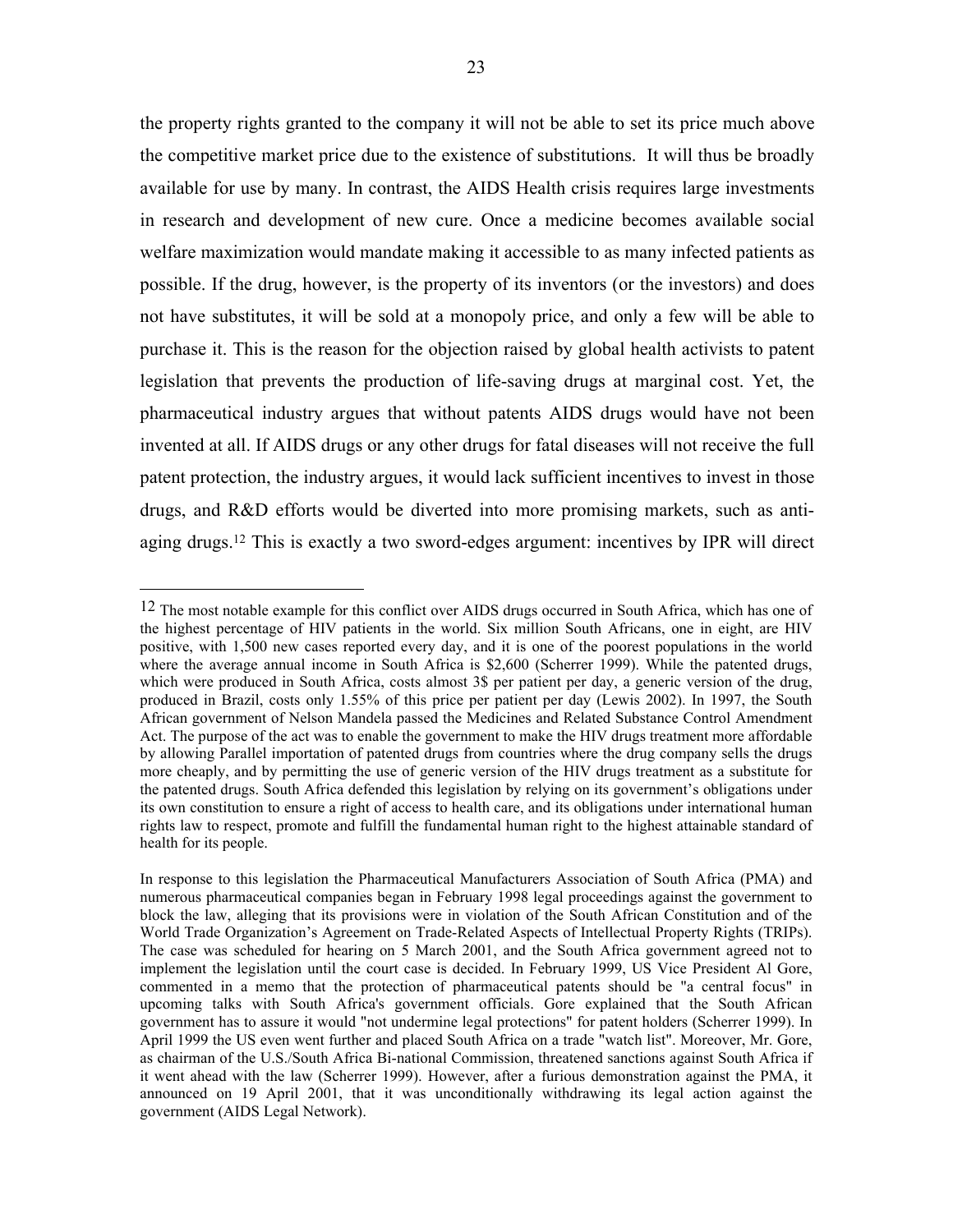the property rights granted to the company it will not be able to set its price much above the competitive market price due to the existence of substitutions. It will thus be broadly available for use by many. In contrast, the AIDS Health crisis requires large investments in research and development of new cure. Once a medicine becomes available social welfare maximization would mandate making it accessible to as many infected patients as possible. If the drug, however, is the property of its inventors (or the investors) and does not have substitutes, it will be sold at a monopoly price, and only a few will be able to purchase it. This is the reason for the objection raised by global health activists to patent legislation that prevents the production of life-saving drugs at marginal cost. Yet, the pharmaceutical industry argues that without patents AIDS drugs would have not been invented at all. If AIDS drugs or any other drugs for fatal diseases will not receive the full patent protection, the industry argues, it would lack sufficient incentives to invest in those drugs, and R&D efforts would be diverted into more promising markets, such as anti-aging drugs.[12] This is exactly a two sword-edges argument: incentives by IPR will direct

---

[12] The most notable example for this conflict over AIDS drugs occurred in South Africa, which has one of the highest percentage of HIV patients in the world. Six million South Africans, one in eight, are HIV positive, with 1,500 new cases reported every day, and it is one of the poorest populations in the world where the average annual income in South Africa is $2,600 (Scherrer 1999). While the patented drugs, which were produced in South Africa, costs almost 3$ per patient per day, a generic version of the drug, produced in Brazil, costs only 1.55% of this price per patient per day (Lewis 2002). In 1997, the South African government of Nelson Mandela passed the Medicines and Related Substance Control Amendment Act. The purpose of the act was to enable the government to make the HIV drugs treatment more affordable by allowing Parallel importation of patented drugs from countries where the drug company sells the drugs more cheaply, and by permitting the use of generic version of the HIV drugs treatment as a substitute for the patented drugs. South Africa defended this legislation by relying on its government's obligations under its own constitution to ensure a right of access to health care, and its obligations under international human rights law to respect, promote and fulfill the fundamental human right to the highest attainable standard of health for its people.

In response to this legislation the Pharmaceutical Manufacturers Association of South Africa (PMA) and numerous pharmaceutical companies began in February 1998 legal proceedings against the government to block the law, alleging that its provisions were in violation of the South African Constitution and of the World Trade Organization's Agreement on Trade-Related Aspects of Intellectual Property Rights (TRIPs). The case was scheduled for hearing on 5 March 2001, and the South Africa government agreed not to implement the legislation until the court case is decided. In February 1999, US Vice President Al Gore, commented in a memo that the protection of pharmaceutical patents should be "a central focus" in upcoming talks with South Africa's government officials. Gore explained that the South African government has to assure it would "not undermine legal protections" for patent holders (Scherrer 1999). In April 1999 the US even went further and placed South Africa on a trade "watch list". Moreover, Mr. Gore, as chairman of the U.S./South Africa Bi-national Commission, threatened sanctions against South Africa if it went ahead with the law (Scherrer 1999). However, after a furious demonstration against the PMA, it announced on 19 April 2001, that it was unconditionally withdrawing its legal action against the government (AIDS Legal Network).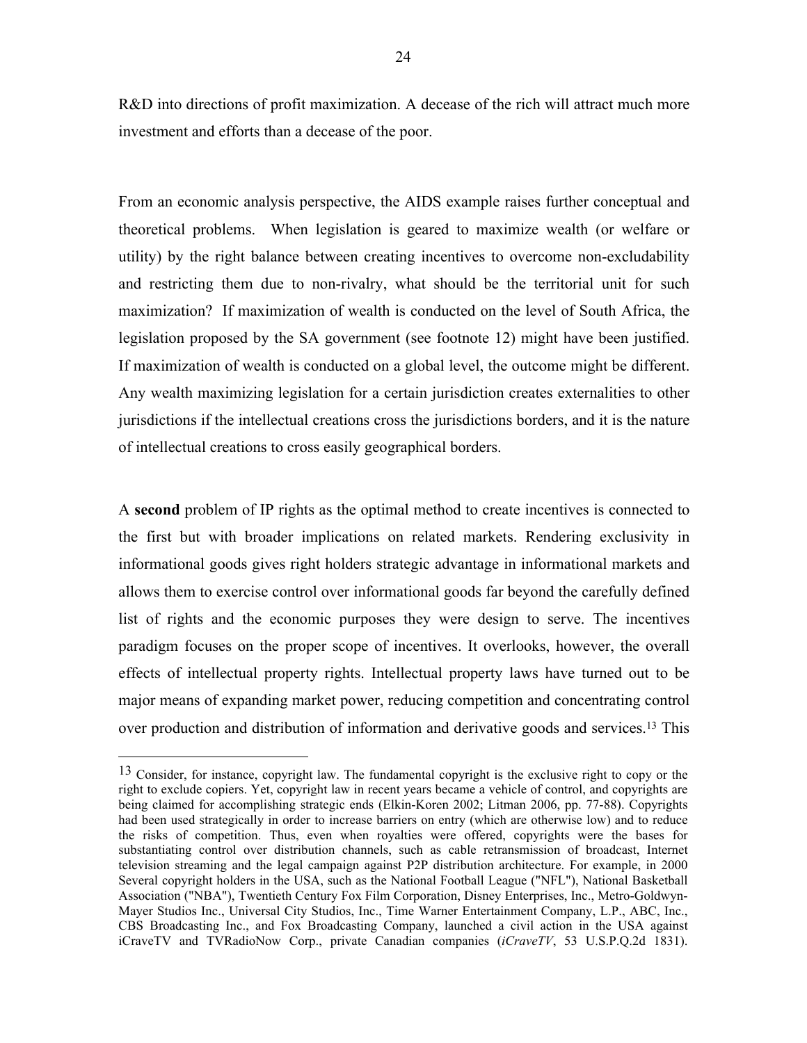R&D into directions of profit maximization. A decease of the rich will attract much more investment and efforts than a decease of the poor.

From an economic analysis perspective, the AIDS example raises further conceptual and theoretical problems. When legislation is geared to maximize wealth (or welfare or utility) by the right balance between creating incentives to overcome non-excludability and restricting them due to non-rivalry, what should be the territorial unit for such maximization? If maximization of wealth is conducted on the level of South Africa, the legislation proposed by the SA government (see footnote 12) might have been justified. If maximization of wealth is conducted on a global level, the outcome might be different. Any wealth maximizing legislation for a certain jurisdiction creates externalities to other jurisdictions if the intellectual creations cross the jurisdictions borders, and it is the nature of intellectual creations to cross easily geographical borders.

A **second** problem of IP rights as the optimal method to create incentives is connected to the first but with broader implications on related markets. Rendering exclusivity in informational goods gives right holders strategic advantage in informational markets and allows them to exercise control over informational goods far beyond the carefully defined list of rights and the economic purposes they were design to serve. The incentives paradigm focuses on the proper scope of incentives. It overlooks, however, the overall effects of intellectual property rights. Intellectual property laws have turned out to be major means of expanding market power, reducing competition and concentrating control over production and distribution of information and derivative goods and services.[13] This

[13] Consider, for instance, copyright law. The fundamental copyright is the exclusive right to copy or the right to exclude copiers. Yet, copyright law in recent years became a vehicle of control, and copyrights are being claimed for accomplishing strategic ends (Elkin-Koren 2002; Litman 2006, pp. 77-88). Copyrights had been used strategically in order to increase barriers on entry (which are otherwise low) and to reduce the risks of competition. Thus, even when royalties were offered, copyrights were the bases for substantiating control over distribution channels, such as cable retransmission of broadcast, Internet television streaming and the legal campaign against P2P distribution architecture. For example, in 2000 Several copyright holders in the USA, such as the National Football League ("NFL"), National Basketball Association ("NBA"), Twentieth Century Fox Film Corporation, Disney Enterprises, Inc., Metro-Goldwyn-Mayer Studios Inc., Universal City Studios, Inc., Time Warner Entertainment Company, L.P., ABC, Inc., CBS Broadcasting Inc., and Fox Broadcasting Company, launched a civil action in the USA against iCraveTV and TVRadioNow Corp., private Canadian companies (*iCraveTV*, 53 U.S.P.Q.2d 1831).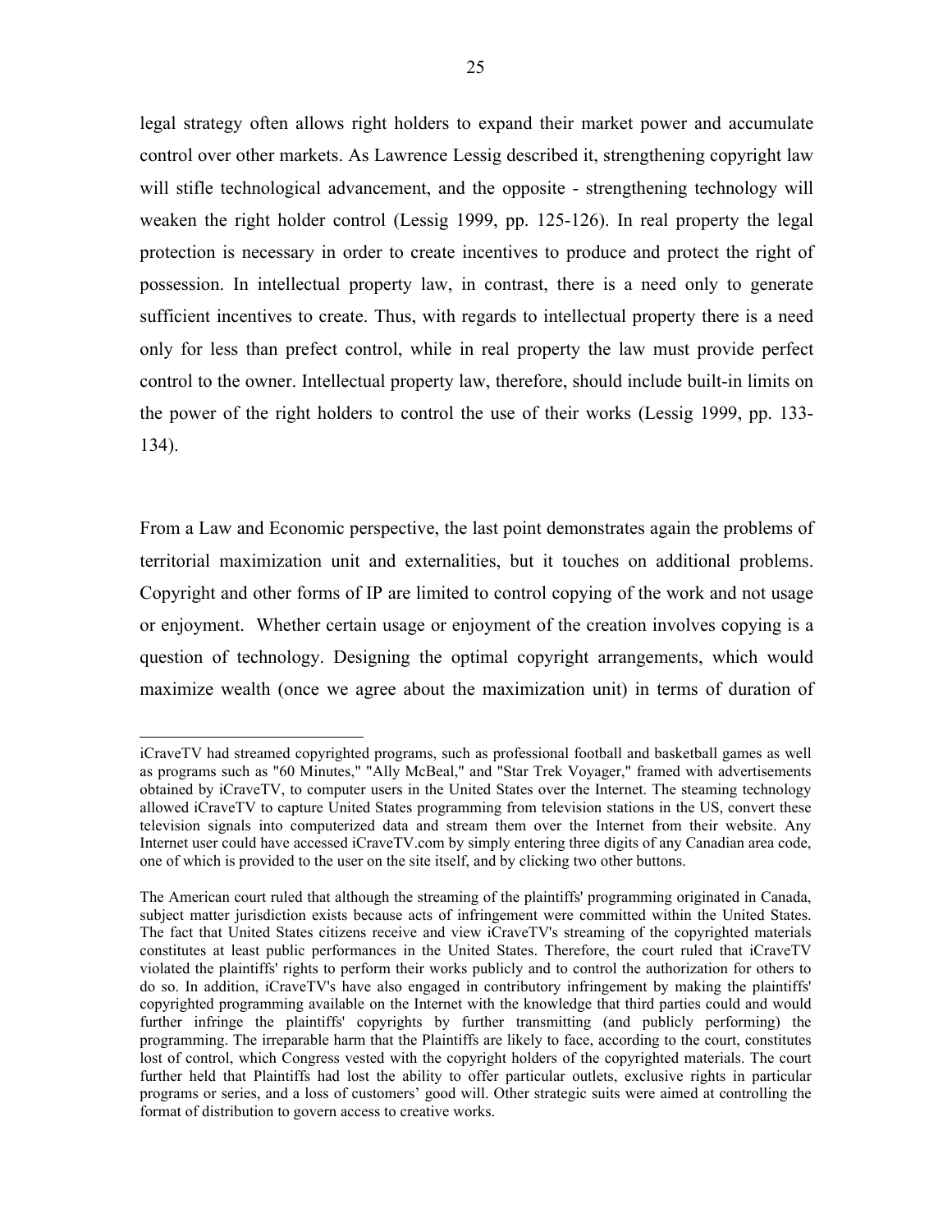legal strategy often allows right holders to expand their market power and accumulate control over other markets. As Lawrence Lessig described it, strengthening copyright law will stifle technological advancement, and the opposite - strengthening technology will weaken the right holder control (Lessig 1999, pp. 125-126). In real property the legal protection is necessary in order to create incentives to produce and protect the right of possession. In intellectual property law, in contrast, there is a need only to generate sufficient incentives to create. Thus, with regards to intellectual property there is a need only for less than prefect control, while in real property the law must provide perfect control to the owner. Intellectual property law, therefore, should include built-in limits on the power of the right holders to control the use of their works (Lessig 1999, pp. 133-134).

From a Law and Economic perspective, the last point demonstrates again the problems of territorial maximization unit and externalities, but it touches on additional problems. Copyright and other forms of IP are limited to control copying of the work and not usage or enjoyment. Whether certain usage or enjoyment of the creation involves copying is a question of technology. Designing the optimal copyright arrangements, which would maximize wealth (once we agree about the maximization unit) in terms of duration of

---

iCraveTV had streamed copyrighted programs, such as professional football and basketball games as well as programs such as "60 Minutes," "Ally McBeal," and "Star Trek Voyager," framed with advertisements obtained by iCraveTV, to computer users in the United States over the Internet. The steaming technology allowed iCraveTV to capture United States programming from television stations in the US, convert these television signals into computerized data and stream them over the Internet from their website. Any Internet user could have accessed iCraveTV.com by simply entering three digits of any Canadian area code, one of which is provided to the user on the site itself, and by clicking two other buttons.

The American court ruled that although the streaming of the plaintiffs' programming originated in Canada, subject matter jurisdiction exists because acts of infringement were committed within the United States. The fact that United States citizens receive and view iCraveTV's streaming of the copyrighted materials constitutes at least public performances in the United States. Therefore, the court ruled that iCraveTV violated the plaintiffs' rights to perform their works publicly and to control the authorization for others to do so. In addition, iCraveTV's have also engaged in contributory infringement by making the plaintiffs' copyrighted programming available on the Internet with the knowledge that third parties could and would further infringe the plaintiffs' copyrights by further transmitting (and publicly performing) the programming. The irreparable harm that the Plaintiffs are likely to face, according to the court, constitutes lost of control, which Congress vested with the copyright holders of the copyrighted materials. The court further held that Plaintiffs had lost the ability to offer particular outlets, exclusive rights in particular programs or series, and a loss of customers' good will. Other strategic suits were aimed at controlling the format of distribution to govern access to creative works.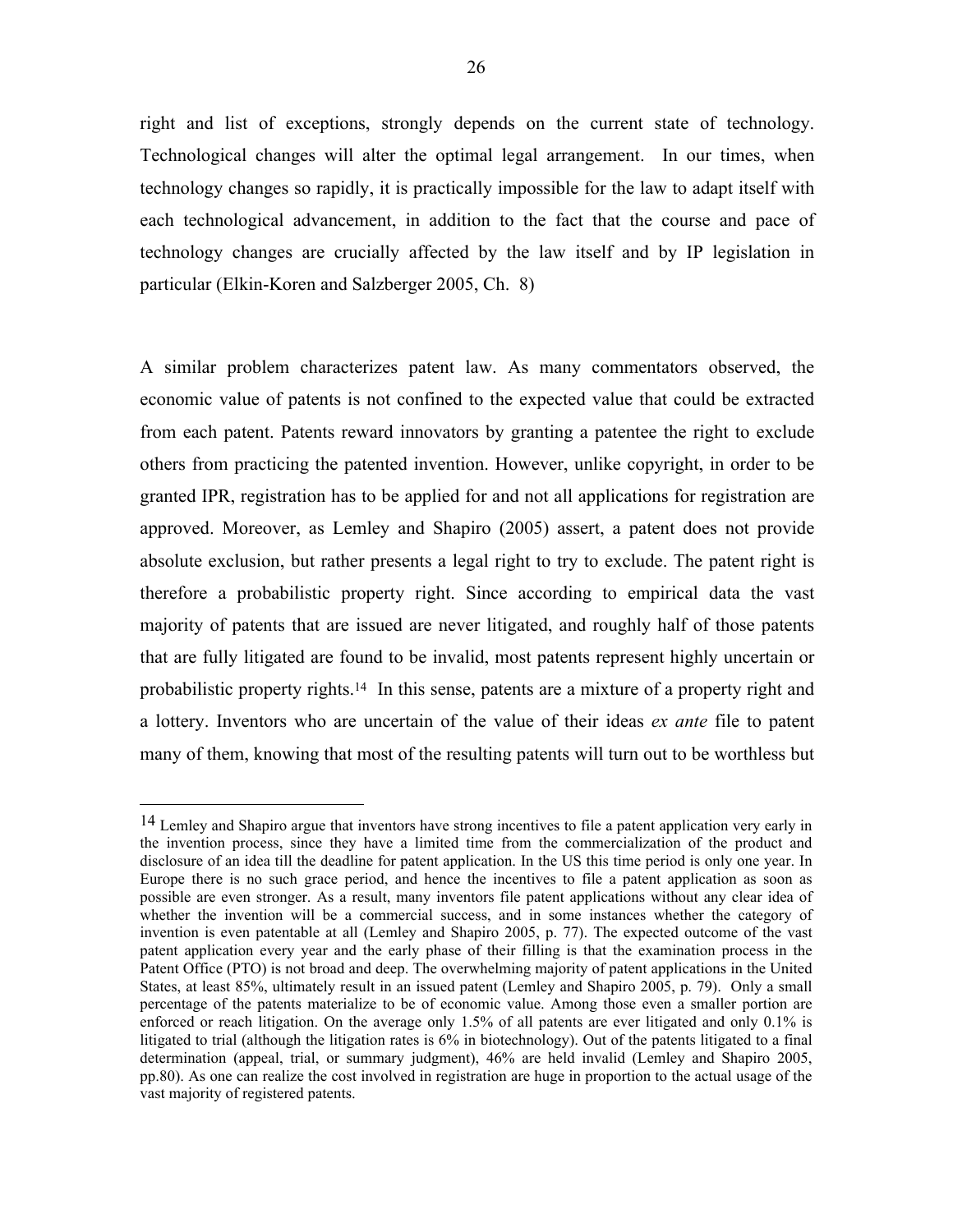right and list of exceptions, strongly depends on the current state of technology. Technological changes will alter the optimal legal arrangement. In our times, when technology changes so rapidly, it is practically impossible for the law to adapt itself with each technological advancement, in addition to the fact that the course and pace of technology changes are crucially affected by the law itself and by IP legislation in particular (Elkin-Koren and Salzberger 2005, Ch. 8)

A similar problem characterizes patent law. As many commentators observed, the economic value of patents is not confined to the expected value that could be extracted from each patent. Patents reward innovators by granting a patentee the right to exclude others from practicing the patented invention. However, unlike copyright, in order to be granted IPR, registration has to be applied for and not all applications for registration are approved. Moreover, as Lemley and Shapiro (2005) assert, a patent does not provide absolute exclusion, but rather presents a legal right to try to exclude. The patent right is therefore a probabilistic property right. Since according to empirical data the vast majority of patents that are issued are never litigated, and roughly half of those patents that are fully litigated are found to be invalid, most patents represent highly uncertain or probabilistic property rights.[14] In this sense, patents are a mixture of a property right and a lottery. Inventors who are uncertain of the value of their ideas *ex ante* file to patent many of them, knowing that most of the resulting patents will turn out to be worthless but

---

[14] Lemley and Shapiro argue that inventors have strong incentives to file a patent application very early in the invention process, since they have a limited time from the commercialization of the product and disclosure of an idea till the deadline for patent application. In the US this time period is only one year. In Europe there is no such grace period, and hence the incentives to file a patent application as soon as possible are even stronger. As a result, many inventors file patent applications without any clear idea of whether the invention will be a commercial success, and in some instances whether the category of invention is even patentable at all (Lemley and Shapiro 2005, p. 77). The expected outcome of the vast patent application every year and the early phase of their filling is that the examination process in the Patent Office (PTO) is not broad and deep. The overwhelming majority of patent applications in the United States, at least 85%, ultimately result in an issued patent (Lemley and Shapiro 2005, p. 79). Only a small percentage of the patents materialize to be of economic value. Among those even a smaller portion are enforced or reach litigation. On the average only 1.5% of all patents are ever litigated and only 0.1% is litigated to trial (although the litigation rates is 6% in biotechnology). Out of the patents litigated to a final determination (appeal, trial, or summary judgment), 46% are held invalid (Lemley and Shapiro 2005, pp.80). As one can realize the cost involved in registration are huge in proportion to the actual usage of the vast majority of registered patents.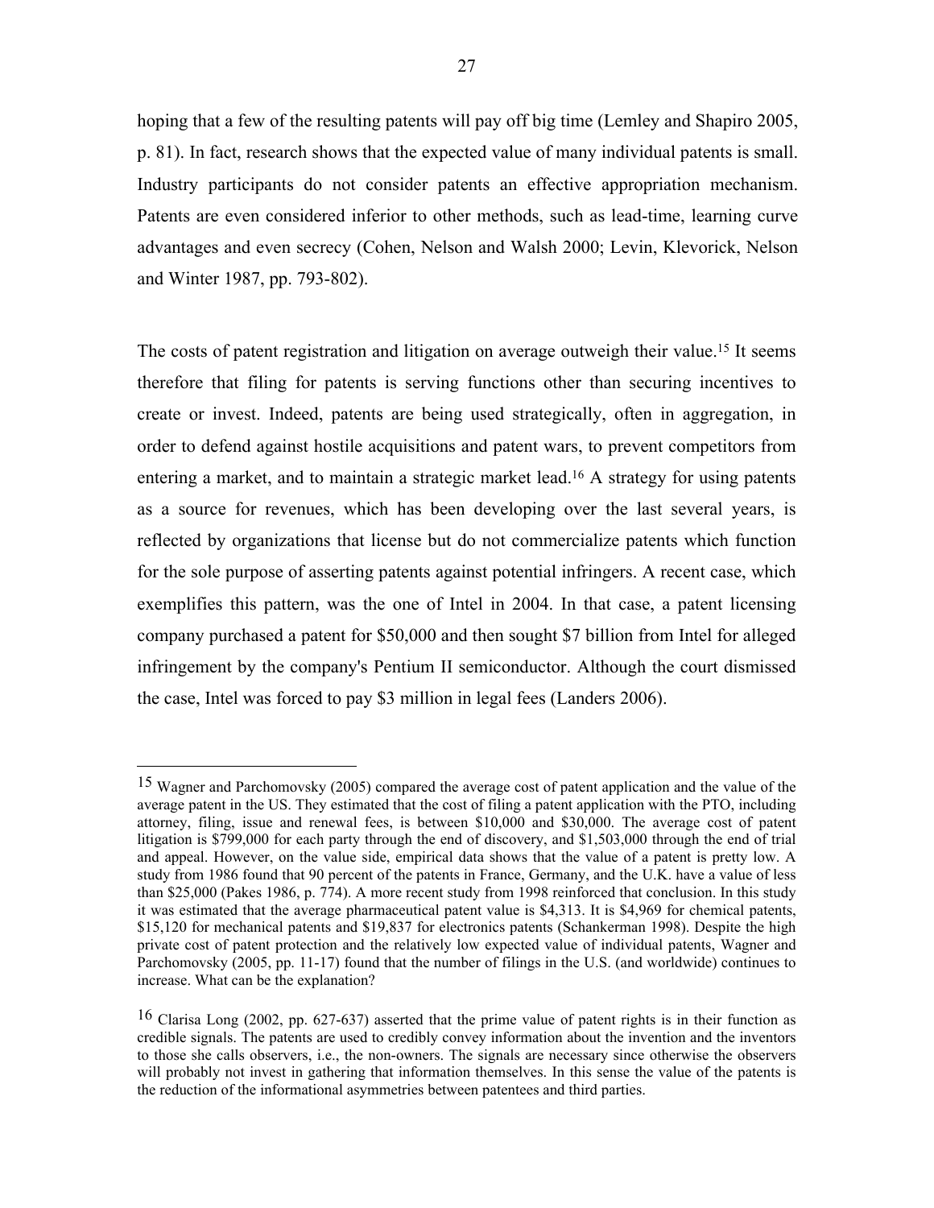hoping that a few of the resulting patents will pay off big time (Lemley and Shapiro 2005, p. 81). In fact, research shows that the expected value of many individual patents is small. Industry participants do not consider patents an effective appropriation mechanism. Patents are even considered inferior to other methods, such as lead-time, learning curve advantages and even secrecy (Cohen, Nelson and Walsh 2000; Levin, Klevorick, Nelson and Winter 1987, pp. 793-802).

The costs of patent registration and litigation on average outweigh their value.[15] It seems therefore that filing for patents is serving functions other than securing incentives to create or invest. Indeed, patents are being used strategically, often in aggregation, in order to defend against hostile acquisitions and patent wars, to prevent competitors from entering a market, and to maintain a strategic market lead.[16] A strategy for using patents as a source for revenues, which has been developing over the last several years, is reflected by organizations that license but do not commercialize patents which function for the sole purpose of asserting patents against potential infringers. A recent case, which exemplifies this pattern, was the one of Intel in 2004. In that case, a patent licensing company purchased a patent for $50,000 and then sought $7 billion from Intel for alleged infringement by the company's Pentium II semiconductor. Although the court dismissed the case, Intel was forced to pay $3 million in legal fees (Landers 2006).

---

[15] Wagner and Parchomovsky (2005) compared the average cost of patent application and the value of the average patent in the US. They estimated that the cost of filing a patent application with the PTO, including attorney, filing, issue and renewal fees, is between $10,000 and $30,000. The average cost of patent litigation is $799,000 for each party through the end of discovery, and $1,503,000 through the end of trial and appeal. However, on the value side, empirical data shows that the value of a patent is pretty low. A study from 1986 found that 90 percent of the patents in France, Germany, and the U.K. have a value of less than $25,000 (Pakes 1986, p. 774). A more recent study from 1998 reinforced that conclusion. In this study it was estimated that the average pharmaceutical patent value is $4,313. It is $4,969 for chemical patents, $15,120 for mechanical patents and $19,837 for electronics patents (Schankerman 1998). Despite the high private cost of patent protection and the relatively low expected value of individual patents, Wagner and Parchomovsky (2005, pp. 11-17) found that the number of filings in the U.S. (and worldwide) continues to increase. What can be the explanation?

[16] Clarisa Long (2002, pp. 627-637) asserted that the prime value of patent rights is in their function as credible signals. The patents are used to credibly convey information about the invention and the inventors to those she calls observers, i.e., the non-owners. The signals are necessary since otherwise the observers will probably not invest in gathering that information themselves. In this sense the value of the patents is the reduction of the informational asymmetries between patentees and third parties.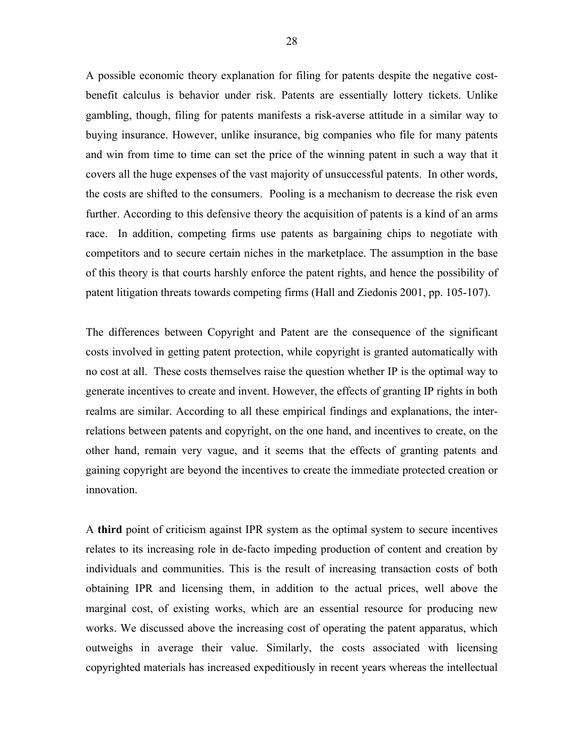A possible economic theory explanation for filing for patents despite the negative cost-benefit calculus is behavior under risk. Patents are essentially lottery tickets. Unlike gambling, though, filing for patents manifests a risk-averse attitude in a similar way to buying insurance. However, unlike insurance, big companies who file for many patents and win from time to time can set the price of the winning patent in such a way that it covers all the huge expenses of the vast majority of unsuccessful patents. In other words, the costs are shifted to the consumers. Pooling is a mechanism to decrease the risk even further. According to this defensive theory the acquisition of patents is a kind of an arms race. In addition, competing firms use patents as bargaining chips to negotiate with competitors and to secure certain niches in the marketplace. The assumption in the base of this theory is that courts harshly enforce the patent rights, and hence the possibility of patent litigation threats towards competing firms (Hall and Ziedonis 2001, pp. 105-107).

The differences between Copyright and Patent are the consequence of the significant costs involved in getting patent protection, while copyright is granted automatically with no cost at all. These costs themselves raise the question whether IP is the optimal way to generate incentives to create and invent. However, the effects of granting IP rights in both realms are similar. According to all these empirical findings and explanations, the inter-relations between patents and copyright, on the one hand, and incentives to create, on the other hand, remain very vague, and it seems that the effects of granting patents and gaining copyright are beyond the incentives to create the immediate protected creation or innovation.

A **third** point of criticism against IPR system as the optimal system to secure incentives relates to its increasing role in de-facto impeding production of content and creation by individuals and communities. This is the result of increasing transaction costs of both obtaining IPR and licensing them, in addition to the actual prices, well above the marginal cost, of existing works, which are an essential resource for producing new works. We discussed above the increasing cost of operating the patent apparatus, which outweighs in average their value. Similarly, the costs associated with licensing copyrighted materials has increased expeditiously in recent years whereas the intellectual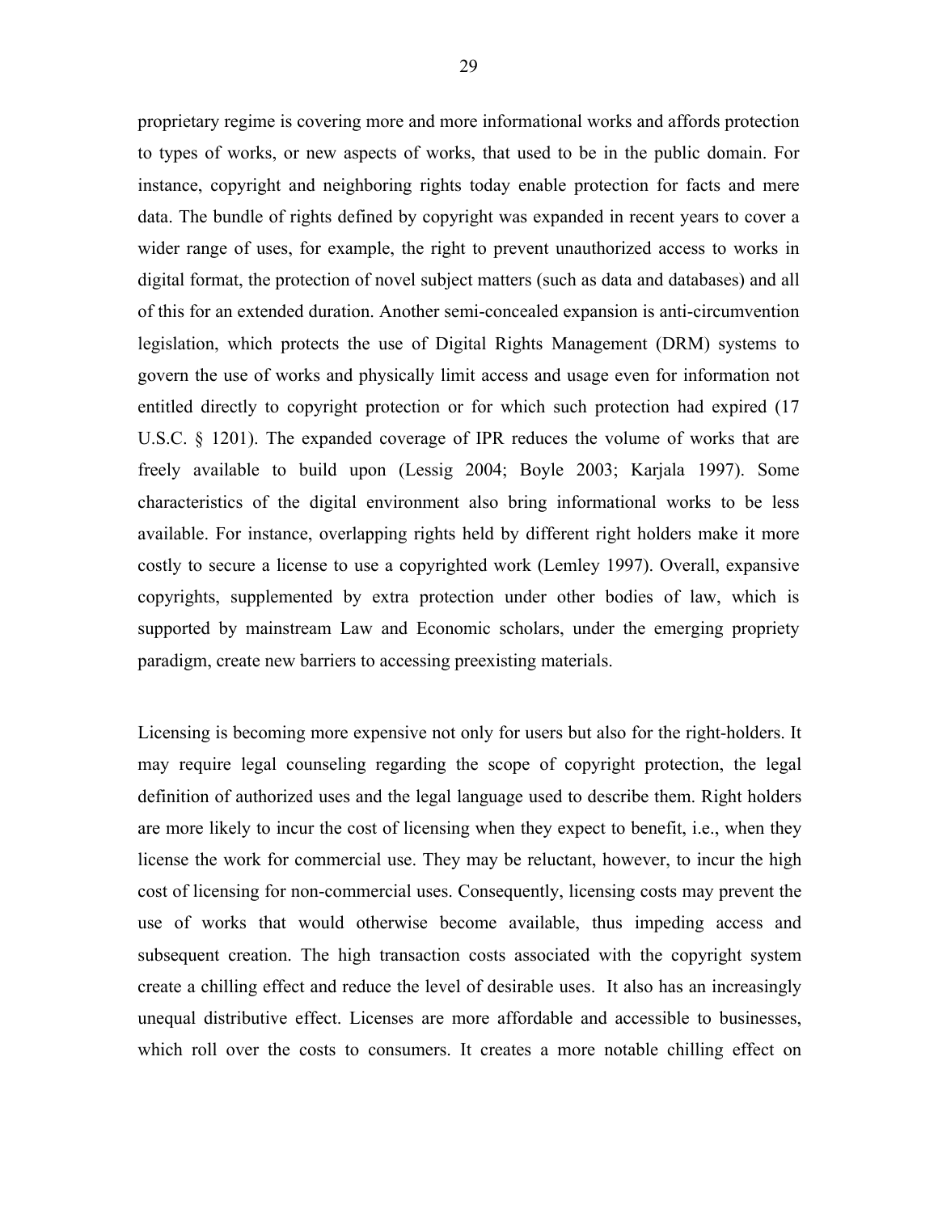proprietary regime is covering more and more informational works and affords protection to types of works, or new aspects of works, that used to be in the public domain. For instance, copyright and neighboring rights today enable protection for facts and mere data. The bundle of rights defined by copyright was expanded in recent years to cover a wider range of uses, for example, the right to prevent unauthorized access to works in digital format, the protection of novel subject matters (such as data and databases) and all of this for an extended duration. Another semi-concealed expansion is anti-circumvention legislation, which protects the use of Digital Rights Management (DRM) systems to govern the use of works and physically limit access and usage even for information not entitled directly to copyright protection or for which such protection had expired (17 U.S.C. § 1201). The expanded coverage of IPR reduces the volume of works that are freely available to build upon (Lessig 2004; Boyle 2003; Karjala 1997). Some characteristics of the digital environment also bring informational works to be less available. For instance, overlapping rights held by different right holders make it more costly to secure a license to use a copyrighted work (Lemley 1997). Overall, expansive copyrights, supplemented by extra protection under other bodies of law, which is supported by mainstream Law and Economic scholars, under the emerging propriety paradigm, create new barriers to accessing preexisting materials.

Licensing is becoming more expensive not only for users but also for the right-holders. It may require legal counseling regarding the scope of copyright protection, the legal definition of authorized uses and the legal language used to describe them. Right holders are more likely to incur the cost of licensing when they expect to benefit, i.e., when they license the work for commercial use. They may be reluctant, however, to incur the high cost of licensing for non-commercial uses. Consequently, licensing costs may prevent the use of works that would otherwise become available, thus impeding access and subsequent creation. The high transaction costs associated with the copyright system create a chilling effect and reduce the level of desirable uses. It also has an increasingly unequal distributive effect. Licenses are more affordable and accessible to businesses, which roll over the costs to consumers. It creates a more notable chilling effect on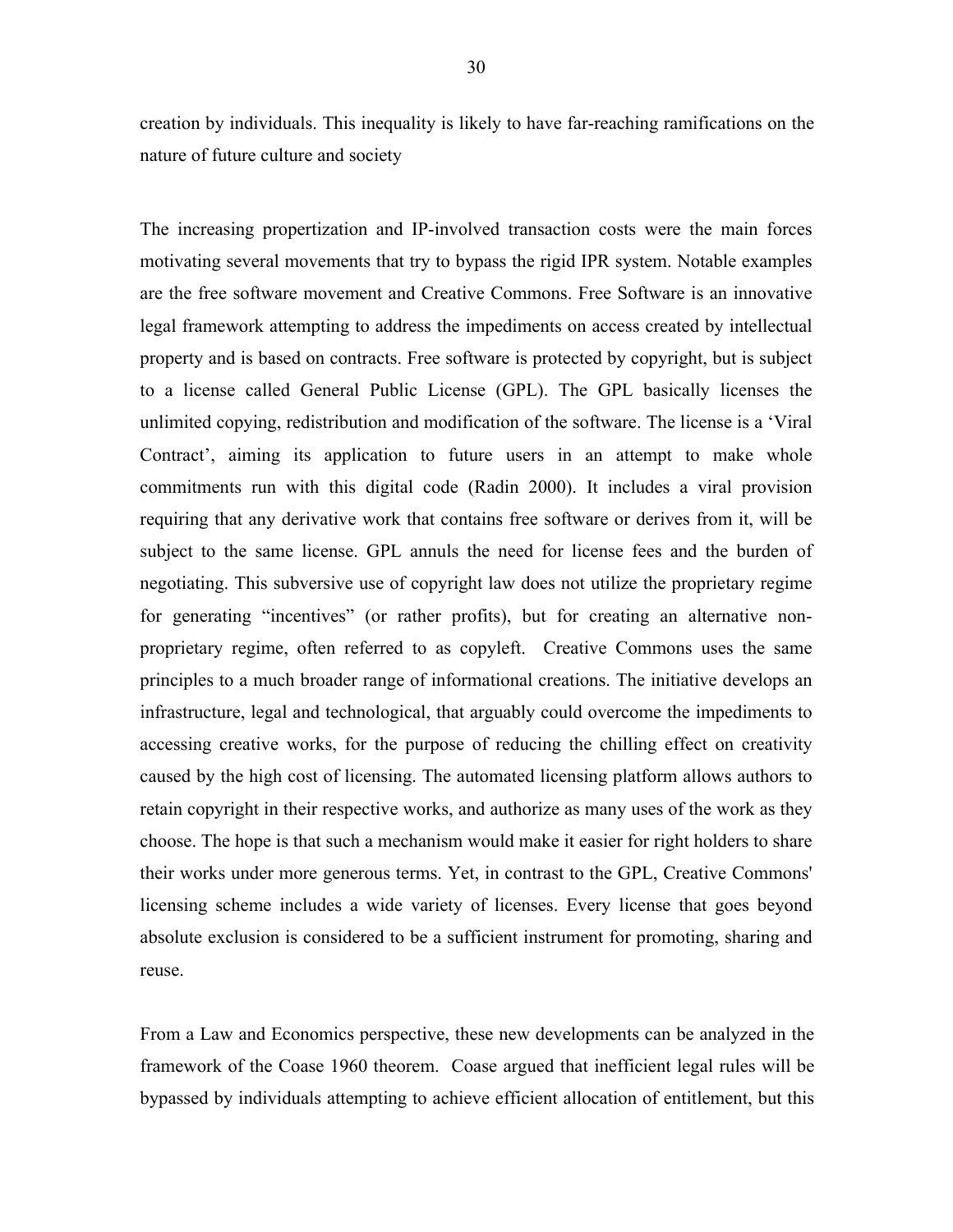creation by individuals. This inequality is likely to have far-reaching ramifications on the nature of future culture and society

The increasing propertization and IP-involved transaction costs were the main forces motivating several movements that try to bypass the rigid IPR system. Notable examples are the free software movement and Creative Commons. Free Software is an innovative legal framework attempting to address the impediments on access created by intellectual property and is based on contracts. Free software is protected by copyright, but is subject to a license called General Public License (GPL). The GPL basically licenses the unlimited copying, redistribution and modification of the software. The license is a 'Viral Contract', aiming its application to future users in an attempt to make whole commitments run with this digital code (Radin 2000). It includes a viral provision requiring that any derivative work that contains free software or derives from it, will be subject to the same license. GPL annuls the need for license fees and the burden of negotiating. This subversive use of copyright law does not utilize the proprietary regime for generating "incentives" (or rather profits), but for creating an alternative non-proprietary regime, often referred to as copyleft. Creative Commons uses the same principles to a much broader range of informational creations. The initiative develops an infrastructure, legal and technological, that arguably could overcome the impediments to accessing creative works, for the purpose of reducing the chilling effect on creativity caused by the high cost of licensing. The automated licensing platform allows authors to retain copyright in their respective works, and authorize as many uses of the work as they choose. The hope is that such a mechanism would make it easier for right holders to share their works under more generous terms. Yet, in contrast to the GPL, Creative Commons' licensing scheme includes a wide variety of licenses. Every license that goes beyond absolute exclusion is considered to be a sufficient instrument for promoting, sharing and reuse.

From a Law and Economics perspective, these new developments can be analyzed in the framework of the Coase 1960 theorem. Coase argued that inefficient legal rules will be bypassed by individuals attempting to achieve efficient allocation of entitlement, but this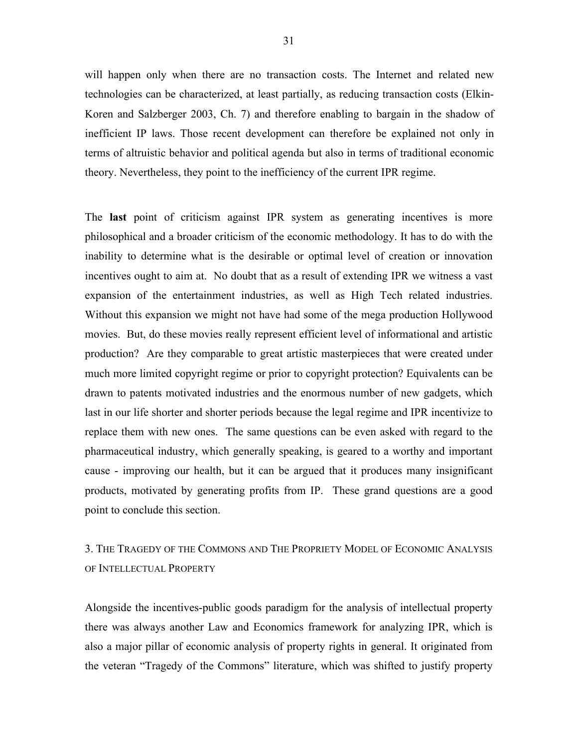will happen only when there are no transaction costs. The Internet and related new technologies can be characterized, at least partially, as reducing transaction costs (Elkin-Koren and Salzberger 2003, Ch. 7) and therefore enabling to bargain in the shadow of inefficient IP laws. Those recent development can therefore be explained not only in terms of altruistic behavior and political agenda but also in terms of traditional economic theory. Nevertheless, they point to the inefficiency of the current IPR regime.

The **last** point of criticism against IPR system as generating incentives is more philosophical and a broader criticism of the economic methodology. It has to do with the inability to determine what is the desirable or optimal level of creation or innovation incentives ought to aim at. No doubt that as a result of extending IPR we witness a vast expansion of the entertainment industries, as well as High Tech related industries. Without this expansion we might not have had some of the mega production Hollywood movies. But, do these movies really represent efficient level of informational and artistic production? Are they comparable to great artistic masterpieces that were created under much more limited copyright regime or prior to copyright protection? Equivalents can be drawn to patents motivated industries and the enormous number of new gadgets, which last in our life shorter and shorter periods because the legal regime and IPR incentivize to replace them with new ones. The same questions can be even asked with regard to the pharmaceutical industry, which generally speaking, is geared to a worthy and important cause - improving our health, but it can be argued that it produces many insignificant products, motivated by generating profits from IP. These grand questions are a good point to conclude this section.

## 3. The Tragedy of the Commons and The Propriety Model of Economic Analysis of Intellectual Property

Alongside the incentives-public goods paradigm for the analysis of intellectual property there was always another Law and Economics framework for analyzing IPR, which is also a major pillar of economic analysis of property rights in general. It originated from the veteran "Tragedy of the Commons" literature, which was shifted to justify property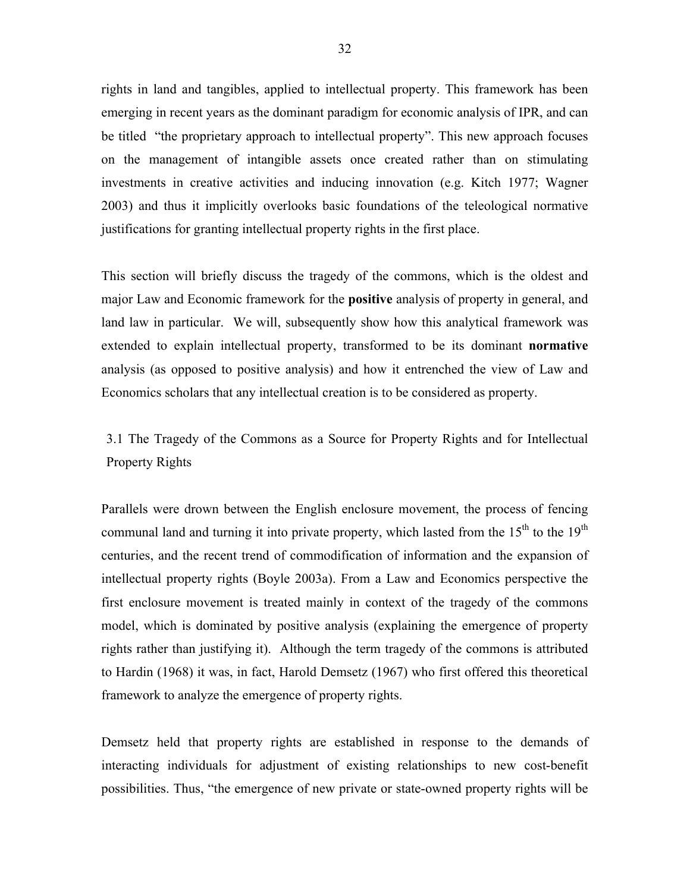rights in land and tangibles, applied to intellectual property. This framework has been emerging in recent years as the dominant paradigm for economic analysis of IPR, and can be titled "the proprietary approach to intellectual property". This new approach focuses on the management of intangible assets once created rather than on stimulating investments in creative activities and inducing innovation (e.g. Kitch 1977; Wagner 2003) and thus it implicitly overlooks basic foundations of the teleological normative justifications for granting intellectual property rights in the first place.

This section will briefly discuss the tragedy of the commons, which is the oldest and major Law and Economic framework for the **positive** analysis of property in general, and land law in particular. We will, subsequently show how this analytical framework was extended to explain intellectual property, transformed to be its dominant **normative** analysis (as opposed to positive analysis) and how it entrenched the view of Law and Economics scholars that any intellectual creation is to be considered as property.

### 3.1 The Tragedy of the Commons as a Source for Property Rights and for Intellectual Property Rights

Parallels were drawn between the English enclosure movement, the process of fencing communal land and turning it into private property, which lasted from the 15th to the 19th centuries, and the recent trend of commodification of information and the expansion of intellectual property rights (Boyle 2003a). From a Law and Economics perspective the first enclosure movement is treated mainly in context of the tragedy of the commons model, which is dominated by positive analysis (explaining the emergence of property rights rather than justifying it). Although the term tragedy of the commons is attributed to Hardin (1968) it was, in fact, Harold Demsetz (1967) who first offered this theoretical framework to analyze the emergence of property rights.

Demsetz held that property rights are established in response to the demands of interacting individuals for adjustment of existing relationships to new cost-benefit possibilities. Thus, "the emergence of new private or state-owned property rights will be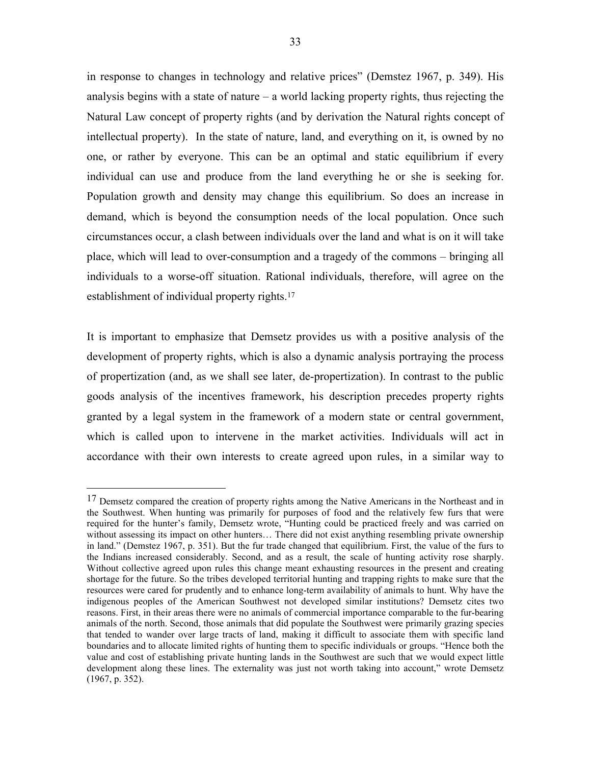in response to changes in technology and relative prices" (Demstez 1967, p. 349). His analysis begins with a state of nature – a world lacking property rights, thus rejecting the Natural Law concept of property rights (and by derivation the Natural rights concept of intellectual property). In the state of nature, land, and everything on it, is owned by no one, or rather by everyone. This can be an optimal and static equilibrium if every individual can use and produce from the land everything he or she is seeking for. Population growth and density may change this equilibrium. So does an increase in demand, which is beyond the consumption needs of the local population. Once such circumstances occur, a clash between individuals over the land and what is on it will take place, which will lead to over-consumption and a tragedy of the commons – bringing all individuals to a worse-off situation. Rational individuals, therefore, will agree on the establishment of individual property rights.[17]

It is important to emphasize that Demsetz provides us with a positive analysis of the development of property rights, which is also a dynamic analysis portraying the process of propertization (and, as we shall see later, de-propertization). In contrast to the public goods analysis of the incentives framework, his description precedes property rights granted by a legal system in the framework of a modern state or central government, which is called upon to intervene in the market activities. Individuals will act in accordance with their own interests to create agreed upon rules, in a similar way to

[17] Demsetz compared the creation of property rights among the Native Americans in the Northeast and in the Southwest. When hunting was primarily for purposes of food and the relatively few furs that were required for the hunter's family, Demsetz wrote, "Hunting could be practiced freely and was carried on without assessing its impact on other hunters… There did not exist anything resembling private ownership in land." (Demstez 1967, p. 351). But the fur trade changed that equilibrium. First, the value of the furs to the Indians increased considerably. Second, and as a result, the scale of hunting activity rose sharply. Without collective agreed upon rules this change meant exhausting resources in the present and creating shortage for the future. So the tribes developed territorial hunting and trapping rights to make sure that the resources were cared for prudently and to enhance long-term availability of animals to hunt. Why have the indigenous peoples of the American Southwest not developed similar institutions? Demsetz cites two reasons. First, in their areas there were no animals of commercial importance comparable to the fur-bearing animals of the north. Second, those animals that did populate the Southwest were primarily grazing species that tended to wander over large tracts of land, making it difficult to associate them with specific land boundaries and to allocate limited rights of hunting them to specific individuals or groups. "Hence both the value and cost of establishing private hunting lands in the Southwest are such that we would expect little development along these lines. The externality was just not worth taking into account," wrote Demsetz (1967, p. 352).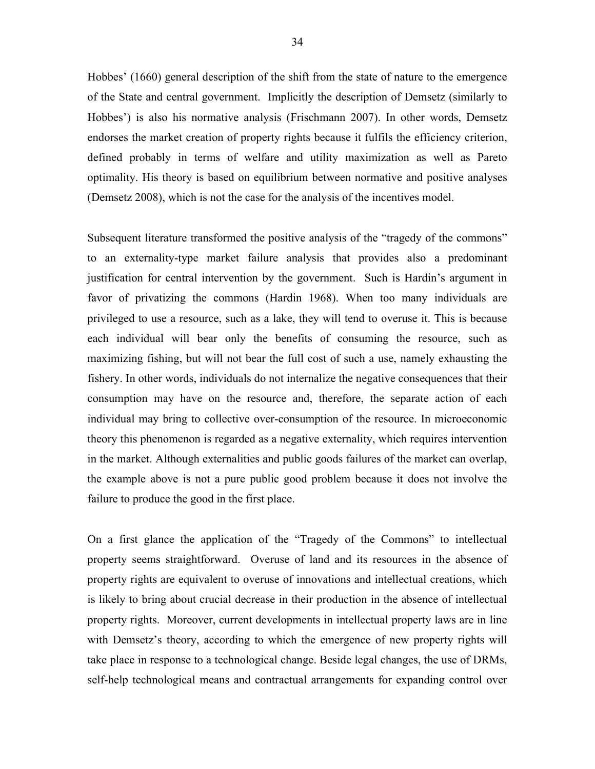Hobbes' (1660) general description of the shift from the state of nature to the emergence of the State and central government. Implicitly the description of Demsetz (similarly to Hobbes') is also his normative analysis (Frischmann 2007). In other words, Demsetz endorses the market creation of property rights because it fulfils the efficiency criterion, defined probably in terms of welfare and utility maximization as well as Pareto optimality. His theory is based on equilibrium between normative and positive analyses (Demsetz 2008), which is not the case for the analysis of the incentives model.

Subsequent literature transformed the positive analysis of the "tragedy of the commons" to an externality-type market failure analysis that provides also a predominant justification for central intervention by the government. Such is Hardin's argument in favor of privatizing the commons (Hardin 1968). When too many individuals are privileged to use a resource, such as a lake, they will tend to overuse it. This is because each individual will bear only the benefits of consuming the resource, such as maximizing fishing, but will not bear the full cost of such a use, namely exhausting the fishery. In other words, individuals do not internalize the negative consequences that their consumption may have on the resource and, therefore, the separate action of each individual may bring to collective over-consumption of the resource. In microeconomic theory this phenomenon is regarded as a negative externality, which requires intervention in the market. Although externalities and public goods failures of the market can overlap, the example above is not a pure public good problem because it does not involve the failure to produce the good in the first place.

On a first glance the application of the "Tragedy of the Commons" to intellectual property seems straightforward. Overuse of land and its resources in the absence of property rights are equivalent to overuse of innovations and intellectual creations, which is likely to bring about crucial decrease in their production in the absence of intellectual property rights. Moreover, current developments in intellectual property laws are in line with Demsetz's theory, according to which the emergence of new property rights will take place in response to a technological change. Beside legal changes, the use of DRMs, self-help technological means and contractual arrangements for expanding control over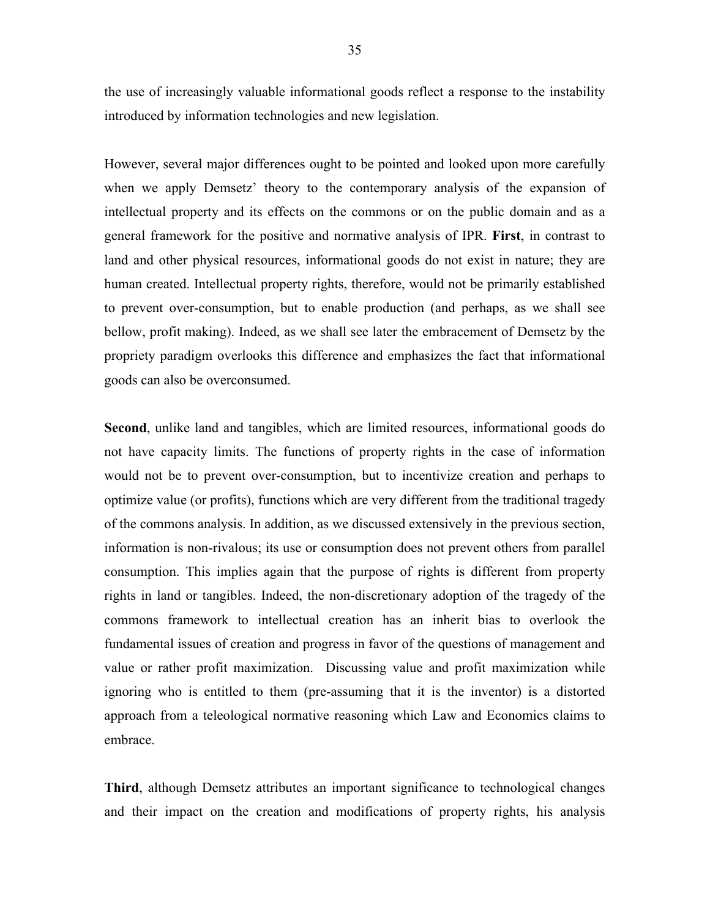the use of increasingly valuable informational goods reflect a response to the instability introduced by information technologies and new legislation.

However, several major differences ought to be pointed and looked upon more carefully when we apply Demsetz' theory to the contemporary analysis of the expansion of intellectual property and its effects on the commons or on the public domain and as a general framework for the positive and normative analysis of IPR. **First**, in contrast to land and other physical resources, informational goods do not exist in nature; they are human created. Intellectual property rights, therefore, would not be primarily established to prevent over-consumption, but to enable production (and perhaps, as we shall see bellow, profit making). Indeed, as we shall see later the embracement of Demsetz by the propriety paradigm overlooks this difference and emphasizes the fact that informational goods can also be overconsumed.

**Second**, unlike land and tangibles, which are limited resources, informational goods do not have capacity limits. The functions of property rights in the case of information would not be to prevent over-consumption, but to incentivize creation and perhaps to optimize value (or profits), functions which are very different from the traditional tragedy of the commons analysis. In addition, as we discussed extensively in the previous section, information is non-rivalous; its use or consumption does not prevent others from parallel consumption. This implies again that the purpose of rights is different from property rights in land or tangibles. Indeed, the non-discretionary adoption of the tragedy of the commons framework to intellectual creation has an inherit bias to overlook the fundamental issues of creation and progress in favor of the questions of management and value or rather profit maximization. Discussing value and profit maximization while ignoring who is entitled to them (pre-assuming that it is the inventor) is a distorted approach from a teleological normative reasoning which Law and Economics claims to embrace.

**Third**, although Demsetz attributes an important significance to technological changes and their impact on the creation and modifications of property rights, his analysis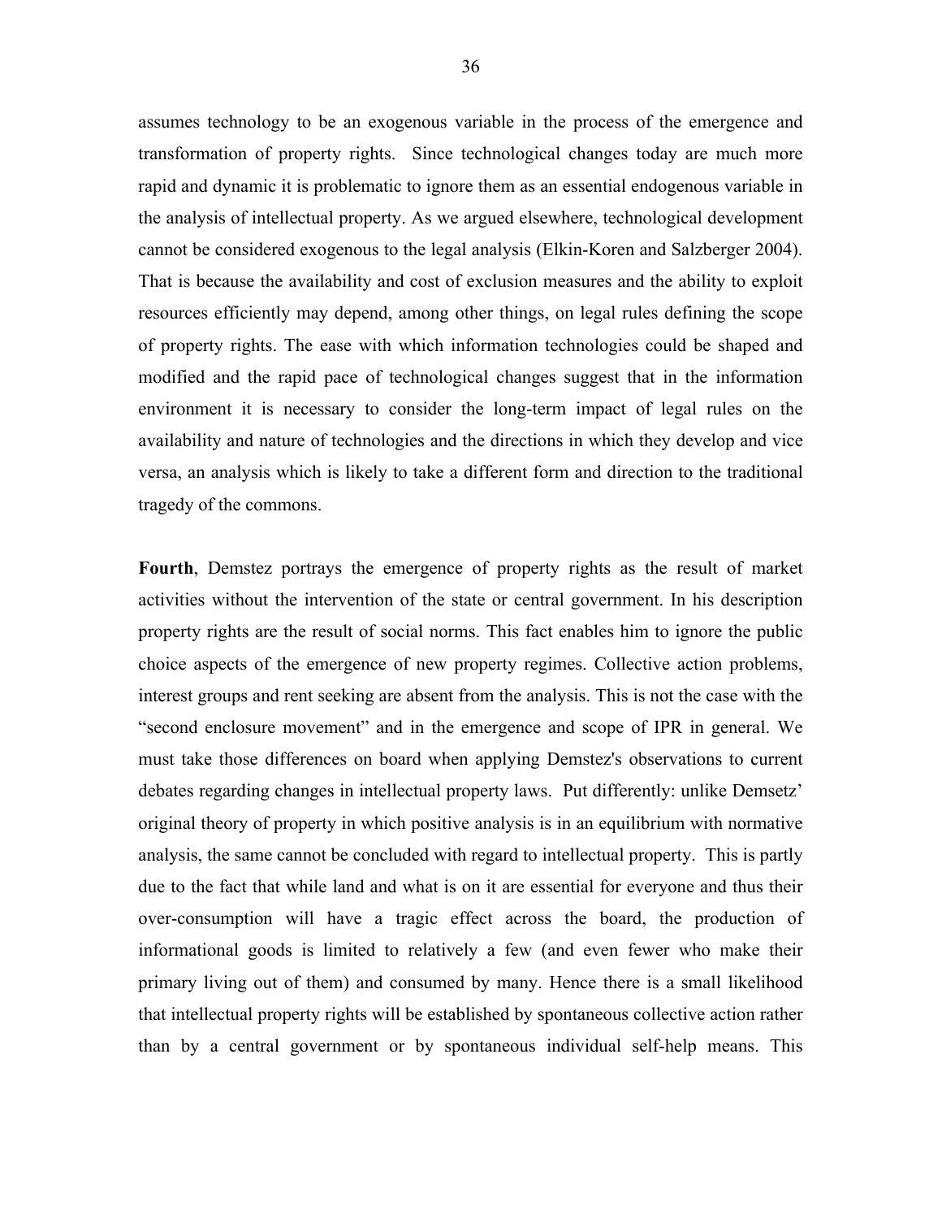assumes technology to be an exogenous variable in the process of the emergence and transformation of property rights. Since technological changes today are much more rapid and dynamic it is problematic to ignore them as an essential endogenous variable in the analysis of intellectual property. As we argued elsewhere, technological development cannot be considered exogenous to the legal analysis (Elkin-Koren and Salzberger 2004). That is because the availability and cost of exclusion measures and the ability to exploit resources efficiently may depend, among other things, on legal rules defining the scope of property rights. The ease with which information technologies could be shaped and modified and the rapid pace of technological changes suggest that in the information environment it is necessary to consider the long-term impact of legal rules on the availability and nature of technologies and the directions in which they develop and vice versa, an analysis which is likely to take a different form and direction to the traditional tragedy of the commons.

**Fourth**, Demstez portrays the emergence of property rights as the result of market activities without the intervention of the state or central government. In his description property rights are the result of social norms. This fact enables him to ignore the public choice aspects of the emergence of new property regimes. Collective action problems, interest groups and rent seeking are absent from the analysis. This is not the case with the "second enclosure movement" and in the emergence and scope of IPR in general. We must take those differences on board when applying Demstez's observations to current debates regarding changes in intellectual property laws. Put differently: unlike Demsetz' original theory of property in which positive analysis is in an equilibrium with normative analysis, the same cannot be concluded with regard to intellectual property. This is partly due to the fact that while land and what is on it are essential for everyone and thus their over-consumption will have a tragic effect across the board, the production of informational goods is limited to relatively a few (and even fewer who make their primary living out of them) and consumed by many. Hence there is a small likelihood that intellectual property rights will be established by spontaneous collective action rather than by a central government or by spontaneous individual self-help means. This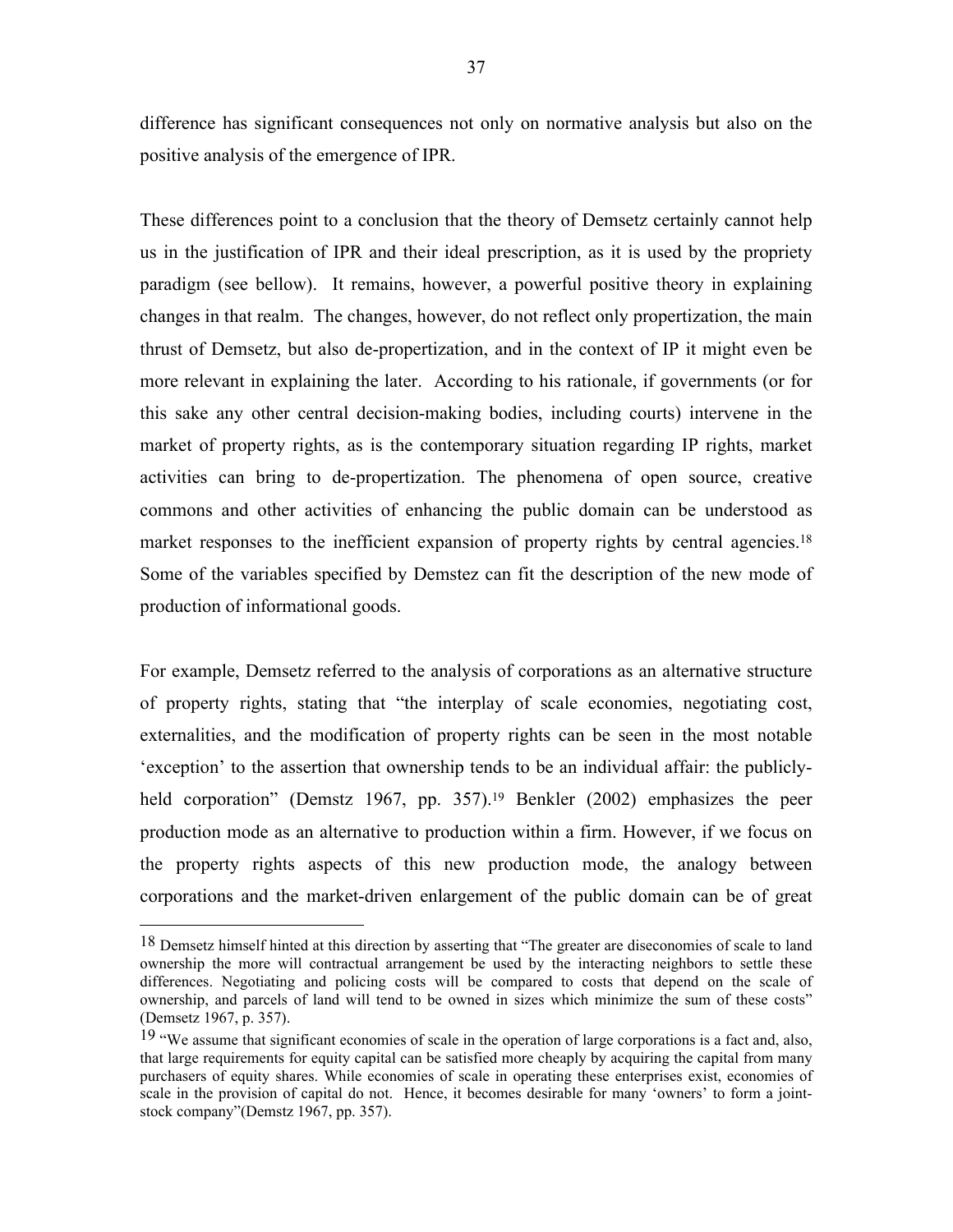difference has significant consequences not only on normative analysis but also on the positive analysis of the emergence of IPR.

These differences point to a conclusion that the theory of Demsetz certainly cannot help us in the justification of IPR and their ideal prescription, as it is used by the propriety paradigm (see bellow). It remains, however, a powerful positive theory in explaining changes in that realm. The changes, however, do not reflect only propertization, the main thrust of Demsetz, but also de-propertization, and in the context of IP it might even be more relevant in explaining the later. According to his rationale, if governments (or for this sake any other central decision-making bodies, including courts) intervene in the market of property rights, as is the contemporary situation regarding IP rights, market activities can bring to de-propertization. The phenomena of open source, creative commons and other activities of enhancing the public domain can be understood as market responses to the inefficient expansion of property rights by central agencies.[18] Some of the variables specified by Demstez can fit the description of the new mode of production of informational goods.

For example, Demsetz referred to the analysis of corporations as an alternative structure of property rights, stating that "the interplay of scale economies, negotiating cost, externalities, and the modification of property rights can be seen in the most notable 'exception' to the assertion that ownership tends to be an individual affair: the publicly-held corporation" (Demstz 1967, pp. 357).[19] Benkler (2002) emphasizes the peer production mode as an alternative to production within a firm. However, if we focus on the property rights aspects of this new production mode, the analogy between corporations and the market-driven enlargement of the public domain can be of great

---

[18] Demsetz himself hinted at this direction by asserting that "The greater are diseconomies of scale to land ownership the more will contractual arrangement be used by the interacting neighbors to settle these differences. Negotiating and policing costs will be compared to costs that depend on the scale of ownership, and parcels of land will tend to be owned in sizes which minimize the sum of these costs" (Demsetz 1967, p. 357).

[19] "We assume that significant economies of scale in the operation of large corporations is a fact and, also, that large requirements for equity capital can be satisfied more cheaply by acquiring the capital from many purchasers of equity shares. While economies of scale in operating these enterprises exist, economies of scale in the provision of capital do not. Hence, it becomes desirable for many 'owners' to form a joint-stock company"(Demstz 1967, pp. 357).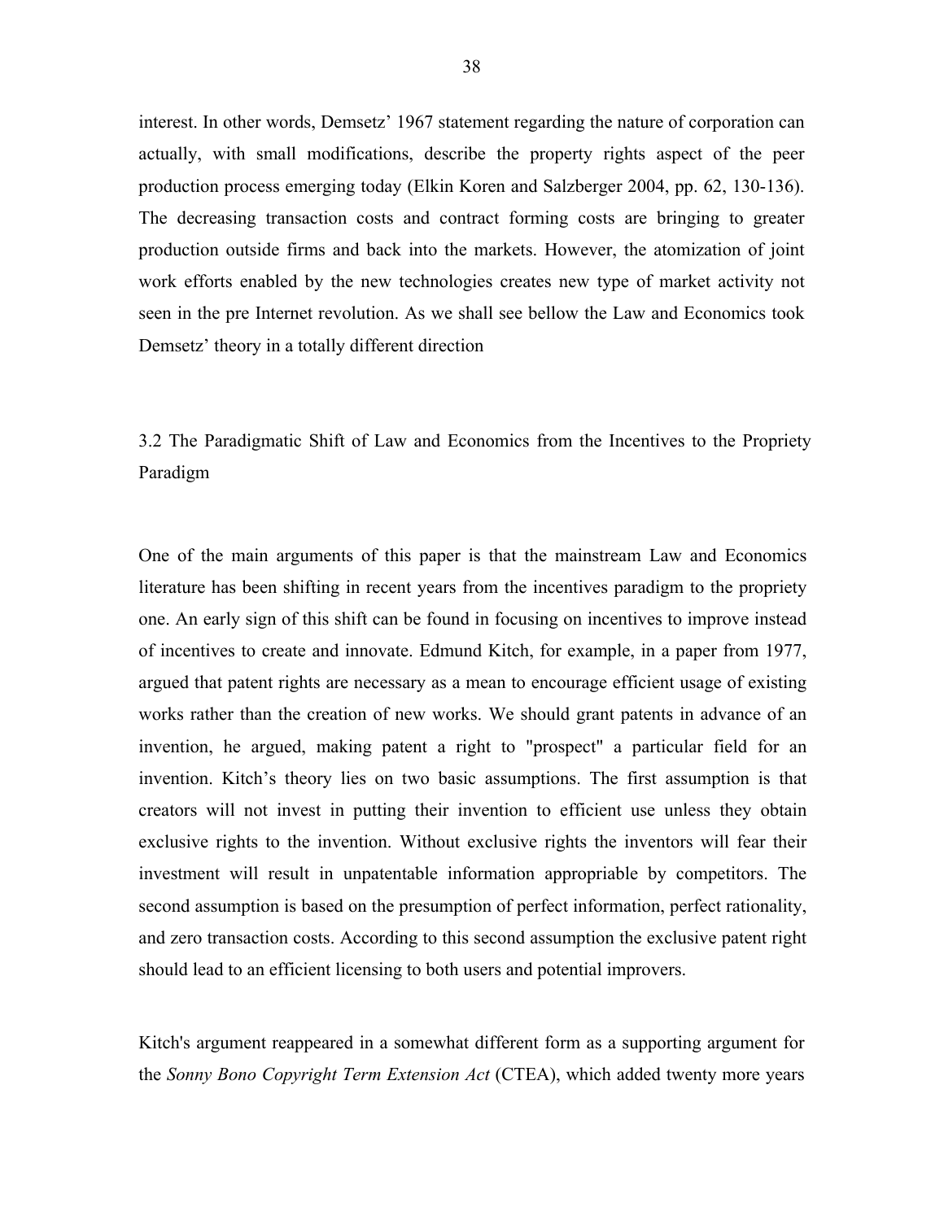interest. In other words, Demsetz' 1967 statement regarding the nature of corporation can actually, with small modifications, describe the property rights aspect of the peer production process emerging today (Elkin Koren and Salzberger 2004, pp. 62, 130-136). The decreasing transaction costs and contract forming costs are bringing to greater production outside firms and back into the markets. However, the atomization of joint work efforts enabled by the new technologies creates new type of market activity not seen in the pre Internet revolution. As we shall see bellow the Law and Economics took Demsetz' theory in a totally different direction

### 3.2 The Paradigmatic Shift of Law and Economics from the Incentives to the Propriety Paradigm

One of the main arguments of this paper is that the mainstream Law and Economics literature has been shifting in recent years from the incentives paradigm to the propriety one. An early sign of this shift can be found in focusing on incentives to improve instead of incentives to create and innovate. Edmund Kitch, for example, in a paper from 1977, argued that patent rights are necessary as a mean to encourage efficient usage of existing works rather than the creation of new works. We should grant patents in advance of an invention, he argued, making patent a right to "prospect" a particular field for an invention. Kitch's theory lies on two basic assumptions. The first assumption is that creators will not invest in putting their invention to efficient use unless they obtain exclusive rights to the invention. Without exclusive rights the inventors will fear their investment will result in unpatentable information appropriable by competitors. The second assumption is based on the presumption of perfect information, perfect rationality, and zero transaction costs. According to this second assumption the exclusive patent right should lead to an efficient licensing to both users and potential improvers.

Kitch's argument reappeared in a somewhat different form as a supporting argument for the *Sonny Bono Copyright Term Extension Act* (CTEA), which added twenty more years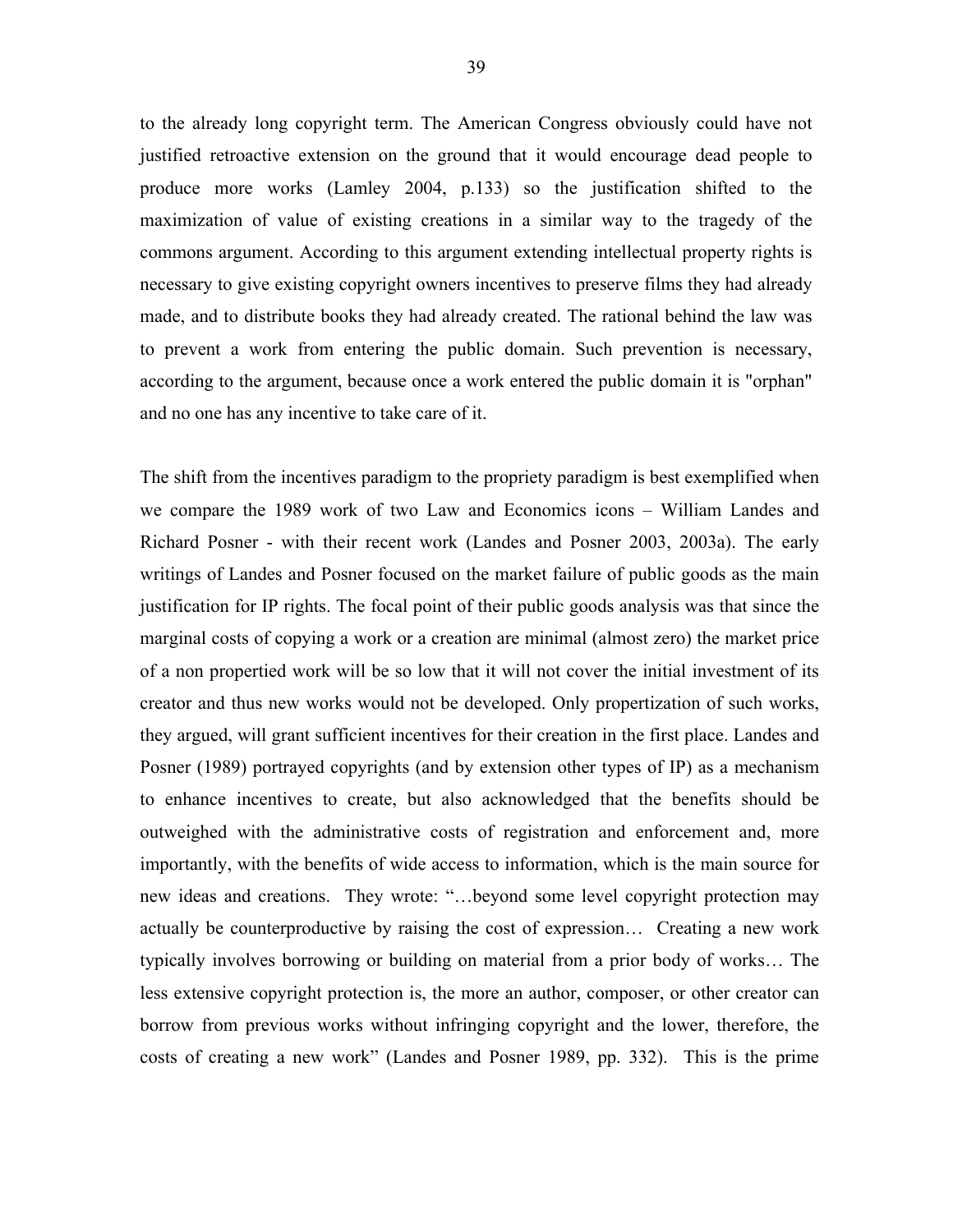to the already long copyright term. The American Congress obviously could have not justified retroactive extension on the ground that it would encourage dead people to produce more works (Lamley 2004, p.133) so the justification shifted to the maximization of value of existing creations in a similar way to the tragedy of the commons argument. According to this argument extending intellectual property rights is necessary to give existing copyright owners incentives to preserve films they had already made, and to distribute books they had already created. The rational behind the law was to prevent a work from entering the public domain. Such prevention is necessary, according to the argument, because once a work entered the public domain it is "orphan" and no one has any incentive to take care of it.

The shift from the incentives paradigm to the propriety paradigm is best exemplified when we compare the 1989 work of two Law and Economics icons – William Landes and Richard Posner - with their recent work (Landes and Posner 2003, 2003a). The early writings of Landes and Posner focused on the market failure of public goods as the main justification for IP rights. The focal point of their public goods analysis was that since the marginal costs of copying a work or a creation are minimal (almost zero) the market price of a non propertied work will be so low that it will not cover the initial investment of its creator and thus new works would not be developed. Only propertization of such works, they argued, will grant sufficient incentives for their creation in the first place. Landes and Posner (1989) portrayed copyrights (and by extension other types of IP) as a mechanism to enhance incentives to create, but also acknowledged that the benefits should be outweighed with the administrative costs of registration and enforcement and, more importantly, with the benefits of wide access to information, which is the main source for new ideas and creations. They wrote: "…beyond some level copyright protection may actually be counterproductive by raising the cost of expression… Creating a new work typically involves borrowing or building on material from a prior body of works… The less extensive copyright protection is, the more an author, composer, or other creator can borrow from previous works without infringing copyright and the lower, therefore, the costs of creating a new work" (Landes and Posner 1989, pp. 332). This is the prime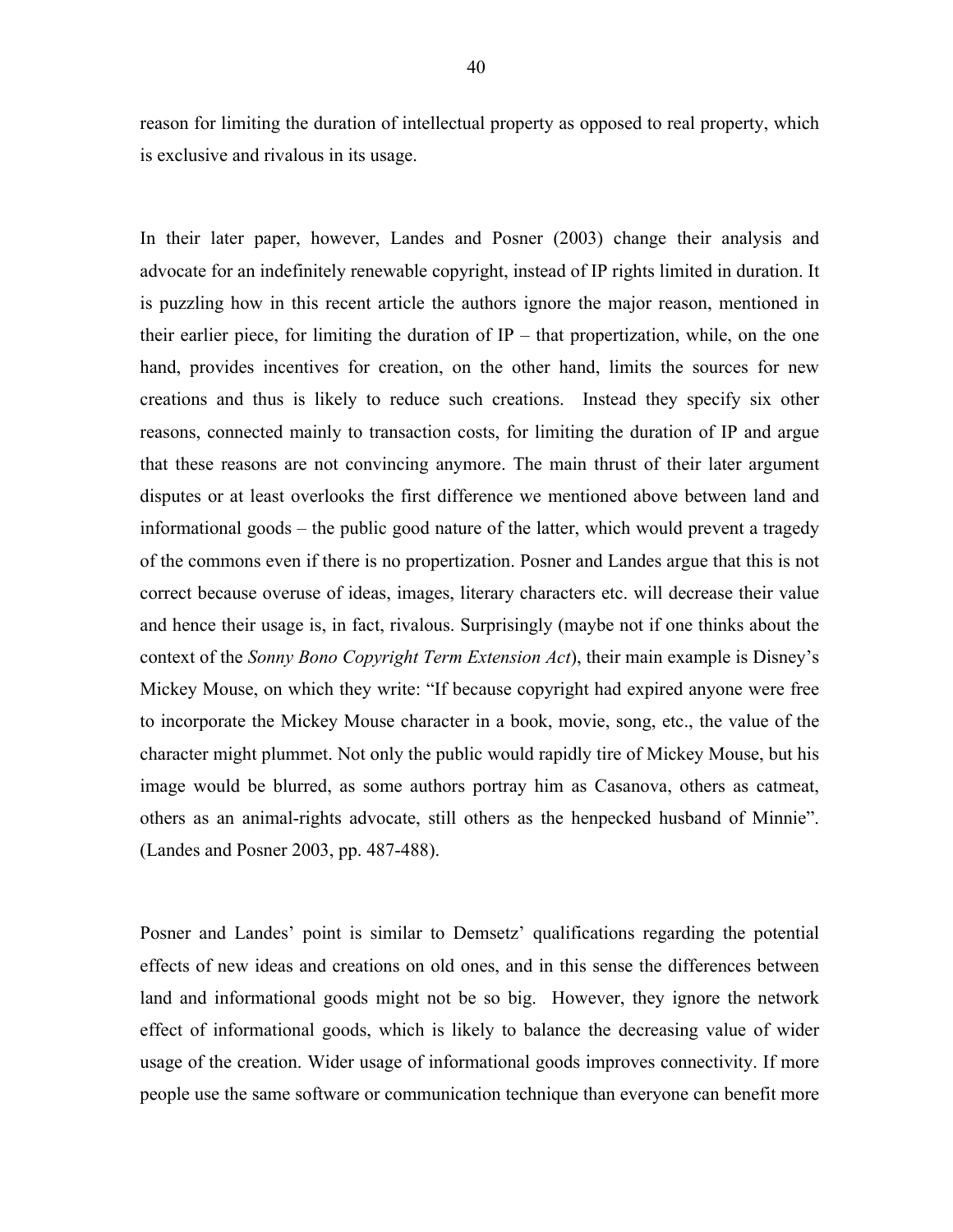reason for limiting the duration of intellectual property as opposed to real property, which is exclusive and rivalous in its usage.

In their later paper, however, Landes and Posner (2003) change their analysis and advocate for an indefinitely renewable copyright, instead of IP rights limited in duration. It is puzzling how in this recent article the authors ignore the major reason, mentioned in their earlier piece, for limiting the duration of IP – that propertization, while, on the one hand, provides incentives for creation, on the other hand, limits the sources for new creations and thus is likely to reduce such creations. Instead they specify six other reasons, connected mainly to transaction costs, for limiting the duration of IP and argue that these reasons are not convincing anymore. The main thrust of their later argument disputes or at least overlooks the first difference we mentioned above between land and informational goods – the public good nature of the latter, which would prevent a tragedy of the commons even if there is no propertization. Posner and Landes argue that this is not correct because overuse of ideas, images, literary characters etc. will decrease their value and hence their usage is, in fact, rivalous. Surprisingly (maybe not if one thinks about the context of the *Sonny Bono Copyright Term Extension Act*), their main example is Disney's Mickey Mouse, on which they write: "If because copyright had expired anyone were free to incorporate the Mickey Mouse character in a book, movie, song, etc., the value of the character might plummet. Not only the public would rapidly tire of Mickey Mouse, but his image would be blurred, as some authors portray him as Casanova, others as catmeat, others as an animal-rights advocate, still others as the henpecked husband of Minnie". (Landes and Posner 2003, pp. 487-488).

Posner and Landes' point is similar to Demsetz' qualifications regarding the potential effects of new ideas and creations on old ones, and in this sense the differences between land and informational goods might not be so big. However, they ignore the network effect of informational goods, which is likely to balance the decreasing value of wider usage of the creation. Wider usage of informational goods improves connectivity. If more people use the same software or communication technique than everyone can benefit more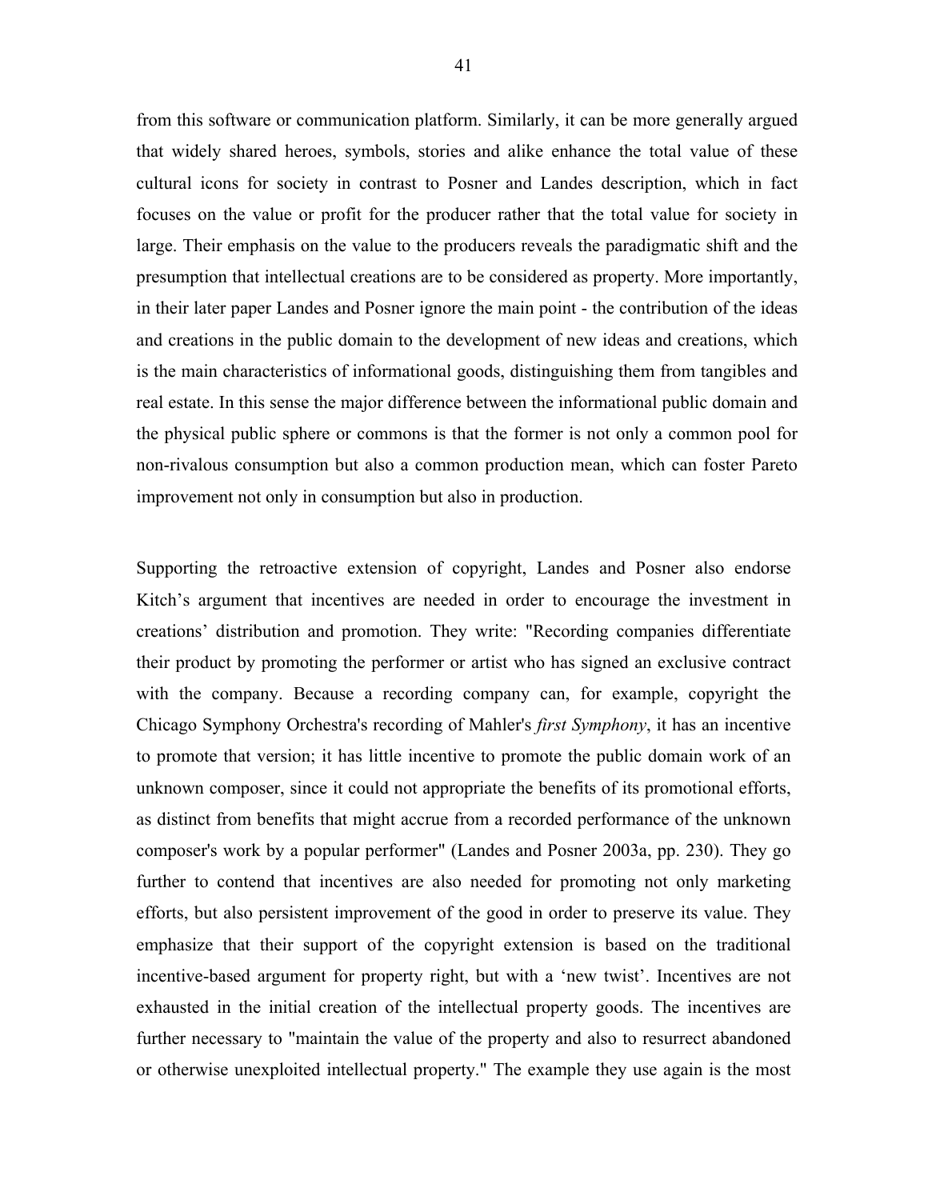from this software or communication platform. Similarly, it can be more generally argued that widely shared heroes, symbols, stories and alike enhance the total value of these cultural icons for society in contrast to Posner and Landes description, which in fact focuses on the value or profit for the producer rather that the total value for society in large. Their emphasis on the value to the producers reveals the paradigmatic shift and the presumption that intellectual creations are to be considered as property. More importantly, in their later paper Landes and Posner ignore the main point - the contribution of the ideas and creations in the public domain to the development of new ideas and creations, which is the main characteristics of informational goods, distinguishing them from tangibles and real estate. In this sense the major difference between the informational public domain and the physical public sphere or commons is that the former is not only a common pool for non-rivalous consumption but also a common production mean, which can foster Pareto improvement not only in consumption but also in production.

Supporting the retroactive extension of copyright, Landes and Posner also endorse Kitch's argument that incentives are needed in order to encourage the investment in creations' distribution and promotion. They write: "Recording companies differentiate their product by promoting the performer or artist who has signed an exclusive contract with the company. Because a recording company can, for example, copyright the Chicago Symphony Orchestra's recording of Mahler's *first Symphony*, it has an incentive to promote that version; it has little incentive to promote the public domain work of an unknown composer, since it could not appropriate the benefits of its promotional efforts, as distinct from benefits that might accrue from a recorded performance of the unknown composer's work by a popular performer" (Landes and Posner 2003a, pp. 230). They go further to contend that incentives are also needed for promoting not only marketing efforts, but also persistent improvement of the good in order to preserve its value. They emphasize that their support of the copyright extension is based on the traditional incentive-based argument for property right, but with a 'new twist'. Incentives are not exhausted in the initial creation of the intellectual property goods. The incentives are further necessary to "maintain the value of the property and also to resurrect abandoned or otherwise unexploited intellectual property." The example they use again is the most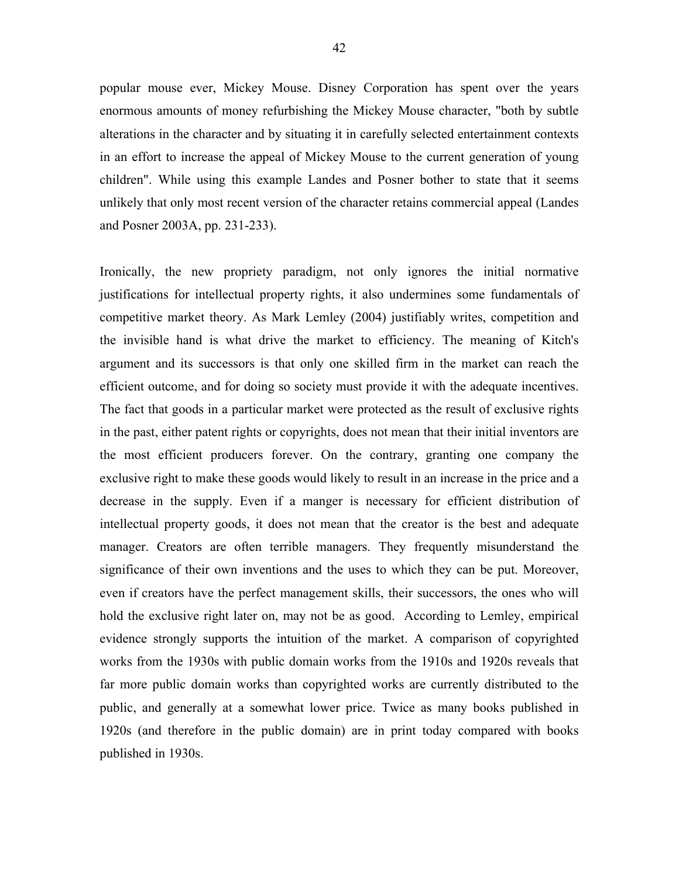popular mouse ever, Mickey Mouse. Disney Corporation has spent over the years enormous amounts of money refurbishing the Mickey Mouse character, "both by subtle alterations in the character and by situating it in carefully selected entertainment contexts in an effort to increase the appeal of Mickey Mouse to the current generation of young children". While using this example Landes and Posner bother to state that it seems unlikely that only most recent version of the character retains commercial appeal (Landes and Posner 2003A, pp. 231-233).

Ironically, the new propriety paradigm, not only ignores the initial normative justifications for intellectual property rights, it also undermines some fundamentals of competitive market theory. As Mark Lemley (2004) justifiably writes, competition and the invisible hand is what drive the market to efficiency. The meaning of Kitch's argument and its successors is that only one skilled firm in the market can reach the efficient outcome, and for doing so society must provide it with the adequate incentives. The fact that goods in a particular market were protected as the result of exclusive rights in the past, either patent rights or copyrights, does not mean that their initial inventors are the most efficient producers forever. On the contrary, granting one company the exclusive right to make these goods would likely to result in an increase in the price and a decrease in the supply. Even if a manger is necessary for efficient distribution of intellectual property goods, it does not mean that the creator is the best and adequate manager. Creators are often terrible managers. They frequently misunderstand the significance of their own inventions and the uses to which they can be put. Moreover, even if creators have the perfect management skills, their successors, the ones who will hold the exclusive right later on, may not be as good. According to Lemley, empirical evidence strongly supports the intuition of the market. A comparison of copyrighted works from the 1930s with public domain works from the 1910s and 1920s reveals that far more public domain works than copyrighted works are currently distributed to the public, and generally at a somewhat lower price. Twice as many books published in 1920s (and therefore in the public domain) are in print today compared with books published in 1930s.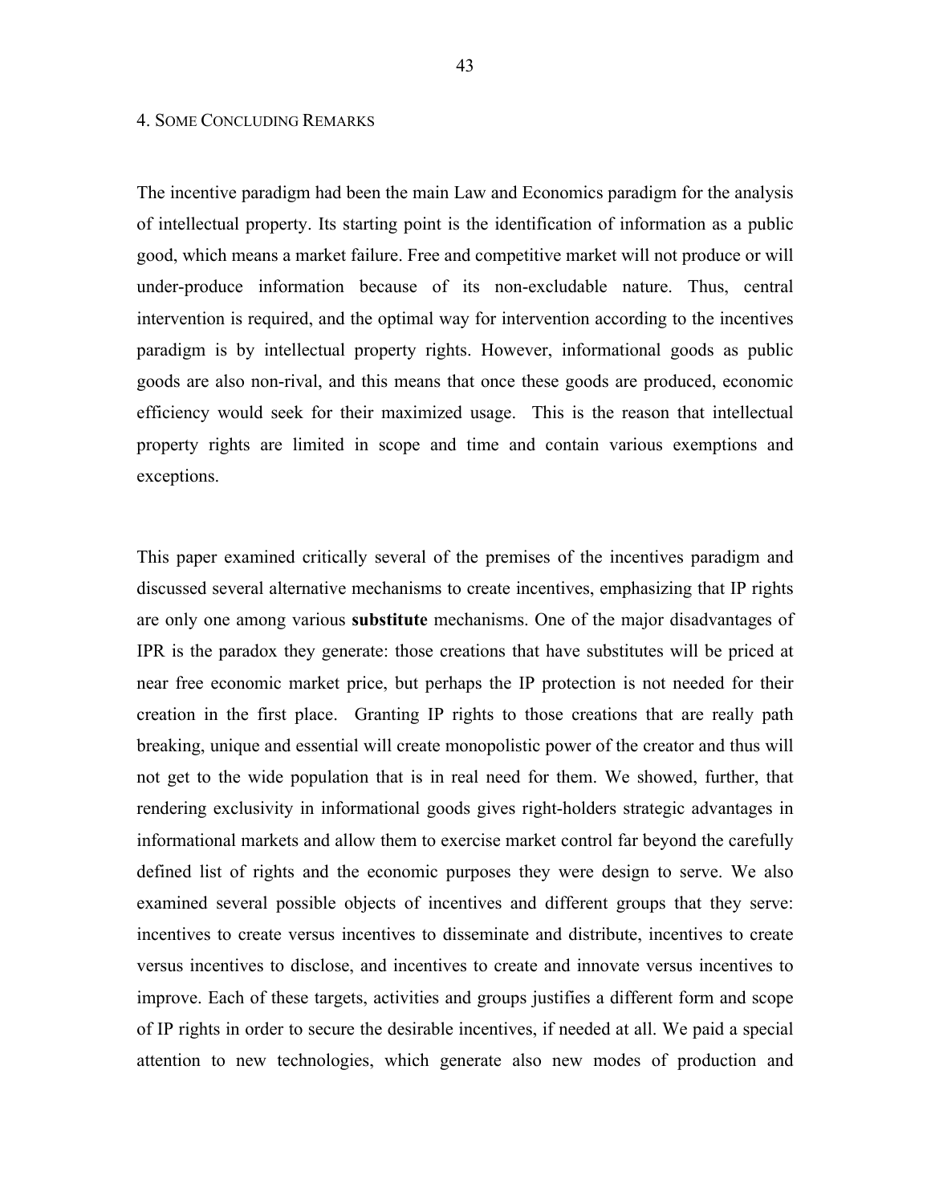## 4. Some Concluding Remarks

The incentive paradigm had been the main Law and Economics paradigm for the analysis of intellectual property. Its starting point is the identification of information as a public good, which means a market failure. Free and competitive market will not produce or will under-produce information because of its non-excludable nature. Thus, central intervention is required, and the optimal way for intervention according to the incentives paradigm is by intellectual property rights. However, informational goods as public goods are also non-rival, and this means that once these goods are produced, economic efficiency would seek for their maximized usage. This is the reason that intellectual property rights are limited in scope and time and contain various exemptions and exceptions.

This paper examined critically several of the premises of the incentives paradigm and discussed several alternative mechanisms to create incentives, emphasizing that IP rights are only one among various **substitute** mechanisms. One of the major disadvantages of IPR is the paradox they generate: those creations that have substitutes will be priced at near free economic market price, but perhaps the IP protection is not needed for their creation in the first place. Granting IP rights to those creations that are really path breaking, unique and essential will create monopolistic power of the creator and thus will not get to the wide population that is in real need for them. We showed, further, that rendering exclusivity in informational goods gives right-holders strategic advantages in informational markets and allow them to exercise market control far beyond the carefully defined list of rights and the economic purposes they were design to serve. We also examined several possible objects of incentives and different groups that they serve: incentives to create versus incentives to disseminate and distribute, incentives to create versus incentives to disclose, and incentives to create and innovate versus incentives to improve. Each of these targets, activities and groups justifies a different form and scope of IP rights in order to secure the desirable incentives, if needed at all. We paid a special attention to new technologies, which generate also new modes of production and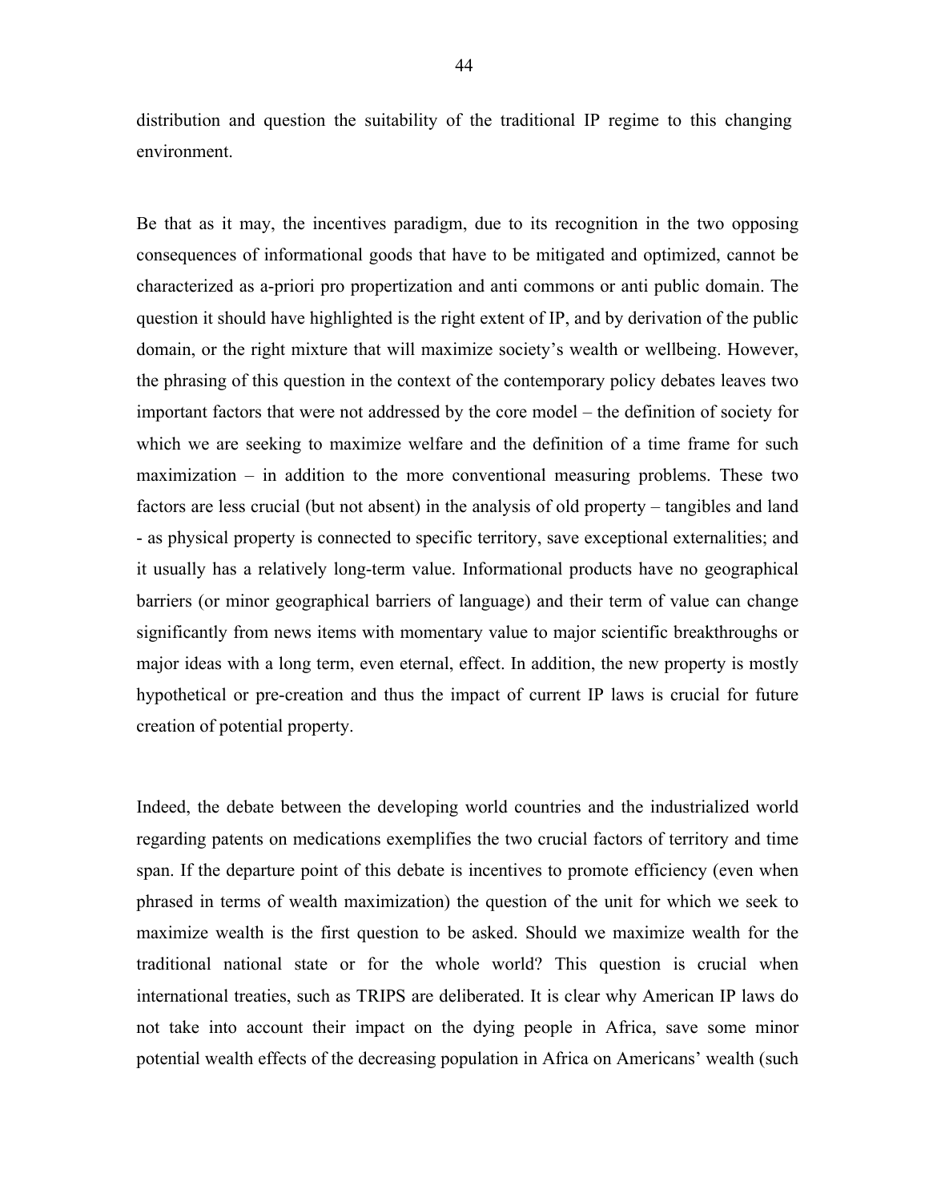distribution and question the suitability of the traditional IP regime to this changing environment.

Be that as it may, the incentives paradigm, due to its recognition in the two opposing consequences of informational goods that have to be mitigated and optimized, cannot be characterized as a-priori pro propertization and anti commons or anti public domain. The question it should have highlighted is the right extent of IP, and by derivation of the public domain, or the right mixture that will maximize society's wealth or wellbeing. However, the phrasing of this question in the context of the contemporary policy debates leaves two important factors that were not addressed by the core model – the definition of society for which we are seeking to maximize welfare and the definition of a time frame for such maximization – in addition to the more conventional measuring problems. These two factors are less crucial (but not absent) in the analysis of old property – tangibles and land - as physical property is connected to specific territory, save exceptional externalities; and it usually has a relatively long-term value. Informational products have no geographical barriers (or minor geographical barriers of language) and their term of value can change significantly from news items with momentary value to major scientific breakthroughs or major ideas with a long term, even eternal, effect. In addition, the new property is mostly hypothetical or pre-creation and thus the impact of current IP laws is crucial for future creation of potential property.

Indeed, the debate between the developing world countries and the industrialized world regarding patents on medications exemplifies the two crucial factors of territory and time span. If the departure point of this debate is incentives to promote efficiency (even when phrased in terms of wealth maximization) the question of the unit for which we seek to maximize wealth is the first question to be asked. Should we maximize wealth for the traditional national state or for the whole world? This question is crucial when international treaties, such as TRIPS are deliberated. It is clear why American IP laws do not take into account their impact on the dying people in Africa, save some minor potential wealth effects of the decreasing population in Africa on Americans' wealth (such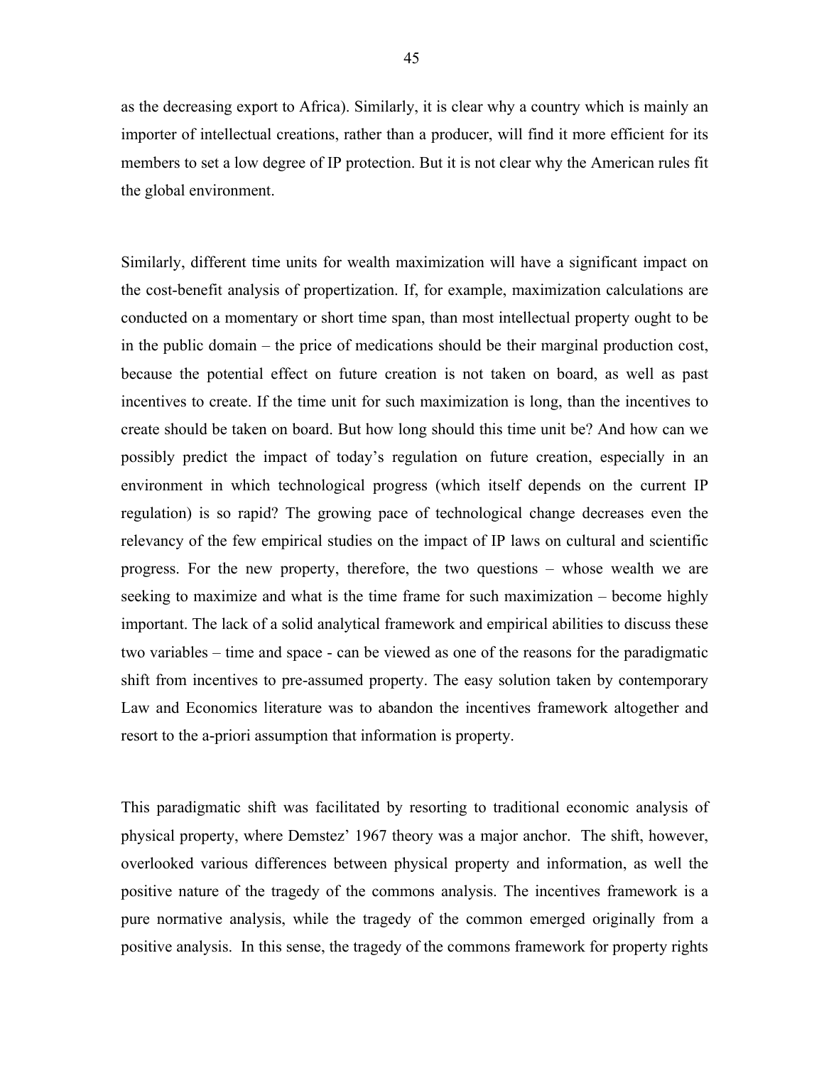as the decreasing export to Africa). Similarly, it is clear why a country which is mainly an importer of intellectual creations, rather than a producer, will find it more efficient for its members to set a low degree of IP protection. But it is not clear why the American rules fit the global environment.

Similarly, different time units for wealth maximization will have a significant impact on the cost-benefit analysis of propertization. If, for example, maximization calculations are conducted on a momentary or short time span, than most intellectual property ought to be in the public domain – the price of medications should be their marginal production cost, because the potential effect on future creation is not taken on board, as well as past incentives to create. If the time unit for such maximization is long, than the incentives to create should be taken on board. But how long should this time unit be? And how can we possibly predict the impact of today's regulation on future creation, especially in an environment in which technological progress (which itself depends on the current IP regulation) is so rapid? The growing pace of technological change decreases even the relevancy of the few empirical studies on the impact of IP laws on cultural and scientific progress. For the new property, therefore, the two questions – whose wealth we are seeking to maximize and what is the time frame for such maximization – become highly important. The lack of a solid analytical framework and empirical abilities to discuss these two variables – time and space - can be viewed as one of the reasons for the paradigmatic shift from incentives to pre-assumed property. The easy solution taken by contemporary Law and Economics literature was to abandon the incentives framework altogether and resort to the a-priori assumption that information is property.

This paradigmatic shift was facilitated by resorting to traditional economic analysis of physical property, where Demstez' 1967 theory was a major anchor. The shift, however, overlooked various differences between physical property and information, as well the positive nature of the tragedy of the commons analysis. The incentives framework is a pure normative analysis, while the tragedy of the common emerged originally from a positive analysis. In this sense, the tragedy of the commons framework for property rights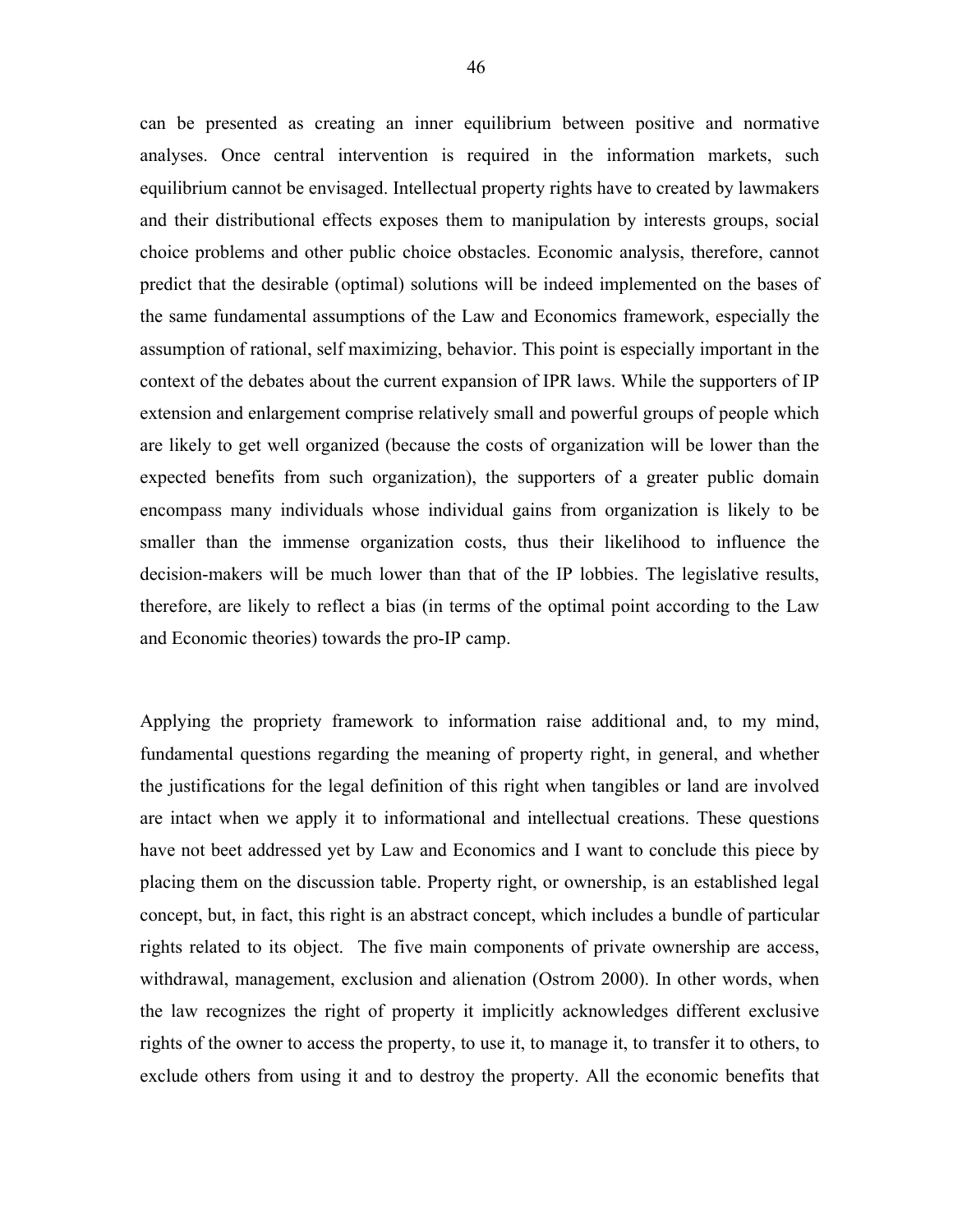can be presented as creating an inner equilibrium between positive and normative analyses. Once central intervention is required in the information markets, such equilibrium cannot be envisaged. Intellectual property rights have to created by lawmakers and their distributional effects exposes them to manipulation by interests groups, social choice problems and other public choice obstacles. Economic analysis, therefore, cannot predict that the desirable (optimal) solutions will be indeed implemented on the bases of the same fundamental assumptions of the Law and Economics framework, especially the assumption of rational, self maximizing, behavior. This point is especially important in the context of the debates about the current expansion of IPR laws. While the supporters of IP extension and enlargement comprise relatively small and powerful groups of people which are likely to get well organized (because the costs of organization will be lower than the expected benefits from such organization), the supporters of a greater public domain encompass many individuals whose individual gains from organization is likely to be smaller than the immense organization costs, thus their likelihood to influence the decision-makers will be much lower than that of the IP lobbies. The legislative results, therefore, are likely to reflect a bias (in terms of the optimal point according to the Law and Economic theories) towards the pro-IP camp.

Applying the propriety framework to information raise additional and, to my mind, fundamental questions regarding the meaning of property right, in general, and whether the justifications for the legal definition of this right when tangibles or land are involved are intact when we apply it to informational and intellectual creations. These questions have not beet addressed yet by Law and Economics and I want to conclude this piece by placing them on the discussion table. Property right, or ownership, is an established legal concept, but, in fact, this right is an abstract concept, which includes a bundle of particular rights related to its object. The five main components of private ownership are access, withdrawal, management, exclusion and alienation (Ostrom 2000). In other words, when the law recognizes the right of property it implicitly acknowledges different exclusive rights of the owner to access the property, to use it, to manage it, to transfer it to others, to exclude others from using it and to destroy the property. All the economic benefits that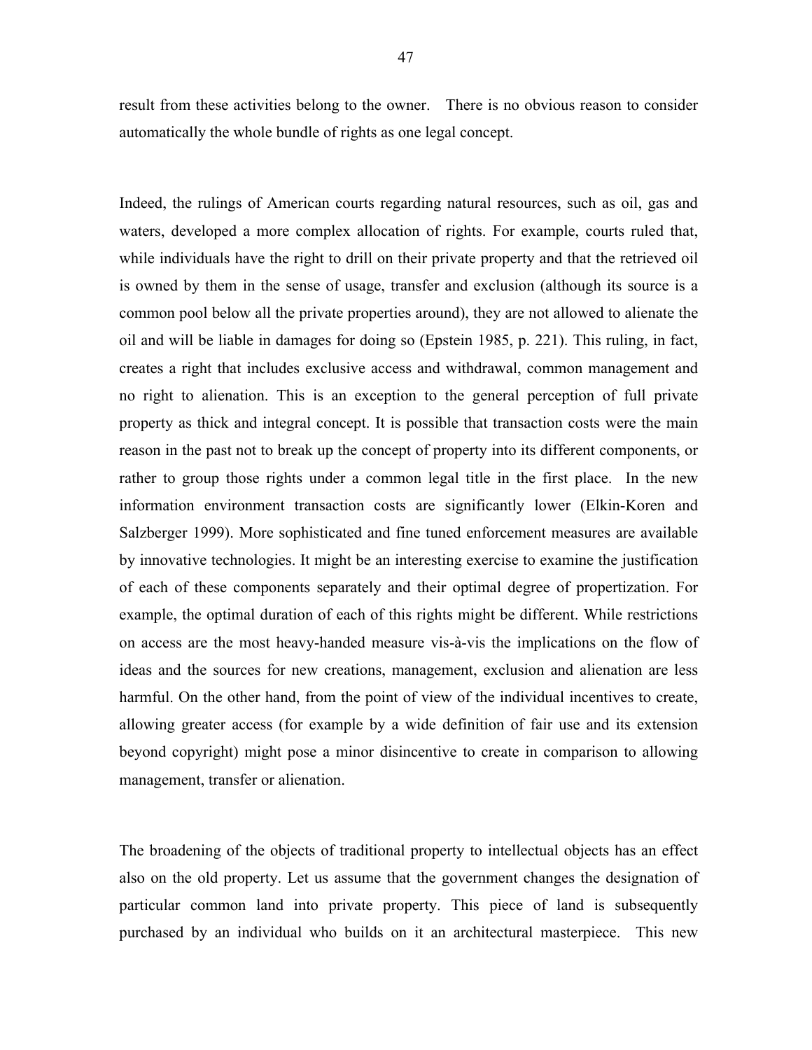result from these activities belong to the owner. There is no obvious reason to consider automatically the whole bundle of rights as one legal concept.

Indeed, the rulings of American courts regarding natural resources, such as oil, gas and waters, developed a more complex allocation of rights. For example, courts ruled that, while individuals have the right to drill on their private property and that the retrieved oil is owned by them in the sense of usage, transfer and exclusion (although its source is a common pool below all the private properties around), they are not allowed to alienate the oil and will be liable in damages for doing so (Epstein 1985, p. 221). This ruling, in fact, creates a right that includes exclusive access and withdrawal, common management and no right to alienation. This is an exception to the general perception of full private property as thick and integral concept. It is possible that transaction costs were the main reason in the past not to break up the concept of property into its different components, or rather to group those rights under a common legal title in the first place. In the new information environment transaction costs are significantly lower (Elkin-Koren and Salzberger 1999). More sophisticated and fine tuned enforcement measures are available by innovative technologies. It might be an interesting exercise to examine the justification of each of these components separately and their optimal degree of propertization. For example, the optimal duration of each of this rights might be different. While restrictions on access are the most heavy-handed measure vis-à-vis the implications on the flow of ideas and the sources for new creations, management, exclusion and alienation are less harmful. On the other hand, from the point of view of the individual incentives to create, allowing greater access (for example by a wide definition of fair use and its extension beyond copyright) might pose a minor disincentive to create in comparison to allowing management, transfer or alienation.

The broadening of the objects of traditional property to intellectual objects has an effect also on the old property. Let us assume that the government changes the designation of particular common land into private property. This piece of land is subsequently purchased by an individual who builds on it an architectural masterpiece. This new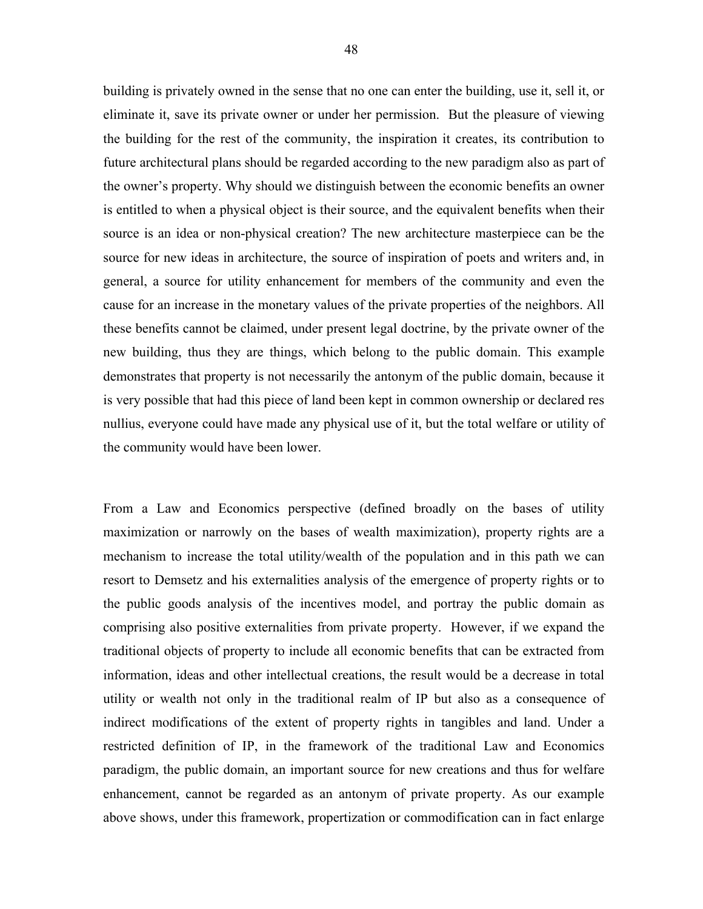building is privately owned in the sense that no one can enter the building, use it, sell it, or eliminate it, save its private owner or under her permission. But the pleasure of viewing the building for the rest of the community, the inspiration it creates, its contribution to future architectural plans should be regarded according to the new paradigm also as part of the owner's property. Why should we distinguish between the economic benefits an owner is entitled to when a physical object is their source, and the equivalent benefits when their source is an idea or non-physical creation? The new architecture masterpiece can be the source for new ideas in architecture, the source of inspiration of poets and writers and, in general, a source for utility enhancement for members of the community and even the cause for an increase in the monetary values of the private properties of the neighbors. All these benefits cannot be claimed, under present legal doctrine, by the private owner of the new building, thus they are things, which belong to the public domain. This example demonstrates that property is not necessarily the antonym of the public domain, because it is very possible that had this piece of land been kept in common ownership or declared res nullius, everyone could have made any physical use of it, but the total welfare or utility of the community would have been lower.

From a Law and Economics perspective (defined broadly on the bases of utility maximization or narrowly on the bases of wealth maximization), property rights are a mechanism to increase the total utility/wealth of the population and in this path we can resort to Demsetz and his externalities analysis of the emergence of property rights or to the public goods analysis of the incentives model, and portray the public domain as comprising also positive externalities from private property. However, if we expand the traditional objects of property to include all economic benefits that can be extracted from information, ideas and other intellectual creations, the result would be a decrease in total utility or wealth not only in the traditional realm of IP but also as a consequence of indirect modifications of the extent of property rights in tangibles and land. Under a restricted definition of IP, in the framework of the traditional Law and Economics paradigm, the public domain, an important source for new creations and thus for welfare enhancement, cannot be regarded as an antonym of private property. As our example above shows, under this framework, propertization or commodification can in fact enlarge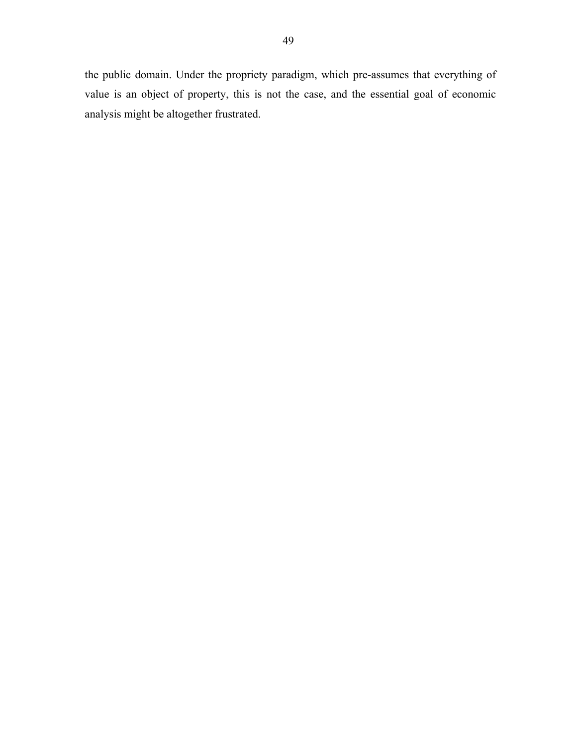the public domain. Under the propriety paradigm, which pre-assumes that everything of value is an object of property, this is not the case, and the essential goal of economic analysis might be altogether frustrated.